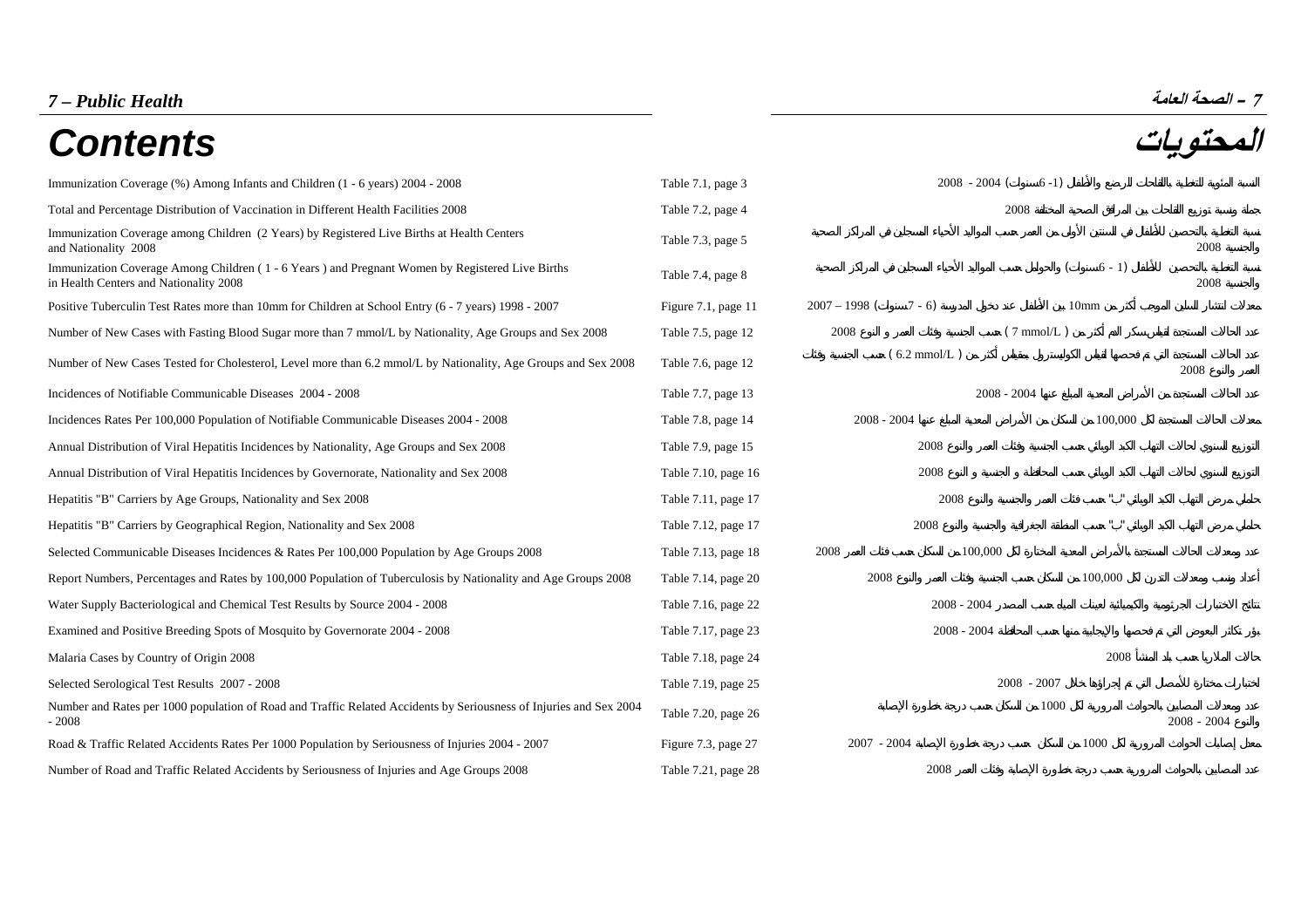# 7 – Public Health

# 7 – الصحة العامة

# Contents

# المحتويات

| Contents | Table/Figure | المحتويات |
|---|---|---|
| Immunization Coverage (%) Among Infants and Children (1 - 6 years) 2004 - 2008 | Table 7.1, page 3 | النسبة المئوية للتغطية باللقاحات للرضع والأطفال (1- 6سنوات) 2004 - 2008 |
| Total and Percentage Distribution of Vaccination in Different Health Facilities 2008 | Table 7.2, page 4 | جملة ونسبة توزيع اللقاحات بين المرافق الصحية المختلفة 2008 |
| Immunization Coverage among Children (2 Years) by Registered Live Births at Health Centers and Nationality 2008 | Table 7.3, page 5 | نسبة التغطية بالتحصين للأطفال في السنتين الأولى من العمر حسب المواليد الأحياء المسجلين في المراكز الصحية والجنسية 2008 |
| Immunization Coverage Among Children ( 1 - 6 Years ) and Pregnant Women by Registered Live Births in Health Centers and Nationality 2008 | Table 7.4, page 8 | نسبة التغطية بالتحصين للأطفال (1 - 6سنوات) والحوامل حسب المواليد الأحياء المسجلين في المراكز الصحية والجنسية 2008 |
| Positive Tuberculin Test Rates more than 10mm for Children at School Entry (6 - 7 years) 1998 - 2007 | Figure 7.1, page 11 | معدلات انتشار السلين الموجب أكثر من 10mm بين الأطفال عند دخول المدرسة (6 - 7سنوات) 1998 – 2007 |
| Number of New Cases with Fasting Blood Sugar more than 7 mmol/L by Nationality, Age Groups and Sex 2008 | Table 7.5, page 12 | عدد الحالات المستجدة لقياس سكر الدم أكثر من ( 7 mmol/L ) حسب الجنسية وفئات العمر و النوع 2008 |
| Number of New Cases Tested for Cholesterol, Level more than 6.2 mmol/L by Nationality, Age Groups and Sex 2008 | Table 7.6, page 12 | عدد الحالات المستجدة التي تم فحصها لقياس الكولسترول بمقياس أكثر من ( 6.2 mmol/L ) حسب الجنسية وفئات العمر والنوع 2008 |
| Incidences of Notifiable Communicable Diseases 2004 - 2008 | Table 7.7, page 13 | عدد الحالات المستجدة من الأمراض المعدية المبلغ عنها 2004 - 2008 |
| Incidences Rates Per 100,000 Population of Notifiable Communicable Diseases 2004 - 2008 | Table 7.8, page 14 | معدلات الحالات المستجدة لكل 100,000 من السكان من الأمراض المعدية المبلغ عنها 2004 - 2008 |
| Annual Distribution of Viral Hepatitis Incidences by Nationality, Age Groups and Sex 2008 | Table 7.9, page 15 | التوزيع السنوي لحالات التهاب الكبد الوبائي حسب الجنسية وفئات العمر والنوع 2008 |
| Annual Distribution of Viral Hepatitis Incidences by Governorate, Nationality and Sex 2008 | Table 7.10, page 16 | التوزيع السنوي لحالات التهاب الكبد الوبائي حسب المحافظة و الجنسية و النوع 2008 |
| Hepatitis "B" Carriers by Age Groups, Nationality and Sex 2008 | Table 7.11, page 17 | حاملي مرض التهاب الكبد الوبائي "ب" حسب فئات العمر والجنسية والنوع 2008 |
| Hepatitis "B" Carriers by Geographical Region, Nationality and Sex 2008 | Table 7.12, page 17 | حاملي مرض التهاب الكبد الوبائي "ب" حسب المنطقة الجغرافية والجنسية والنوع 2008 |
| Selected Communicable Diseases Incidences & Rates Per 100,000 Population by Age Groups 2008 | Table 7.13, page 18 | عدد ومعدلات الحالات المستجدة بالأمراض المعدية المختارة لكل 100,000 من السكان حسب فئات العمر 2008 |
| Report Numbers, Percentages and Rates by 100,000 Population of Tuberculosis by Nationality and Age Groups 2008 | Table 7.14, page 20 | أعداد ونسب ومعدلات التدرن لكل 100,000 من السكان حسب الجنسية وفئات العمر والنوع 2008 |
| Water Supply Bacteriological and Chemical Test Results by Source 2004 - 2008 | Table 7.16, page 22 | نتائج الاختبارات الجرثومية والكيميائية لعينات المياه حسب المصدر 2004 - 2008 |
| Examined and Positive Breeding Spots of Mosquito by Governorate 2004 - 2008 | Table 7.17, page 23 | بؤر تكاثر البعوض التي تم فحصها والإيجابية منها حسب المحافظة 2004 - 2008 |
| Malaria Cases by Country of Origin 2008 | Table 7.18, page 24 | حالات الملاريا حسب بلد المنشأ 2008 |
| Selected Serological Test Results 2007 - 2008 | Table 7.19, page 25 | اختبارات مختارة للأمصال التي تم إجراؤها خلال 2007 - 2008 |
| Number and Rates per 1000 population of Road and Traffic Related Accidents by Seriousness of Injuries and Sex 2004 - 2008 | Table 7.20, page 26 | عدد ومعدلات المصابين بالحوادث المرورية لكل 1000 من السكان حسب درجة خطورة الإصابة والنوع 2004 - 2008 |
| Road & Traffic Related Accidents Rates Per 1000 Population by Seriousness of Injuries 2004 - 2007 | Figure 7.3, page 27 | معدل إصابات الحوادث المرورية لكل 1000 من السكان حسب درجة خطورة الإصابة 2004 - 2007 |
| Number of Road and Traffic Related Accidents by Seriousness of Injuries and Age Groups 2008 | Table 7.21, page 28 | عدد المصابين بالحوادث المرورية حسب درجة خطورة الإصابة وفئات العمر 2008 |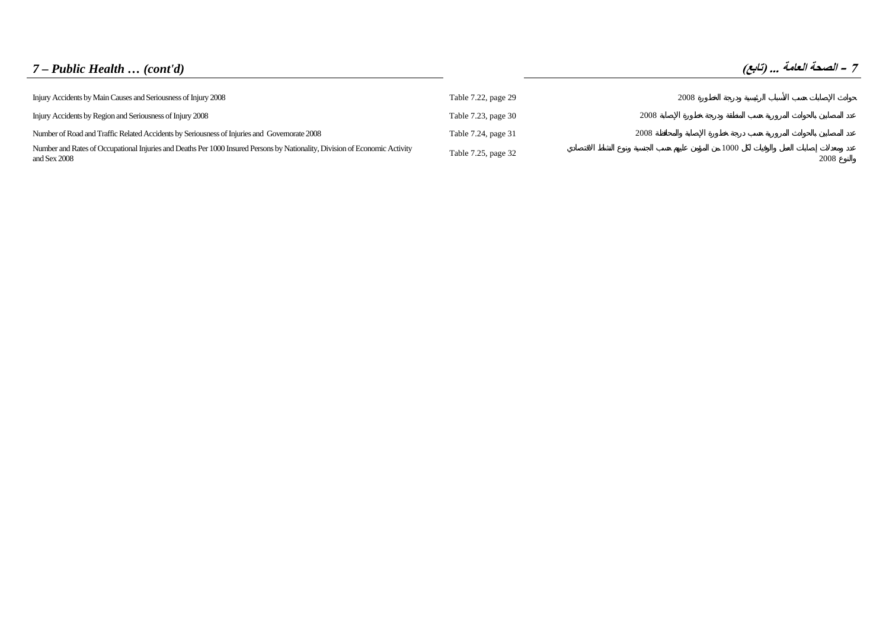## 7 – Public Health … (cont'd)

## 7 – الصحة العامة ... (تابع)

| | | |
|---|---|---|
| Injury Accidents by Main Causes and Seriousness of Injury 2008 | Table 7.22, page 29 | حوادث الإصابات حسب الأسباب الرئيسية ودرجة الخطورة 2008 |
| Injury Accidents by Region and Seriousness of Injury 2008 | Table 7.23, page 30 | عدد المصابين بالحوادث المرورية حسب المنطقة ودرجة خطورة الإصابة 2008 |
| Number of Road and Traffic Related Accidents by Seriousness of Injuries and Governorate 2008 | Table 7.24, page 31 | عدد المصابين بالحوادث المرورية حسب درجة خطورة الإصابة والمحافظة 2008 |
| Number and Rates of Occupational Injuries and Deaths Per 1000 Insured Persons by Nationality, Division of Economic Activity and Sex 2008 | Table 7.25, page 32 | عدد ومعدلات إصابات العمل والوفيات لكل 1000 من المؤمن عليهم حسب الجنسية ونوع النشاط الاقتصادي والنوع 2008 |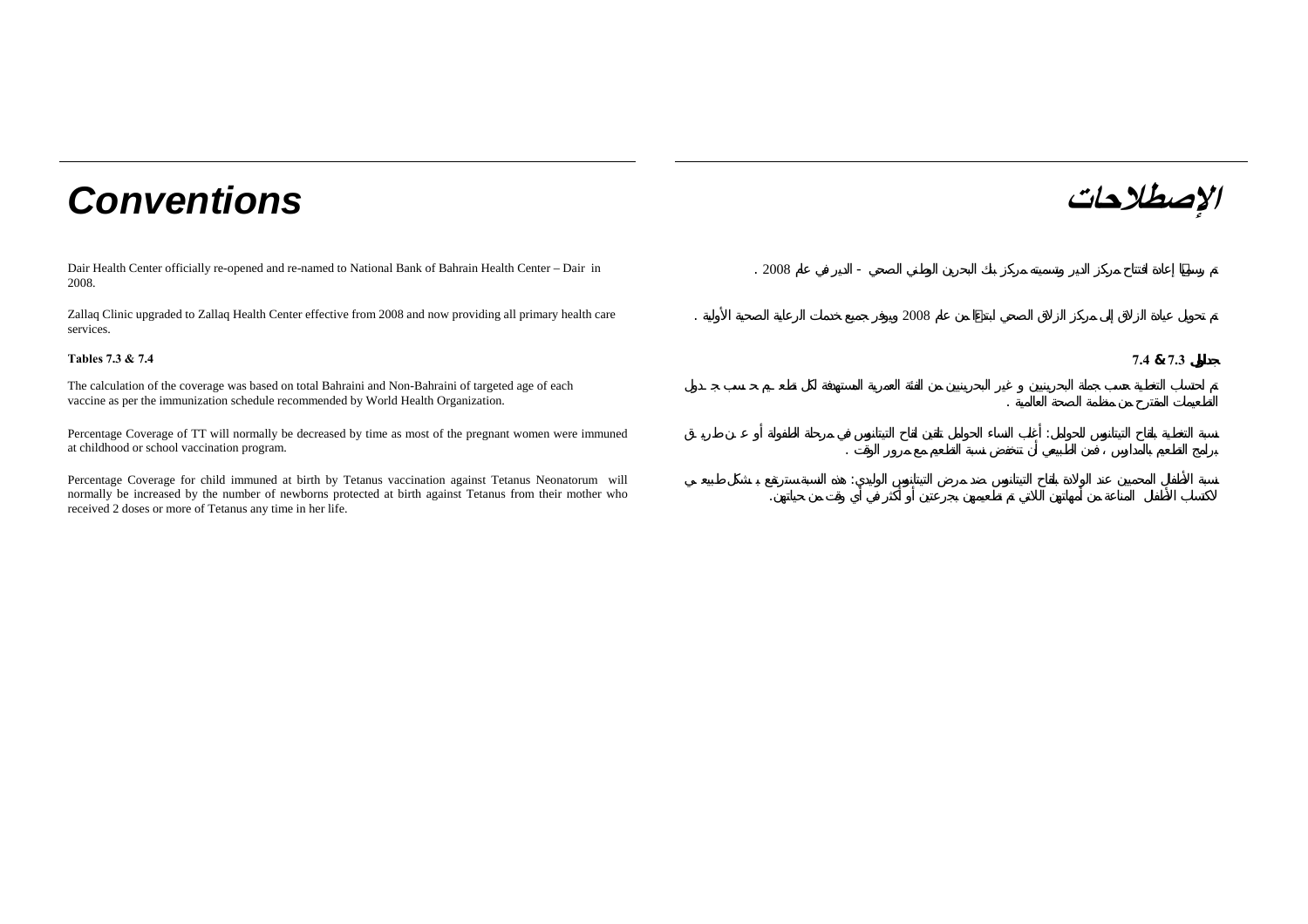# Conventions

Dair Health Center officially re-opened and re-named to National Bank of Bahrain Health Center – Dair in 2008.

Zallaq Clinic upgraded to Zallaq Health Center effective from 2008 and now providing all primary health care services.

**Tables 7.3 & 7.4**

The calculation of the coverage was based on total Bahraini and Non-Bahraini of targeted age of each vaccine as per the immunization schedule recommended by World Health Organization.

Percentage Coverage of TT will normally be decreased by time as most of the pregnant women were immuned at childhood or school vaccination program.

Percentage Coverage for child immuned at birth by Tetanus vaccination against Tetanus Neonatorum will normally be increased by the number of newborns protected at birth against Tetanus from their mother who received 2 doses or more of Tetanus any time in her life.

# الإصطلاحات

تم رسمياً إعادة افتتاح مركز الدير وتسميته مركز بنك البحرين الوطني الصحي - الدير في عام 2008 .

تم تحويل عيادة الزلاق إلى مركز الزلاق الصحي ابتداءً من عام 2008 ويوفر جميع خدمات الرعاية الصحية الأولية .

**جداول 7.3 & 7.4**

تم احتساب التغطية حسب جملة البحرينيين و غير البحرينيين من الفئة العمرية المستهدفة لكل تطعيم حسب جدول التطعيمات المقترح من منظمة الصحة العالمية .

نسبة التغطية بلقاح التيتانوس للحوامل: أغلب النساء الحوامل تلقين لقاح التيتانوس في مرحلة الطفولة أو عن طريق برامج التطعيم بالمدارس ، فمن الطبيعي أن تنخفض نسبة التطعيم مع مرور الوقت .

نسبة الأطفال المحميين عند الولادة بلقاح التيتانوس ضد مرض التيتانوس الوليدي: هذه النسبة سترتفع بشكل طبيعي لاكتساب الأطفال المناعة من أمهاتهن اللاتي تم تطعيمهن بجرعتين أو أكثر في أي وقت من حياتهن.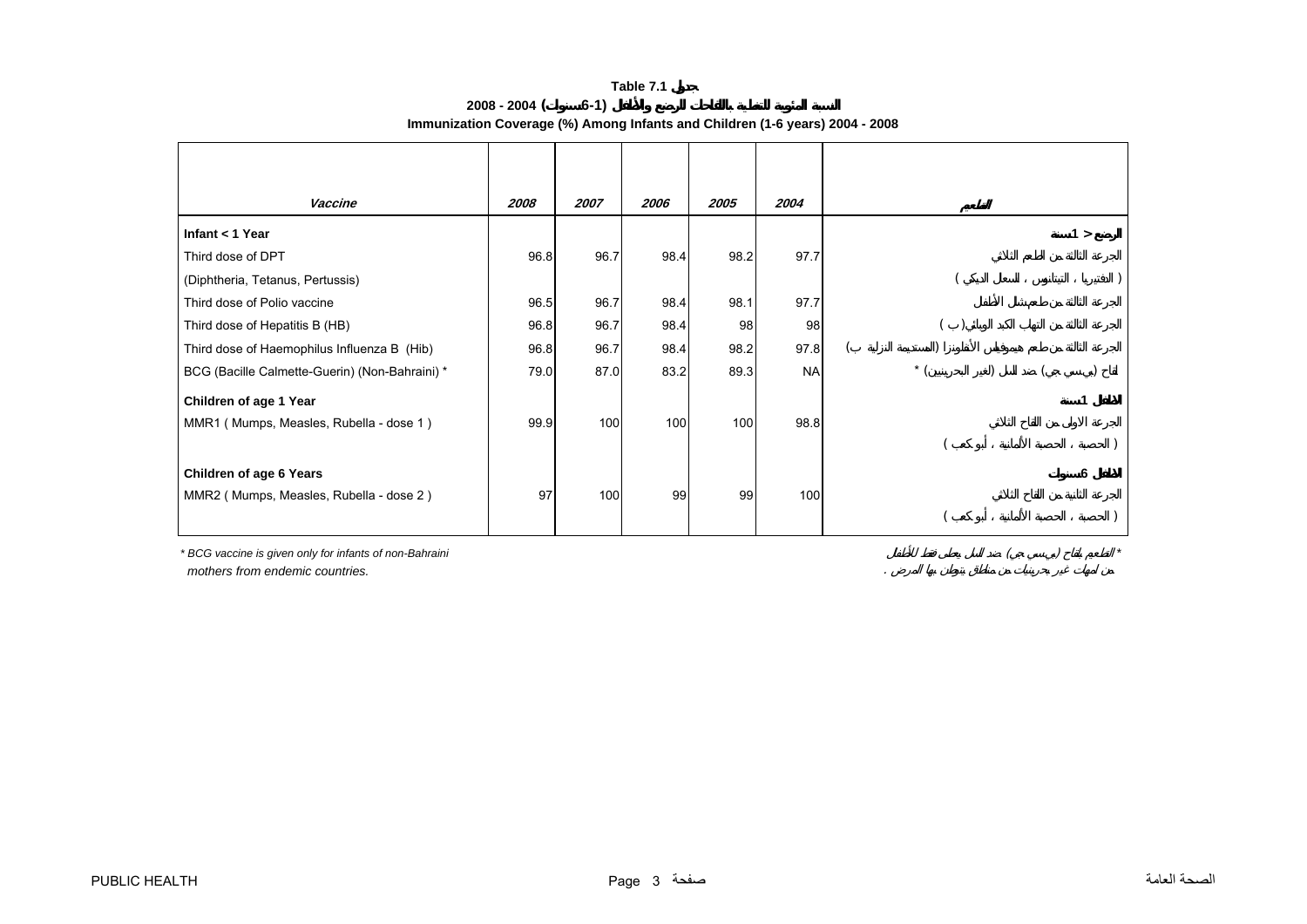**Table 7.1 جدول**

**النسبة المئوية للتغطية بالتطعيمات للرضع والأطفال (1-6 سنوات) 2004 - 2008**

**Immunization Coverage (%) Among Infants and Children (1-6 years) 2004 - 2008**

| *Vaccine* | *2008* | *2007* | *2006* | *2005* | *2004* | *التطعيم* |
|---|---|---|---|---|---|---|
| **Infant < 1 Year** | | | | | | **الرضع > 1 سنة** |
| Third dose of DPT | 96.8 | 96.7 | 98.4 | 98.2 | 97.7 | الجرعة الثالثة من الطعم الثلاثي |
| (Diphtheria, Tetanus, Pertussis) | | | | | | ( الدفتيريا ، التيتانوس ، السعال الديكي ) |
| Third dose of Polio vaccine | 96.5 | 96.7 | 98.4 | 98.1 | 97.7 | الجرعة الثالثة من طعم شلل الأطفال |
| Third dose of Hepatitis B (HB) | 96.8 | 96.7 | 98.4 | 98 | 98 | الجرعة الثالثة من التهاب الكبد الوبائي( ب ) |
| Third dose of Haemophilus Influenza B (Hib) | 96.8 | 96.7 | 98.4 | 98.2 | 97.8 | الجرعة الثالثة من طعم هيموفيلس الأنفلونزا (المستدمية النزلية ب) |
| BCG (Bacille Calmette-Guerin) (Non-Bahraini) * | 79.0 | 87.0 | 83.2 | 89.3 | NA | لقاح (بي سي جي) ضد السل (لغير البحرينيين) * |
| **Children of age 1 Year** | | | | | | **الأطفال 1 سنة** |
| MMR1 ( Mumps, Measles, Rubella - dose 1 ) | 99.9 | 100 | 100 | 100 | 98.8 | الجرعة الاولى من اللقاح الثلاثي |
| | | | | | | ( الحصبة ، الحصبة الألمانية ، أبوكعب ) |
| **Children of age 6 Years** | | | | | | **الأطفال 6 سنوات** |
| MMR2 ( Mumps, Measles, Rubella - dose 2 ) | 97 | 100 | 99 | 99 | 100 | الجرعة الثانية من اللقاح الثلاثي |
| | | | | | | ( الحصبة ، الحصبة الألمانية ، أبوكعب ) |

*\* BCG vaccine is given only for infants of non-Bahraini mothers from endemic countries.*

*\* التطعيم بلقاح (بي سي جي) ضد السل يعطى فقط للأطفال من امهات غير بحرينيات من مناطق يتوطن بها المرض .*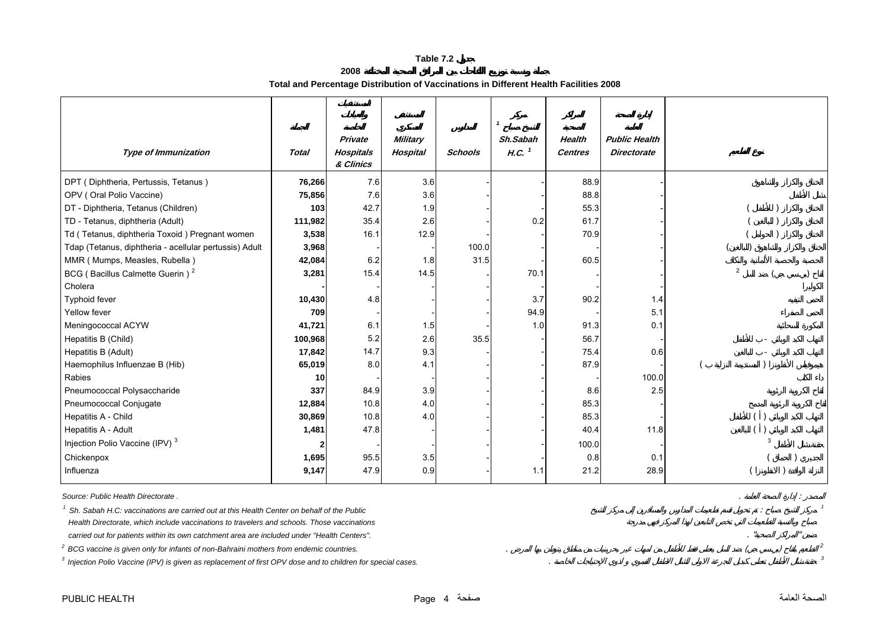# Table 7.2 جدول

## جملة ونسبة توزيع التطعيمات بين المرافق الصحية المختلفة 2008

## Total and Percentage Distribution of Vaccinations in Different Health Facilities 2008

| Type of Immunization | الجملة Total | المستشفيات والعيادات الخاصة Private Hospitals & Clinics | المستشفى العسكري Military Hospital | المدارس Schools | مركز الشيخ صباح [1] Sh.Sabah H.C. [1] | المراكز الصحية Health Centres | إدارة الصحة العامة Public Health Directorate | نوع التطعيم |
|---|---|---|---|---|---|---|---|---|
| DPT ( Diphtheria, Pertussis, Tetanus ) | **76,266** | 7.6 | 3.6 | - | - | 88.9 | - | الخناق والكزاز والشاهوق |
| OPV ( Oral Polio Vaccine) | **75,856** | 7.6 | 3.6 | - | - | 88.8 | - | شلل الأطفال |
| DT - Diphtheria, Tetanus (Children) | **103** | 42.7 | 1.9 | - | - | 55.3 | - | الخناق والكزاز ( للأطفال ) |
| TD - Tetanus, diphtheria (Adult) | **111,982** | 35.4 | 2.6 | - | 0.2 | 61.7 | - | الخناق والكزاز ( للبالغين ) |
| Td ( Tetanus, diphtheria Toxoid ) Pregnant women | **3,538** | 16.1 | 12.9 | - | - | 70.9 | - | الخناق والكزاز ( الحوامل ) |
| Tdap (Tetanus, diphtheria - acellular pertussis) Adult | **3,968** | - | - | 100.0 | - | - | - | الخناق والكزاز والشاهوق (البالغين) |
| MMR ( Mumps, Measles, Rubella ) | **42,084** | 6.2 | 1.8 | 31.5 | - | 60.5 | - | الحصبة والحصبة الألمانية والنكاف |
| BCG ( Bacillus Calmette Guerin ) [2] | **3,281** | 15.4 | 14.5 | - | 70.1 | - | - | لقاح ( بي سي جي ) ضد السل [2] |
| Cholera | **-** | - | - | - | - | - | - | الكوليرا |
| Typhoid fever | **10,430** | 4.8 | - | - | 3.7 | 90.2 | 1.4 | الحمى التيفية |
| Yellow fever | **709** | - | - | - | 94.9 | - | 5.1 | الحمى الصفراء |
| Meningococcal ACYW | **41,721** | 6.1 | 1.5 | - | 1.0 | 91.3 | 0.1 | المكورة السحائية |
| Hepatitis B (Child) | **100,968** | 5.2 | 2.6 | 35.5 | - | 56.7 | - | التهاب الكبد الوبائي - ب للأطفال |
| Hepatitis B (Adult) | **17,842** | 14.7 | 9.3 | - | - | 75.4 | 0.6 | التهاب الكبد الوبائي - ب للبالغين |
| Haemophilus Influenzae B (Hib) | **65,019** | 8.0 | 4.1 | - | - | 87.9 | - | هيموفيلس الأنفلونزا ( المستديمة النزلية ب ) |
| Rabies | **10** | - | - | - | - | - | 100.0 | داء الكلب |
| Pneumococcal Polysaccharide | **337** | 84.9 | 3.9 | - | - | 8.6 | 2.5 | لقاح الكروية الرئوية |
| Pneumococcal Conjugate | **12,884** | 10.8 | 4.0 | - | - | 85.3 | - | لقاح الكروية الرئوية المدمج |
| Hepatitis A - Child | **30,869** | 10.8 | 4.0 | - | - | 85.3 | - | التهاب الكبد الوبائي ( أ ) للأطفال |
| Hepatitis A - Adult | **1,481** | 47.8 | - | - | - | 40.4 | 11.8 | التهاب الكبد الوبائي ( أ ) للبالغين |
| Injection Polio Vaccine (IPV) [3] | **2** | - | - | - | - | 100.0 | - | حقنة شلل الأطفال [3] |
| Chickenpox | **1,695** | 95.5 | 3.5 | - | - | 0.8 | 0.1 | الجديري ( الحماق ) |
| Influenza | **9,147** | 47.9 | 0.9 | - | 1.1 | 21.2 | 28.9 | النزلة الوافدة ( الانفلونزا ) |

*Source: Public Health Directorate .*

المصدر : إدارة الصحة العامة .

[1] Sh. Sabah H.C: vaccinations are carried out at this Health Center on behalf of the Public Health Directorate, which include vaccinations to travelers and schools. Those vaccinations carried out for patients within its own catchment area are included under "Health Centers".

[1] مركز الشيخ صباح : تم تحويل تقديم تطعيمات المدارس والمسافرين إلى مركز الشيخ صباح وبالنسبة للتطعيمات التي تخص التابعين لهذا المركز فهي مدرجة ضمن "المراكز الصحية" .

[2] BCG vaccine is given only for infants of non-Bahraini mothers from endemic countries.

[2] التطعيم بلقاح (بي سي جي) ضد السل يعطى فقط للأطفال من امهات غير بحرينيات من مناطق يتوطن بها المرض .

[3] Injection Polio Vaccine (IPV) is given as replacement of first OPV dose and to children for special cases.

[3] حقنة شلل الأطفال تعطى كبديل للجرعة الاولى لشلل الاطفال الفموي و لذوي الإحتياجات الخاصة .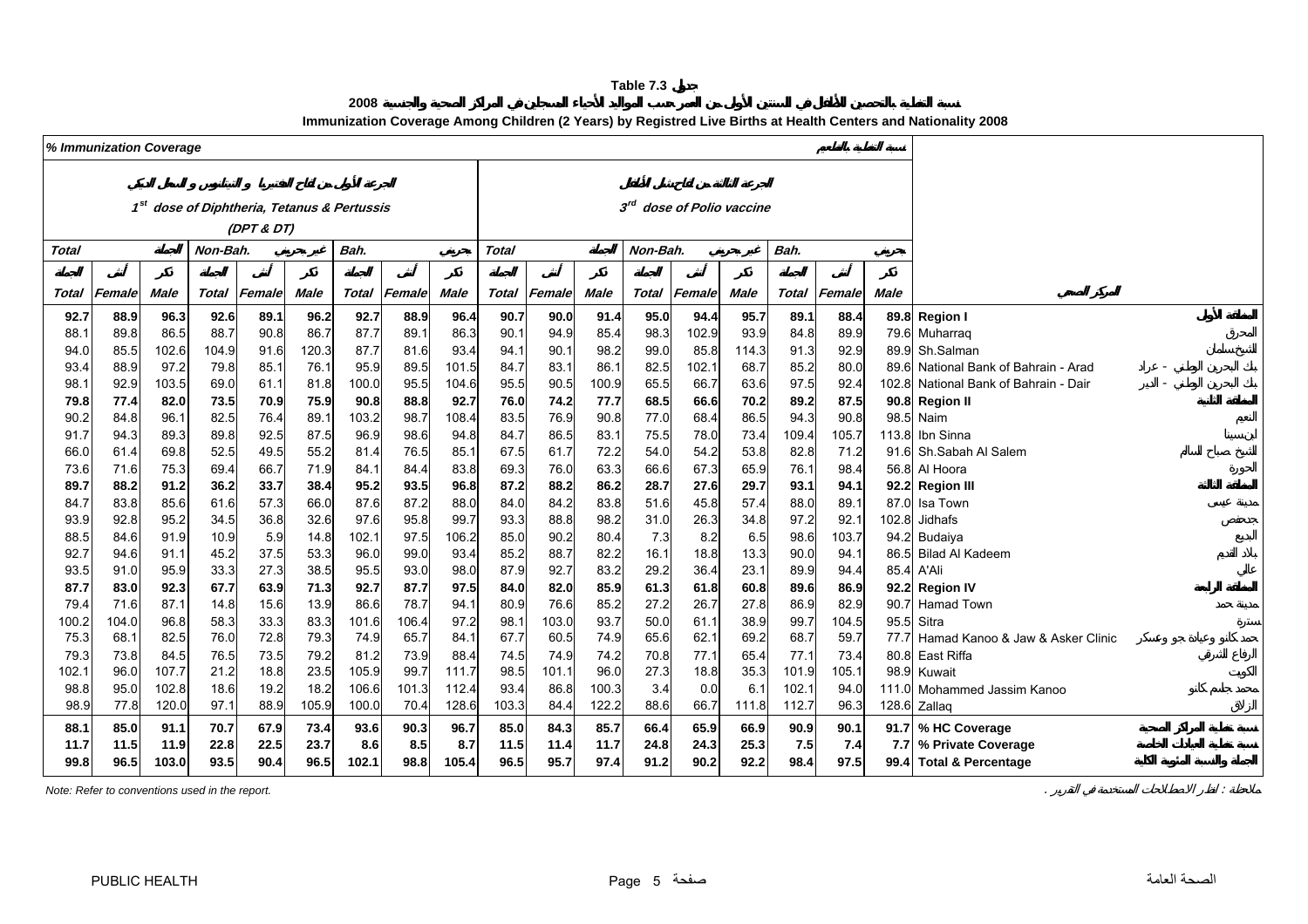**Table 7.3 جدول**

**التغطية بالتحصين للأطفال في السنتين الأولى من العمر حسب المواليد الأحياء المسجلين في المراكز الصحية والجنسية 2008**

**Immunization Coverage Among Children (2 Years) by Registred Live Births at Health Centers and Nationality 2008**

| % Immunization Coverage | | | | | | | | | | | | | | | | | | نسبة التغطية بالتحصين | |
|---|---|---|---|---|---|---|---|---|---|---|---|---|---|---|---|---|---|---|---|
| الجرعة الأولى من لقاح الخناق والكزاز والسعال الديكي 1[st] dose of Diphtheria, Tetanus & Pertussis (DPT & DT) | | | | | | | | | الجرعة الثالثة من لقاح شلل الأطفال 3[rd] dose of Polio vaccine | | | | | | | | | | |
| Total الجملة | | | Non-Bah. غير بحريني | | | Bah. بحريني | | | Total الجملة | | | Non-Bah. غير بحريني | | | Bah. بحريني | | | | |
| الجملة Total | أنثى Female | ذكر Male | الجملة Total | أنثى Female | ذكر Male | الجملة Total | أنثى Female | ذكر Male | الجملة Total | أنثى Female | ذكر Male | الجملة Total | أنثى Female | ذكر Male | الجملة Total | أنثى Female | ذكر Male | | المركز الصحي |
| **92.7** | **88.9** | **96.3** | **92.6** | **89.1** | **96.2** | **92.7** | **88.9** | **96.4** | **90.7** | **90.0** | **91.4** | **95.0** | **94.4** | **95.7** | **89.1** | **88.4** | **89.8** | **Region I** | **المنطقة الأولى** |
| 88.1 | 89.8 | 86.5 | 88.7 | 90.8 | 86.7 | 87.7 | 89.1 | 86.3 | 90.1 | 94.9 | 85.4 | 98.3 | 102.9 | 93.9 | 84.8 | 89.9 | 79.6 | Muharraq | المحرق |
| 94.0 | 85.5 | 102.6 | 104.9 | 91.6 | 120.3 | 87.7 | 81.6 | 93.4 | 94.1 | 90.1 | 98.2 | 99.0 | 85.8 | 114.3 | 91.3 | 92.9 | 89.9 | Sh.Salman | الشيخ سلمان |
| 93.4 | 88.9 | 97.2 | 79.8 | 85.1 | 76.1 | 95.9 | 89.5 | 101.5 | 84.7 | 83.1 | 86.1 | 82.5 | 102.1 | 68.7 | 85.2 | 80.0 | 89.6 | National Bank of Bahrain - Arad | بنك البحرين الوطني - عراد |
| 98.1 | 92.9 | 103.5 | 69.0 | 61.1 | 81.8 | 100.0 | 95.5 | 104.6 | 95.5 | 90.5 | 100.9 | 65.5 | 66.7 | 63.6 | 97.5 | 92.4 | 102.8 | National Bank of Bahrain - Dair | بنك البحرين الوطني - الدير |
| **79.8** | **77.4** | **82.0** | **73.5** | **70.9** | **75.9** | **90.8** | **88.8** | **92.7** | **76.0** | **74.2** | **77.7** | **68.5** | **66.6** | **70.2** | **89.2** | **87.5** | **90.8** | **Region II** | **المنطقة الثانية** |
| 90.2 | 84.8 | 96.1 | 82.5 | 76.4 | 89.1 | 103.2 | 98.7 | 108.4 | 83.5 | 76.9 | 90.8 | 77.0 | 68.4 | 86.5 | 94.3 | 90.8 | 98.5 | Naim | النعيم |
| 91.7 | 94.3 | 89.3 | 89.8 | 92.5 | 87.5 | 96.9 | 98.6 | 94.8 | 84.7 | 86.5 | 83.1 | 75.5 | 78.0 | 73.4 | 109.4 | 105.7 | 113.8 | Ibn Sinna | ابن سينا |
| 66.0 | 61.4 | 69.8 | 52.5 | 49.5 | 55.2 | 81.4 | 76.5 | 85.1 | 67.5 | 61.7 | 72.2 | 54.0 | 54.2 | 53.8 | 82.8 | 71.2 | 91.6 | Sh.Sabah Al Salem | الشيخ صباح السالم |
| 73.6 | 71.6 | 75.3 | 69.4 | 66.7 | 71.9 | 84.1 | 84.4 | 83.8 | 69.3 | 76.0 | 63.3 | 66.6 | 67.3 | 65.9 | 76.1 | 98.4 | 56.8 | Al Hoora | الحورة |
| **89.7** | **88.2** | **91.2** | **36.2** | **33.7** | **38.4** | **95.2** | **93.5** | **96.8** | **87.2** | **88.2** | **86.2** | **28.7** | **27.6** | **29.7** | **93.1** | **94.1** | **92.2** | **Region III** | **المنطقة الثالثة** |
| 84.7 | 83.8 | 85.6 | 61.6 | 57.3 | 66.0 | 87.6 | 87.2 | 88.0 | 84.0 | 84.2 | 83.8 | 51.6 | 45.8 | 57.4 | 88.0 | 89.1 | 87.0 | Isa Town | مدينة عيسى |
| 93.9 | 92.8 | 95.2 | 34.5 | 36.8 | 32.6 | 97.6 | 95.8 | 99.7 | 93.3 | 88.8 | 98.2 | 31.0 | 26.3 | 34.8 | 97.2 | 92.1 | 102.8 | Jidhafs | جدحفص |
| 88.5 | 84.6 | 91.9 | 10.9 | 5.9 | 14.8 | 102.1 | 97.5 | 106.2 | 85.0 | 90.2 | 80.4 | 7.3 | 8.2 | 6.5 | 98.6 | 103.7 | 94.2 | Budaiya | البديع |
| 92.7 | 94.6 | 91.1 | 45.2 | 37.5 | 53.3 | 96.0 | 99.0 | 93.4 | 85.2 | 88.7 | 82.2 | 16.1 | 18.8 | 13.3 | 90.0 | 94.1 | 86.5 | Bilad Al Kadeem | بلاد القديم |
| 93.5 | 91.0 | 95.9 | 33.3 | 27.3 | 38.5 | 95.5 | 93.0 | 98.0 | 87.9 | 92.7 | 83.2 | 29.2 | 36.4 | 23.1 | 89.9 | 94.4 | 85.4 | A'Ali | عالي |
| **87.7** | **83.0** | **92.3** | **67.7** | **63.9** | **71.3** | **92.7** | **87.7** | **97.5** | **84.0** | **82.0** | **85.9** | **61.3** | **61.8** | **60.8** | **89.6** | **86.9** | **92.2** | **Region IV** | **المنطقة الرابعة** |
| 79.4 | 71.6 | 87.1 | 14.8 | 15.6 | 13.9 | 86.6 | 78.7 | 94.1 | 80.9 | 76.6 | 85.2 | 27.2 | 26.7 | 27.8 | 86.9 | 82.9 | 90.7 | Hamad Town | مدينة حمد |
| 100.2 | 104.0 | 96.8 | 58.3 | 33.3 | 83.3 | 101.6 | 106.4 | 97.2 | 98.1 | 103.0 | 93.7 | 50.0 | 61.1 | 38.9 | 99.7 | 104.5 | 95.5 | Sitra | سترة |
| 75.3 | 68.1 | 82.5 | 76.0 | 72.8 | 79.3 | 74.9 | 65.7 | 84.1 | 67.7 | 60.5 | 74.9 | 65.6 | 62.1 | 69.2 | 68.7 | 59.7 | 77.7 | Hamad Kanoo & Jaw & Asker Clinic | حمد كانو وعيادة جو وعسكر |
| 79.3 | 73.8 | 84.5 | 76.5 | 73.5 | 79.2 | 81.2 | 73.9 | 88.4 | 74.5 | 74.9 | 74.2 | 70.8 | 77.1 | 65.4 | 77.1 | 73.4 | 80.8 | East Riffa | الرفاع الشرقي |
| 102.1 | 96.0 | 107.7 | 21.2 | 18.8 | 23.5 | 105.9 | 99.7 | 111.7 | 98.5 | 101.1 | 96.0 | 27.3 | 18.8 | 35.3 | 101.9 | 105.1 | 98.9 | Kuwait | الكويت |
| 98.8 | 95.0 | 102.8 | 18.6 | 19.2 | 18.2 | 106.6 | 101.3 | 112.4 | 93.4 | 86.8 | 100.3 | 3.4 | 0.0 | 6.1 | 102.1 | 94.0 | 111.0 | Mohammed Jassim Kanoo | محمد جاسم كانو |
| 98.9 | 77.8 | 120.0 | 97.1 | 88.9 | 105.9 | 100.0 | 70.4 | 128.6 | 103.3 | 84.4 | 122.2 | 88.6 | 66.7 | 111.8 | 112.7 | 96.3 | 128.6 | Zallaq | الزلاق |
| **88.1** | **85.0** | **91.1** | **70.7** | **67.9** | **73.4** | **93.6** | **90.3** | **96.7** | **85.0** | **84.3** | **85.7** | **66.4** | **65.9** | **66.9** | **90.9** | **90.1** | **91.7** | **% HC Coverage** | **نسبة تغطية المراكز الصحية** |
| **11.7** | **11.5** | **11.9** | **22.8** | **22.5** | **23.7** | **8.6** | **8.5** | **8.7** | **11.5** | **11.4** | **11.7** | **24.8** | **24.3** | **25.3** | **7.5** | **7.4** | **7.7** | **% Private Coverage** | **نسبة تغطية العيادات الخاصة** |
| **99.8** | **96.5** | **103.0** | **93.5** | **90.4** | **96.5** | **102.1** | **98.8** | **105.4** | **96.5** | **95.7** | **97.4** | **91.2** | **90.2** | **92.2** | **98.4** | **97.5** | **99.4** | **Total & Percentage** | **الجملة والنسبة المئوية الكلية** |

*Note: Refer to conventions used in the report.*

ملاحظة : انظر الاصطلاحات المستخدمة في التقرير .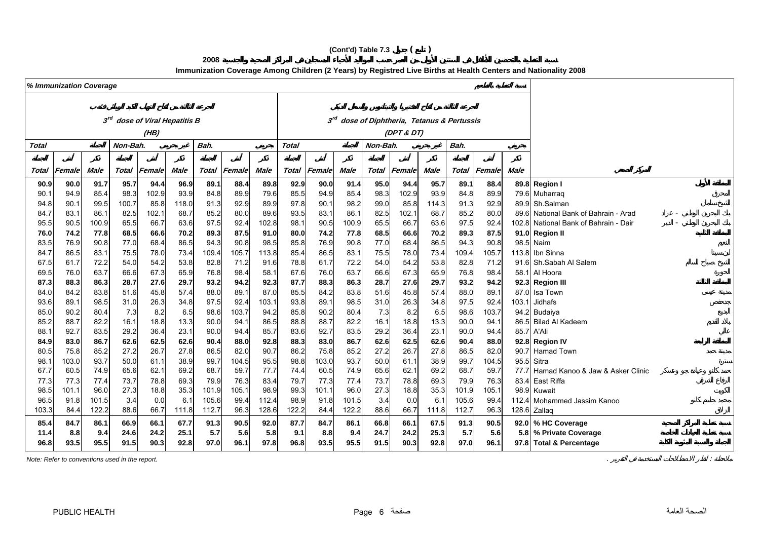**(Cont'd) Table 7.3 جدول ( تابع )**

**التغطية بالتحصين للأطفال في السنتين الأولى من العمر حسب المواليد الأحياء المسجلين في المراكز الصحية والجنسية 2008**

**Immunization Coverage Among Children (2 Years) by Registred Live Births at Health Centers and Nationality 2008**

*% Immunization Coverage* نسبة التغطية بالتطعيم

| الجرعة الثالثة من لقاح التهاب الكبد الفيروسي ب 3rd dose of Viral Hepatitis B (HB) | | | | | | | | | الجرعة الثالثة من لقاح الدفتيريا والتيتانوس والسعال الديكي 3rd dose of Diphtheria, Tetanus & Pertussis (DPT & DT) | | | | | | | | | | |
|---|---|---|---|---|---|---|---|---|---|---|---|---|---|---|---|---|---|---|---|
| Total الجملة | | | Non-Bah. غير بحريني | | | Bah. بحريني | | | Total الجملة | | | Non-Bah. غير بحريني | | | Bah. بحريني | | | | |
| الجملة Total | أنثى Female | ذكر Male | الجملة Total | أنثى Female | ذكر Male | الجملة Total | أنثى Female | ذكر Male | الجملة Total | أنثى Female | ذكر Male | الجملة Total | أنثى Female | ذكر Male | الجملة Total | أنثى Female | ذكر Male | | المركز الصحي |
| **90.9** | **90.0** | **91.7** | **95.7** | **94.4** | **96.9** | **89.1** | **88.4** | **89.8** | **92.9** | **90.0** | **91.4** | **95.0** | **94.4** | **95.7** | **89.1** | **88.4** | **89.8** | **Region I** | **المنطقة الأولى** |
| 90.1 | 94.9 | 85.4 | 98.3 | 102.9 | 93.9 | 84.8 | 89.9 | 79.6 | 85.5 | 94.9 | 85.4 | 98.3 | 102.9 | 93.9 | 84.8 | 89.9 | 79.6 | Muharraq | المحرق |
| 94.8 | 90.1 | 99.5 | 100.7 | 85.8 | 118.0 | 91.3 | 92.9 | 89.9 | 97.8 | 90.1 | 98.2 | 99.0 | 85.8 | 114.3 | 91.3 | 92.9 | 89.9 | Sh.Salman | الشيخ سلمان |
| 84.7 | 83.1 | 86.1 | 82.5 | 102.1 | 68.7 | 85.2 | 80.0 | 89.6 | 93.5 | 83.1 | 86.1 | 82.5 | 102.1 | 68.7 | 85.2 | 80.0 | 89.6 | National Bank of Bahrain - Arad | بنك البحرين الوطني - عراد |
| 95.5 | 90.5 | 100.9 | 65.5 | 66.7 | 63.6 | 97.5 | 92.4 | 102.8 | 98.1 | 90.5 | 100.9 | 65.5 | 66.7 | 63.6 | 97.5 | 92.4 | 102.8 | National Bank of Bahrain - Dair | بنك البحرين الوطني - الدير |
| **76.0** | **74.2** | **77.8** | **68.5** | **66.6** | **70.2** | **89.3** | **87.5** | **91.0** | **80.0** | **74.2** | **77.8** | **68.5** | **66.6** | **70.2** | **89.3** | **87.5** | **91.0** | **Region II** | **المنطقة الثانية** |
| 83.5 | 76.9 | 90.8 | 77.0 | 68.4 | 86.5 | 94.3 | 90.8 | 98.5 | 85.8 | 76.9 | 90.8 | 77.0 | 68.4 | 86.5 | 94.3 | 90.8 | 98.5 | Naim | النعيم |
| 84.7 | 86.5 | 83.1 | 75.5 | 78.0 | 73.4 | 109.4 | 105.7 | 113.8 | 85.4 | 86.5 | 83.1 | 75.5 | 78.0 | 73.4 | 109.4 | 105.7 | 113.8 | Ibn Sinna | ابن سينا |
| 67.5 | 61.7 | 72.2 | 54.0 | 54.2 | 53.8 | 82.8 | 71.2 | 91.6 | 78.8 | 61.7 | 72.2 | 54.0 | 54.2 | 53.8 | 82.8 | 71.2 | 91.6 | Sh.Sabah Al Salem | الشيخ صباح السالم |
| 69.5 | 76.0 | 63.7 | 66.6 | 67.3 | 65.9 | 76.8 | 98.4 | 58.1 | 67.6 | 76.0 | 63.7 | 66.6 | 67.3 | 65.9 | 76.8 | 98.4 | 58.1 | Al Hoora | الحورة |
| **87.3** | **88.3** | **86.3** | **28.7** | **27.6** | **29.7** | **93.2** | **94.2** | **92.3** | **87.7** | **88.3** | **86.3** | **28.7** | **27.6** | **29.7** | **93.2** | **94.2** | **92.3** | **Region III** | **المنطقة الثالثة** |
| 84.0 | 84.2 | 83.8 | 51.6 | 45.8 | 57.4 | 88.0 | 89.1 | 87.0 | 85.5 | 84.2 | 83.8 | 51.6 | 45.8 | 57.4 | 88.0 | 89.1 | 87.0 | Isa Town | مدينة عيسى |
| 93.6 | 89.1 | 98.5 | 31.0 | 26.3 | 34.8 | 97.5 | 92.4 | 103.1 | 93.8 | 89.1 | 98.5 | 31.0 | 26.3 | 34.8 | 97.5 | 92.4 | 103.1 | Jidhafs | جدحفص |
| 85.0 | 90.2 | 80.4 | 7.3 | 8.2 | 6.5 | 98.6 | 103.7 | 94.2 | 85.8 | 90.2 | 80.4 | 7.3 | 8.2 | 6.5 | 98.6 | 103.7 | 94.2 | Budaiya | البديع |
| 85.2 | 88.7 | 82.2 | 16.1 | 18.8 | 13.3 | 90.0 | 94.1 | 86.5 | 88.8 | 88.7 | 82.2 | 16.1 | 18.8 | 13.3 | 90.0 | 94.1 | 86.5 | Bilad Al Kadeem | بلاد القديم |
| 88.1 | 92.7 | 83.5 | 29.2 | 36.4 | 23.1 | 90.0 | 94.4 | 85.7 | 83.6 | 92.7 | 83.5 | 29.2 | 36.4 | 23.1 | 90.0 | 94.4 | 85.7 | A'Ali | عالي |
| **84.9** | **83.0** | **86.7** | **62.6** | **62.5** | **62.6** | **90.4** | **88.0** | **92.8** | **88.3** | **83.0** | **86.7** | **62.6** | **62.5** | **62.6** | **90.4** | **88.0** | **92.8** | **Region IV** | **المنطقة الرابعة** |
| 80.5 | 75.8 | 85.2 | 27.2 | 26.7 | 27.8 | 86.5 | 82.0 | 90.7 | 86.2 | 75.8 | 85.2 | 27.2 | 26.7 | 27.8 | 86.5 | 82.0 | 90.7 | Hamad Town | مدينة حمد |
| 98.1 | 103.0 | 93.7 | 50.0 | 61.1 | 38.9 | 99.7 | 104.5 | 95.5 | 98.8 | 103.0 | 93.7 | 50.0 | 61.1 | 38.9 | 99.7 | 104.5 | 95.5 | Sitra | سترة |
| 67.7 | 60.5 | 74.9 | 65.6 | 62.1 | 69.2 | 68.7 | 59.7 | 77.7 | 74.4 | 60.5 | 74.9 | 65.6 | 62.1 | 69.2 | 68.7 | 59.7 | 77.7 | Hamad Kanoo & Jaw & Asker Clinic | حمد كانو وعيادة جو وعسكر |
| 77.3 | 77.3 | 77.4 | 73.7 | 78.8 | 69.3 | 79.9 | 76.3 | 83.4 | 79.7 | 77.3 | 77.4 | 73.7 | 78.8 | 69.3 | 79.9 | 76.3 | 83.4 | East Riffa | الرفاع الشرقي |
| 98.5 | 101.1 | 96.0 | 27.3 | 18.8 | 35.3 | 101.9 | 105.1 | 98.9 | 99.3 | 101.1 | 96.0 | 27.3 | 18.8 | 35.3 | 101.9 | 105.1 | 98.9 | Kuwait | الكويت |
| 96.5 | 91.8 | 101.5 | 3.4 | 0.0 | 6.1 | 105.6 | 99.4 | 112.4 | 98.9 | 91.8 | 101.5 | 3.4 | 0.0 | 6.1 | 105.6 | 99.4 | 112.4 | Mohammed Jassim Kanoo | محمد جاسم كانو |
| 103.3 | 84.4 | 122.2 | 88.6 | 66.7 | 111.8 | 112.7 | 96.3 | 128.6 | 122.2 | 84.4 | 122.2 | 88.6 | 66.7 | 111.8 | 112.7 | 96.3 | 128.6 | Zallaq | الزلاق |
| **85.4** | **84.7** | **86.1** | **66.9** | **66.1** | **67.7** | **91.3** | **90.5** | **92.0** | **87.7** | **84.7** | **86.1** | **66.8** | **66.1** | **67.5** | **91.3** | **90.5** | **92.0** | **% HC Coverage** | **نسبة تغطية المراكز الصحية** |
| **11.4** | **8.8** | **9.4** | **24.6** | **24.2** | **25.1** | **5.7** | **5.6** | **5.8** | **9.1** | **8.8** | **9.4** | **24.7** | **24.2** | **25.3** | **5.7** | **5.6** | **5.8** | **% Private Coverage** | **نسبة تغطية العيادات الخاصة** |
| **96.8** | **93.5** | **95.5** | **91.5** | **90.3** | **92.8** | **97.0** | **96.1** | **97.8** | **96.8** | **93.5** | **95.5** | **91.5** | **90.3** | **92.8** | **97.0** | **96.1** | **97.8** | **Total & Percentage** | **الجملة والنسبة المئوية للتغطية** |

*Note: Refer to conventions used in the report.* ملاحظة : انظر الاصطلاحات المستخدمة في التقرير .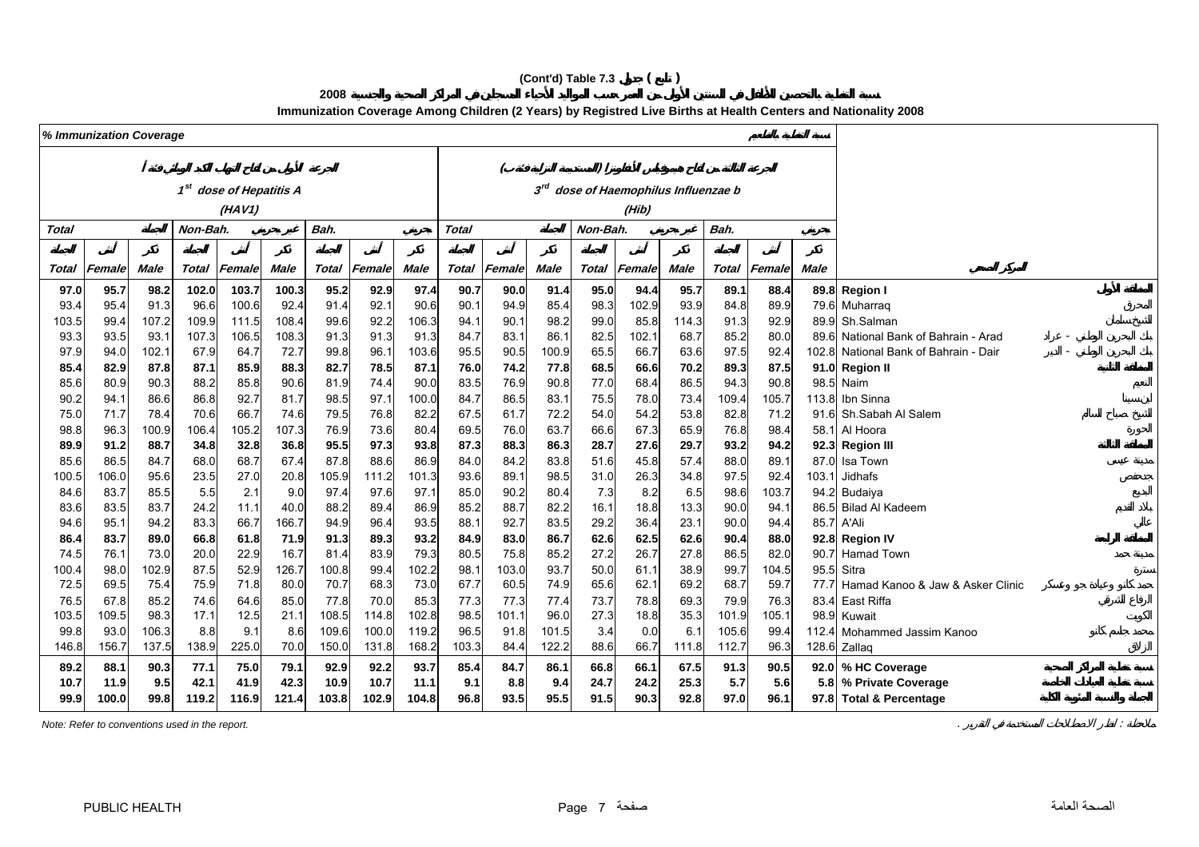**(Cont'd) Table 7.3 جدول ( تابع )**

**التغطية بالتحصين للأطفال في السنتين الأولى من العمر حسب المواليد الأحياء المسجلين في المراكز الصحية والجنسية 2008**

**Immunization Coverage Among Children (2 Years) by Registred Live Births at Health Centers and Nationality 2008**

| % Immunization Coverage | | | | | | | | | | | | | | | | | | نسبة التغطية بالتحصين |
|---|---|---|---|---|---|---|---|---|---|---|---|---|---|---|---|---|---|---|
| 1st dose of Hepatitis A (HAV1) | | | | | | | | | 3rd dose of Haemophilus Influenzae b (Hib) | | | | | | | | | |
| Total | | | Non-Bah. | | | Bah. | | | Total | | | Non-Bah. | | | Bah. | | | |
| Total | Female | Male | Total | Female | Male | Total | Female | Male | Total | Female | Male | Total | Female | Male | Total | Female | Male | المركز الصحي |
| **97.0** | **95.7** | **98.2** | **102.0** | **103.7** | **100.3** | **95.2** | **92.9** | **97.4** | **90.7** | **90.0** | **91.4** | **95.0** | **94.4** | **95.7** | **89.1** | **88.4** | **89.8** | **Region I** |
| 93.4 | 95.4 | 91.3 | 96.6 | 100.6 | 92.4 | 91.4 | 92.1 | 90.6 | 90.1 | 94.9 | 85.4 | 98.3 | 102.9 | 93.9 | 84.8 | 89.9 | 79.6 | Muharraq |
| 103.5 | 99.4 | 107.2 | 109.9 | 111.5 | 108.4 | 99.6 | 92.2 | 106.3 | 94.1 | 90.1 | 98.2 | 99.0 | 85.8 | 114.3 | 91.3 | 92.9 | 89.9 | Sh.Salman |
| 93.3 | 93.5 | 93.1 | 107.3 | 106.5 | 108.3 | 91.3 | 91.3 | 91.3 | 84.7 | 83.1 | 86.1 | 82.5 | 102.1 | 68.7 | 85.2 | 80.0 | 89.6 | National Bank of Bahrain - Arad |
| 97.9 | 94.0 | 102.1 | 67.9 | 64.7 | 72.7 | 99.8 | 96.1 | 103.6 | 95.5 | 90.5 | 100.9 | 65.5 | 66.7 | 63.6 | 97.5 | 92.4 | 102.8 | National Bank of Bahrain - Dair |
| **85.4** | **82.9** | **87.8** | **87.1** | **85.9** | **88.3** | **82.7** | **78.5** | **87.1** | **76.0** | **74.2** | **77.8** | **68.5** | **66.6** | **70.2** | **89.3** | **87.5** | **91.0** | **Region II** |
| 85.6 | 80.9 | 90.3 | 88.2 | 85.8 | 90.6 | 81.9 | 74.4 | 90.0 | 83.5 | 76.9 | 90.8 | 77.0 | 68.4 | 86.5 | 94.3 | 90.8 | 98.5 | Naim |
| 90.2 | 94.1 | 86.6 | 86.8 | 92.7 | 81.7 | 98.5 | 97.1 | 100.0 | 84.7 | 86.5 | 83.1 | 75.5 | 78.0 | 73.4 | 109.4 | 105.7 | 113.8 | Ibn Sinna |
| 75.0 | 71.7 | 78.4 | 70.6 | 66.7 | 74.6 | 79.5 | 76.8 | 82.2 | 67.5 | 61.7 | 72.2 | 54.0 | 54.2 | 53.8 | 82.8 | 71.2 | 91.6 | Sh.Sabah Al Salem |
| 98.8 | 96.3 | 100.9 | 106.4 | 105.2 | 107.3 | 76.9 | 73.6 | 80.4 | 69.5 | 76.0 | 63.7 | 66.6 | 67.3 | 65.9 | 76.8 | 98.4 | 58.1 | Al Hoora |
| **89.9** | **91.2** | **88.7** | **34.8** | **32.8** | **36.8** | **95.5** | **97.3** | **93.8** | **87.3** | **88.3** | **86.3** | **28.7** | **27.6** | **29.7** | **93.2** | **94.2** | **92.3** | **Region III** |
| 85.6 | 86.5 | 84.7 | 68.0 | 68.7 | 67.4 | 87.8 | 88.6 | 86.9 | 84.0 | 84.2 | 83.8 | 51.6 | 45.8 | 57.4 | 88.0 | 89.1 | 87.0 | Isa Town |
| 100.5 | 106.0 | 95.6 | 23.5 | 27.0 | 20.8 | 105.9 | 111.2 | 101.3 | 93.6 | 89.1 | 98.5 | 31.0 | 26.3 | 34.8 | 97.5 | 92.4 | 103.1 | Jidhafs |
| 84.6 | 83.7 | 85.5 | 5.5 | 2.1 | 9.0 | 97.4 | 97.6 | 97.1 | 85.0 | 90.2 | 80.4 | 7.3 | 8.2 | 6.5 | 98.6 | 103.7 | 94.2 | Budaiya |
| 83.6 | 83.5 | 83.7 | 24.2 | 11.1 | 40.0 | 88.2 | 89.4 | 86.9 | 85.2 | 88.7 | 82.2 | 16.1 | 18.8 | 13.3 | 90.0 | 94.1 | 86.5 | Bilad Al Kadeem |
| 94.6 | 95.1 | 94.2 | 83.3 | 66.7 | 166.7 | 94.9 | 96.4 | 93.5 | 88.1 | 92.7 | 83.5 | 29.2 | 36.4 | 23.1 | 90.0 | 94.4 | 85.7 | A'Ali |
| **86.4** | **83.7** | **89.0** | **66.8** | **61.8** | **71.9** | **91.3** | **89.3** | **93.2** | **84.9** | **83.0** | **86.7** | **62.6** | **62.5** | **62.6** | **90.4** | **88.0** | **92.8** | **Region IV** |
| 74.5 | 76.1 | 73.0 | 20.0 | 22.9 | 16.7 | 81.4 | 83.9 | 79.3 | 80.5 | 75.8 | 85.2 | 27.2 | 26.7 | 27.8 | 86.5 | 82.0 | 90.7 | Hamad Town |
| 100.4 | 98.0 | 102.9 | 87.5 | 52.9 | 126.7 | 100.8 | 99.4 | 102.2 | 98.1 | 103.0 | 93.7 | 50.0 | 61.1 | 38.9 | 99.7 | 104.5 | 95.5 | Sitra |
| 72.5 | 69.5 | 75.4 | 75.9 | 71.8 | 80.0 | 70.7 | 68.3 | 73.0 | 67.7 | 60.5 | 74.9 | 65.6 | 62.1 | 69.2 | 68.7 | 59.7 | 77.7 | Hamad Kanoo & Jaw & Asker Clinic |
| 76.5 | 67.8 | 85.2 | 74.6 | 64.6 | 85.0 | 77.8 | 70.0 | 85.3 | 77.3 | 77.3 | 77.4 | 73.7 | 78.8 | 69.3 | 79.9 | 76.3 | 83.4 | East Riffa |
| 103.5 | 109.5 | 98.3 | 17.1 | 12.5 | 21.1 | 108.5 | 114.8 | 102.8 | 98.5 | 101.1 | 96.0 | 27.3 | 18.8 | 35.3 | 101.9 | 105.1 | 98.9 | Kuwait |
| 99.8 | 93.0 | 106.3 | 8.8 | 9.1 | 8.6 | 109.6 | 100.0 | 119.2 | 96.5 | 91.8 | 101.5 | 3.4 | 0.0 | 6.1 | 105.6 | 99.4 | 112.4 | Mohammed Jassim Kanoo |
| 146.8 | 156.7 | 137.5 | 138.9 | 225.0 | 70.0 | 150.0 | 131.8 | 168.2 | 103.3 | 84.4 | 122.2 | 88.6 | 66.7 | 111.8 | 112.7 | 96.3 | 128.6 | Zallaq |
| **89.2** | **88.1** | **90.3** | **77.1** | **75.0** | **79.1** | **92.9** | **92.2** | **93.7** | **85.4** | **84.7** | **86.1** | **66.8** | **66.1** | **67.5** | **91.3** | **90.5** | **92.0** | **% HC Coverage** |
| **10.7** | **11.9** | **9.5** | **42.1** | **41.9** | **42.3** | **10.9** | **10.7** | **11.1** | **9.1** | **8.8** | **9.4** | **24.7** | **24.2** | **25.3** | **5.7** | **5.6** | **5.8** | **% Private Coverage** |
| **99.9** | **100.0** | **99.8** | **119.2** | **116.9** | **121.4** | **103.8** | **102.9** | **104.8** | **96.8** | **93.5** | **95.5** | **91.5** | **90.3** | **92.8** | **97.0** | **96.1** | **97.8** | **Total & Percentage** |

*Note: Refer to conventions used in the report.*

ملاحظة : انظر الاصطلاحات المستخدمة في التقرير .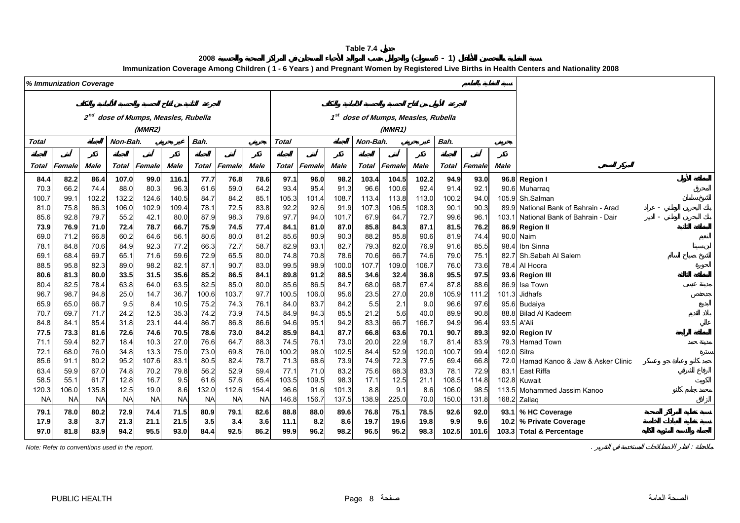**Table 7.4 جدول**

**تغطية التحصين للأطفال ( 1 - 6 سنوات ) والحوامل حسب المواليد الأحياء المسجلين في المراكز الصحية والجنسية 2008**

**Immunization Coverage Among Children ( 1 - 6 Years ) and Pregnant Women by Registered Live Births in Health Centers and Nationality 2008**

*% Immunization Coverage* — نسبة التغطية بالتطعيم

| 2nd dose of Mumps, Measles, Rubella (MMR2) — الجرعة الثانية من لقاح الحصبة والحصبة الألمانية والنكاف | | | | | | | | | 1st dose of Mumps, Measles, Rubella (MMR1) — الجرعة الأولى من لقاح الحصبة والحصبة الألمانية والنكاف | | | | | | | | | | |
|---|---|---|---|---|---|---|---|---|---|---|---|---|---|---|---|---|---|---|---|
| Total الجملة | | | Non-Bah. غير بحريني | | | Bah. بحريني | | | Total الجملة | | | Non-Bah. غير بحريني | | | Bah. بحريني | | | | |
| Total الجملة | Female أنثى | Male ذكر | Total الجملة | Female أنثى | Male ذكر | Total الجملة | Female أنثى | Male ذكر | Total الجملة | Female أنثى | Male ذكر | Total الجملة | Female أنثى | Male ذكر | Total الجملة | Female أنثى | Male ذكر | | المركز الصحي |
| **84.4** | **82.2** | **86.4** | **107.0** | **99.0** | **116.1** | **77.7** | **76.8** | **78.6** | **97.1** | **96.0** | **98.2** | **103.4** | **104.5** | **102.2** | **94.9** | **93.0** | **96.8** | **Region I** | **المنطقة الأولى** |
| 70.3 | 66.2 | 74.4 | 88.0 | 80.3 | 96.3 | 61.6 | 59.0 | 64.2 | 93.4 | 95.4 | 91.3 | 96.6 | 100.6 | 92.4 | 91.4 | 92.1 | 90.6 | Muharraq | المحرق |
| 100.7 | 99.1 | 102.2 | 132.2 | 124.6 | 140.5 | 84.7 | 84.2 | 85.1 | 105.3 | 101.4 | 108.7 | 113.4 | 113.8 | 113.0 | 100.2 | 94.0 | 105.9 | Sh.Salman | الشيخ سلمان |
| 81.0 | 75.8 | 86.3 | 106.0 | 102.9 | 109.4 | 78.1 | 72.5 | 83.8 | 92.2 | 92.6 | 91.9 | 107.3 | 106.5 | 108.3 | 90.1 | 90.3 | 89.9 | National Bank of Bahrain - Arad | بنك البحرين الوطني - عراد |
| 85.6 | 92.8 | 79.7 | 55.2 | 42.1 | 80.0 | 87.9 | 98.3 | 79.6 | 97.7 | 94.0 | 101.7 | 67.9 | 64.7 | 72.7 | 99.6 | 96.1 | 103.1 | National Bank of Bahrain - Dair | بنك البحرين الوطني - الدير |
| **73.9** | **76.9** | **71.0** | **72.4** | **78.7** | **66.7** | **75.9** | **74.5** | **77.4** | **84.1** | **81.0** | **87.0** | **85.8** | **84.3** | **87.1** | **81.5** | **76.2** | **86.9** | **Region II** | **المنطقة الثانية** |
| 69.0 | 71.2 | 66.8 | 60.2 | 64.6 | 56.1 | 80.6 | 80.0 | 81.2 | 85.6 | 80.9 | 90.3 | 88.2 | 85.8 | 90.6 | 81.9 | 74.4 | 90.0 | Naim | النعيم |
| 78.1 | 84.8 | 70.6 | 84.9 | 92.3 | 77.2 | 66.3 | 72.7 | 58.7 | 82.9 | 83.1 | 82.7 | 79.3 | 82.0 | 76.9 | 91.6 | 85.5 | 98.4 | Ibn Sinna | ابن سينا |
| 69.1 | 68.4 | 69.7 | 65.1 | 71.6 | 59.6 | 72.9 | 65.5 | 80.0 | 74.8 | 70.8 | 78.6 | 70.6 | 66.7 | 74.6 | 79.0 | 75.1 | 82.7 | Sh.Sabah Al Salem | الشيخ صباح السالم |
| 88.5 | 95.8 | 82.3 | 89.0 | 98.2 | 82.1 | 87.1 | 90.7 | 83.0 | 99.5 | 98.9 | 100.0 | 107.7 | 109.0 | 106.7 | 76.0 | 73.6 | 78.4 | Al Hoora | الحورة |
| **80.6** | **81.3** | **80.0** | **33.5** | **31.5** | **35.6** | **85.2** | **86.5** | **84.1** | **89.8** | **91.2** | **88.5** | **34.6** | **32.4** | **36.8** | **95.5** | **97.5** | **93.6** | **Region III** | **المنطقة الثالثة** |
| 80.4 | 82.5 | 78.4 | 63.8 | 64.0 | 63.5 | 82.5 | 85.0 | 80.0 | 85.6 | 86.5 | 84.7 | 68.0 | 68.7 | 67.4 | 87.8 | 88.6 | 86.9 | Isa Town | مدينة عيسى |
| 96.7 | 98.7 | 94.8 | 25.0 | 14.7 | 36.7 | 100.6 | 103.7 | 97.7 | 100.5 | 106.0 | 95.6 | 23.5 | 27.0 | 20.8 | 105.9 | 111.2 | 101.3 | Jidhafs | جدحفص |
| 65.9 | 65.0 | 66.7 | 9.5 | 8.4 | 10.5 | 75.2 | 74.3 | 76.1 | 84.0 | 83.7 | 84.2 | 5.5 | 2.1 | 9.0 | 96.6 | 97.6 | 95.6 | Budaiya | البديع |
| 70.7 | 69.7 | 71.7 | 24.2 | 12.5 | 35.3 | 74.2 | 73.9 | 74.5 | 84.9 | 84.3 | 85.5 | 21.2 | 5.6 | 40.0 | 89.9 | 90.8 | 88.8 | Bilad Al Kadeem | بلاد القديم |
| 84.8 | 84.1 | 85.4 | 31.8 | 23.1 | 44.4 | 86.7 | 86.8 | 86.6 | 94.6 | 95.1 | 94.2 | 83.3 | 66.7 | 166.7 | 94.9 | 96.4 | 93.5 | A'Ali | عالي |
| **77.5** | **73.3** | **81.6** | **72.6** | **74.6** | **70.5** | **78.6** | **73.0** | **84.2** | **85.9** | **84.1** | **87.7** | **66.8** | **63.6** | **70.1** | **90.7** | **89.3** | **92.0** | **Region IV** | **المنطقة الرابعة** |
| 71.1 | 59.4 | 82.7 | 18.4 | 10.3 | 27.0 | 76.6 | 64.7 | 88.3 | 74.5 | 76.1 | 73.0 | 20.0 | 22.9 | 16.7 | 81.4 | 83.9 | 79.3 | Hamad Town | مدينة حمد |
| 72.1 | 68.0 | 76.0 | 34.8 | 13.3 | 75.0 | 73.0 | 69.8 | 76.0 | 100.2 | 98.0 | 102.5 | 84.4 | 52.9 | 120.0 | 100.7 | 99.4 | 102.0 | Sitra | سترة |
| 85.6 | 91.1 | 80.2 | 95.2 | 107.6 | 83.1 | 80.5 | 82.4 | 78.7 | 71.3 | 68.6 | 73.9 | 74.9 | 72.3 | 77.5 | 69.4 | 66.8 | 72.0 | Hamad Kanoo & Jaw & Asker Clinic | حمد كانو وعيادة جو وعسكر |
| 63.4 | 59.9 | 67.0 | 74.8 | 70.2 | 79.8 | 56.2 | 52.9 | 59.4 | 77.1 | 71.0 | 83.2 | 75.6 | 68.3 | 83.3 | 78.1 | 72.9 | 83.1 | East Riffa | الرفاع الشرقي |
| 58.5 | 55.1 | 61.7 | 12.8 | 16.7 | 9.5 | 61.6 | 57.6 | 65.4 | 103.5 | 109.5 | 98.3 | 17.1 | 12.5 | 21.1 | 108.5 | 114.8 | 102.8 | Kuwait | الكويت |
| 120.3 | 106.0 | 135.8 | 12.5 | 19.0 | 8.6 | 132.0 | 112.6 | 154.4 | 96.6 | 91.6 | 101.3 | 8.8 | 9.1 | 8.6 | 106.0 | 98.5 | 113.5 | Mohammed Jassim Kanoo | محمد جاسم كانو |
| NA | NA | NA | NA | NA | NA | NA | NA | NA | 146.8 | 156.7 | 137.5 | 138.9 | 225.0 | 70.0 | 150.0 | 131.8 | 168.2 | Zallaq | الزلاق |
| **79.1** | **78.0** | **80.2** | **72.9** | **74.4** | **71.5** | **80.9** | **79.1** | **82.6** | **88.8** | **88.0** | **89.6** | **76.8** | **75.1** | **78.5** | **92.6** | **92.0** | **93.1** | **% HC Coverage** | **نسبة تغطية المراكز الصحية** |
| **17.9** | **3.8** | **3.7** | **21.3** | **21.1** | **21.5** | **3.5** | **3.4** | **3.6** | **11.1** | **8.2** | **8.6** | **19.7** | **19.6** | **19.8** | **9.9** | **9.6** | **10.2** | **% Private Coverage** | **نسبة تغطية العيادات الخاصة** |
| **97.0** | **81.8** | **83.9** | **94.2** | **95.5** | **93.0** | **84.4** | **92.5** | **86.2** | **99.9** | **96.2** | **98.2** | **96.5** | **95.2** | **98.3** | **102.5** | **101.6** | **103.3** | **Total & Percentage** | **الجملة والنسبة المئوية الكلية** |

*Note: Refer to conventions used in the report.*

ملاحظة : انظر الاصطلاحات المستخدمة في التقرير .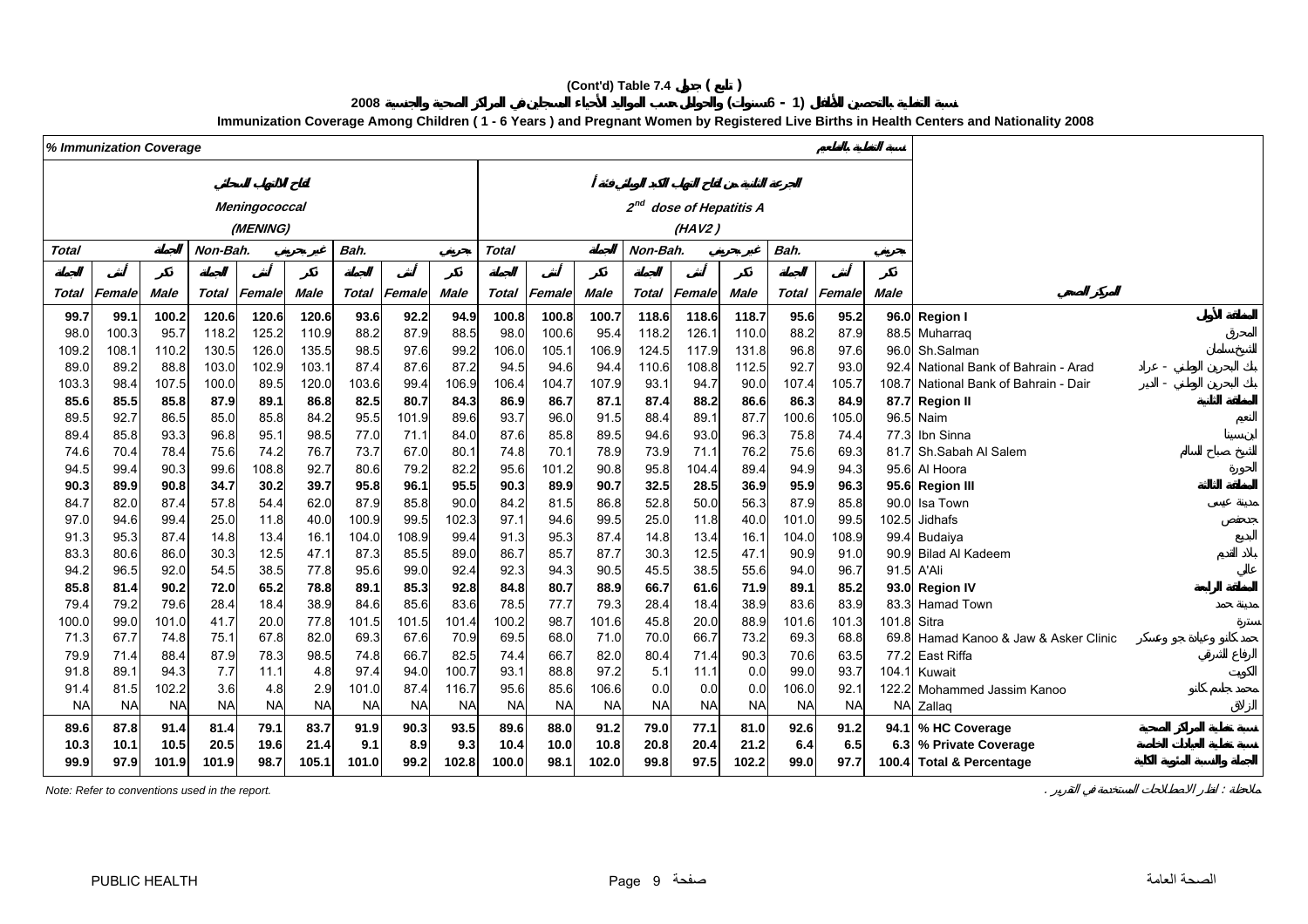## (Cont'd) Table 7.4 جدول ( تابع )

### نسبة التغطية بالتحصين للأطفال ( 1 - 6 سنوات ) والحوامل حسب المواليد الأحياء المسجلين في المراكز الصحية والجنسية 2008

### Immunization Coverage Among Children ( 1 - 6 Years ) and Pregnant Women by Registered Live Births in Health Centers and Nationality 2008

**% Immunization Coverage** نسبة التغطية بالتحصين

| Meningococcal (MENING) | | | | | | | | | 2nd dose of Hepatitis A (HAV2) | | | | | | | | | | |
|---|---|---|---|---|---|---|---|---|---|---|---|---|---|---|---|---|---|---|---|
| Total | | | Non-Bah. | | | Bah. | | | Total | | | Non-Bah. | | | Bah. | | | | |
| Total | Female | Male | Total | Female | Male | Total | Female | Male | Total | Female | Male | Total | Female | Male | Total | Female | Male | | المركز الصحي |
| **99.7** | **99.1** | **100.2** | **120.6** | **120.6** | **120.6** | **93.6** | **92.2** | **94.9** | **100.8** | **100.8** | **100.7** | **118.6** | **118.6** | **118.7** | **95.6** | **95.2** | **96.0** | **Region I** | **المنطقة الأولى** |
| 98.0 | 100.3 | 95.7 | 118.2 | 125.2 | 110.9 | 88.2 | 87.9 | 88.5 | 98.0 | 100.6 | 95.4 | 118.2 | 126.1 | 110.0 | 88.2 | 87.9 | 88.5 | Muharraq | المحرق |
| 109.2 | 108.1 | 110.2 | 130.5 | 126.0 | 135.5 | 98.5 | 97.6 | 99.2 | 106.0 | 105.1 | 106.9 | 124.5 | 117.9 | 131.8 | 96.8 | 97.6 | 96.0 | Sh.Salman | الشيخ سلمان |
| 89.0 | 89.2 | 88.8 | 103.0 | 102.9 | 103.1 | 87.4 | 87.6 | 87.2 | 94.5 | 94.6 | 94.4 | 110.6 | 108.8 | 112.5 | 92.7 | 93.0 | 92.4 | National Bank of Bahrain - Arad | بنك البحرين الوطني - عراد |
| 103.3 | 98.4 | 107.5 | 100.0 | 89.5 | 120.0 | 103.6 | 99.4 | 106.9 | 106.4 | 104.7 | 107.9 | 93.1 | 94.7 | 90.0 | 107.4 | 105.7 | 108.7 | National Bank of Bahrain - Dair | بنك البحرين الوطني - الدير |
| **85.6** | **85.5** | **85.8** | **87.9** | **89.1** | **86.8** | **82.5** | **80.7** | **84.3** | **86.9** | **86.7** | **87.1** | **87.4** | **88.2** | **86.6** | **86.3** | **84.9** | **87.7** | **Region II** | **المنطقة الثانية** |
| 89.5 | 92.7 | 86.5 | 85.0 | 85.8 | 84.2 | 95.5 | 101.9 | 89.6 | 93.7 | 96.0 | 91.5 | 88.4 | 89.1 | 87.7 | 100.6 | 105.0 | 96.5 | Naim | النعيم |
| 89.4 | 85.8 | 93.3 | 96.8 | 95.1 | 98.5 | 77.0 | 71.1 | 84.0 | 87.6 | 85.8 | 89.5 | 94.6 | 93.0 | 96.3 | 75.8 | 74.4 | 77.3 | Ibn Sinna | ابن سينا |
| 74.6 | 70.4 | 78.4 | 75.6 | 74.2 | 76.7 | 73.7 | 67.0 | 80.1 | 74.8 | 70.1 | 78.9 | 73.9 | 71.1 | 76.2 | 75.6 | 69.3 | 81.7 | Sh.Sabah Al Salem | الشيخ صباح السالم |
| 94.5 | 99.4 | 90.3 | 99.6 | 108.8 | 92.7 | 80.6 | 79.2 | 82.2 | 95.6 | 101.2 | 90.8 | 95.8 | 104.4 | 89.4 | 94.9 | 94.3 | 95.6 | Al Hoora | الحورة |
| **90.3** | **89.9** | **90.8** | **34.7** | **30.2** | **39.7** | **95.8** | **96.1** | **95.5** | **90.3** | **89.9** | **90.7** | **32.5** | **28.5** | **36.9** | **95.9** | **96.3** | **95.6** | **Region III** | **المنطقة الثالثة** |
| 84.7 | 82.0 | 87.4 | 57.8 | 54.4 | 62.0 | 87.9 | 85.8 | 90.0 | 84.2 | 81.5 | 86.8 | 52.8 | 50.0 | 56.3 | 87.9 | 85.8 | 90.0 | Isa Town | مدينة عيسى |
| 97.0 | 94.6 | 99.4 | 25.0 | 11.8 | 40.0 | 100.9 | 99.5 | 102.3 | 97.1 | 94.6 | 99.5 | 25.0 | 11.8 | 40.0 | 101.0 | 99.5 | 102.5 | Jidhafs | جدحفص |
| 91.3 | 95.3 | 87.4 | 14.8 | 13.4 | 16.1 | 104.0 | 108.9 | 99.4 | 91.3 | 95.3 | 87.4 | 14.8 | 13.4 | 16.1 | 104.0 | 108.9 | 99.4 | Budaiya | البديع |
| 83.3 | 80.6 | 86.0 | 30.3 | 12.5 | 47.1 | 87.3 | 85.5 | 89.0 | 86.7 | 85.7 | 87.7 | 30.3 | 12.5 | 47.1 | 90.9 | 91.0 | 90.9 | Bilad Al Kadeem | بلاد القديم |
| 94.2 | 96.5 | 92.0 | 54.5 | 38.5 | 77.8 | 95.6 | 99.0 | 92.4 | 92.3 | 94.3 | 90.5 | 45.5 | 38.5 | 55.6 | 94.0 | 96.7 | 91.5 | A'Ali | عالي |
| **85.8** | **81.4** | **90.2** | **72.0** | **65.2** | **78.8** | **89.1** | **85.3** | **92.8** | **84.8** | **80.7** | **88.9** | **66.7** | **61.6** | **71.9** | **89.1** | **85.2** | **93.0** | **Region IV** | **المنطقة الرابعة** |
| 79.4 | 79.2 | 79.6 | 28.4 | 18.4 | 38.9 | 84.6 | 85.6 | 83.6 | 78.5 | 77.7 | 79.3 | 28.4 | 18.4 | 38.9 | 83.6 | 83.9 | 83.3 | Hamad Town | مدينة حمد |
| 100.0 | 99.0 | 101.0 | 41.7 | 20.0 | 77.8 | 101.5 | 101.5 | 101.4 | 100.2 | 98.7 | 101.6 | 45.8 | 20.0 | 88.9 | 101.6 | 101.3 | 101.8 | Sitra | سترة |
| 71.3 | 67.7 | 74.8 | 75.1 | 67.8 | 82.0 | 69.3 | 67.6 | 70.9 | 69.5 | 68.0 | 71.0 | 70.0 | 66.7 | 73.2 | 69.3 | 68.8 | 69.8 | Hamad Kanoo & Jaw & Asker Clinic | حمد كانو وعيادة جو وعسكر |
| 79.9 | 71.4 | 88.4 | 87.9 | 78.3 | 98.5 | 74.8 | 66.7 | 82.5 | 74.4 | 66.7 | 82.0 | 80.4 | 71.4 | 90.3 | 70.6 | 63.5 | 77.2 | East Riffa | الرفاع الشرقي |
| 91.8 | 89.1 | 94.3 | 7.7 | 11.1 | 4.8 | 97.4 | 94.0 | 100.7 | 93.1 | 88.8 | 97.2 | 5.1 | 11.1 | 0.0 | 99.0 | 93.7 | 104.1 | Kuwait | الكويت |
| 91.4 | 81.5 | 102.2 | 3.6 | 4.8 | 2.9 | 101.0 | 87.4 | 116.7 | 95.6 | 85.6 | 106.6 | 0.0 | 0.0 | 0.0 | 106.0 | 92.1 | 122.2 | Mohammed Jassim Kanoo | محمد جاسم كانو |
| NA | NA | NA | NA | NA | NA | NA | NA | NA | NA | NA | NA | NA | NA | NA | NA | NA | NA | Zallaq | الزلاق |
| **89.6** | **87.8** | **91.4** | **81.4** | **79.1** | **83.7** | **91.9** | **90.3** | **93.5** | **89.6** | **88.0** | **91.2** | **79.0** | **77.1** | **81.0** | **92.6** | **91.2** | **94.1** | **% HC Coverage** | **نسبة التغطية بالمراكز الصحية** |
| **10.3** | **10.1** | **10.5** | **20.5** | **19.6** | **21.4** | **9.1** | **8.9** | **9.3** | **10.4** | **10.0** | **10.8** | **20.8** | **20.4** | **21.2** | **6.4** | **6.5** | **6.3** | **% Private Coverage** | **نسبة التغطية بالعيادات الخاصة** |
| **99.9** | **97.9** | **101.9** | **101.9** | **98.7** | **105.1** | **101.0** | **99.2** | **102.8** | **100.0** | **98.1** | **102.0** | **99.8** | **97.5** | **102.2** | **99.0** | **97.7** | **100.4** | **Total & Percentage** | **الجملة والنسبة المئوية الكلية** |

*Note: Refer to conventions used in the report.*

ملاحظة : انظر الاصطلاحات المستخدمة في التقرير .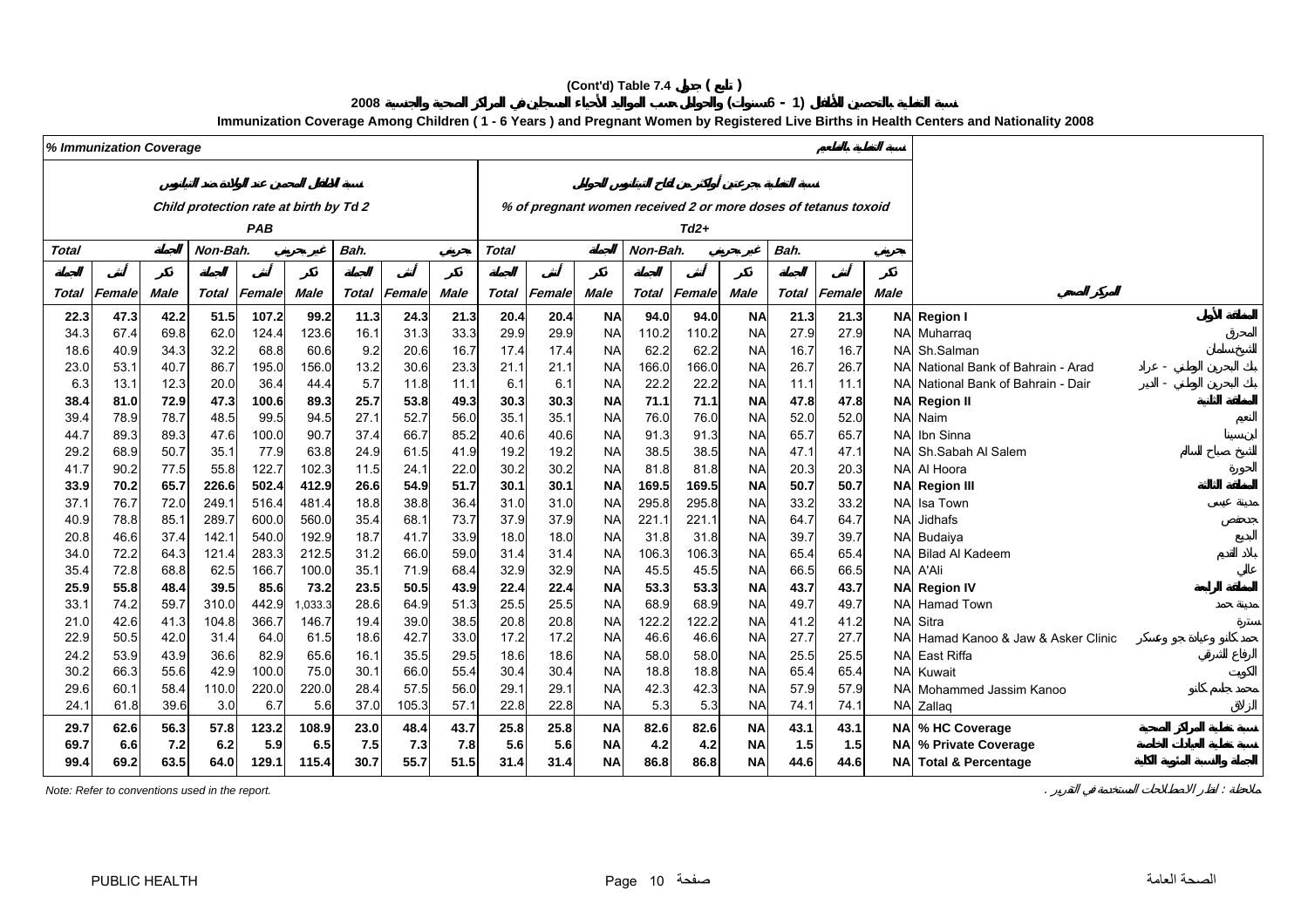# (Cont'd) Table 7.4 جدول ( تابع )

## نسبة التحصين للأطفال ( 1 - 6 سنوات ) والحوامل حسب المواليد الأحياء المسجلين في المراكز الصحية والجنسية 2008

## Immunization Coverage Among Children ( 1 - 6 Years ) and Pregnant Women by Registered Live Births in Health Centers and Nationality 2008

*% Immunization Coverage* نسبة التغطية بالتحصين

| Child protection rate at birth by Td 2 PAB | | | | | | | | | % of pregnant women received 2 or more doses of tetanus toxoid Td2+ | | | | | | | | | |
|---|---|---|---|---|---|---|---|---|---|---|---|---|---|---|---|---|---|---|
| Total | | | Non-Bah. | | | Bah. | | | Total | | | Non-Bah. | | | Bah. | | | |
| Total | Female | Male | Total | Female | Male | Total | Female | Male | Total | Female | Male | Total | Female | Male | Total | Female | Male | المركز الصحي |
| **22.3** | **47.3** | **42.2** | **51.5** | **107.2** | **99.2** | **11.3** | **24.3** | **21.3** | **20.4** | **20.4** | **NA** | **94.0** | **94.0** | **NA** | **21.3** | **21.3** | **NA** | **Region I** المنطقة الأولى |
| 34.3 | 67.4 | 69.8 | 62.0 | 124.4 | 123.6 | 16.1 | 31.3 | 33.3 | 29.9 | 29.9 | NA | 110.2 | 110.2 | NA | 27.9 | 27.9 | NA | Muharraq المحرق |
| 18.6 | 40.9 | 34.3 | 32.2 | 68.8 | 60.6 | 9.2 | 20.6 | 16.7 | 17.4 | 17.4 | NA | 62.2 | 62.2 | NA | 16.7 | 16.7 | NA | Sh.Salman الشيخ سلمان |
| 23.0 | 53.1 | 40.7 | 86.7 | 195.0 | 156.0 | 13.2 | 30.6 | 23.3 | 21.1 | 21.1 | NA | 166.0 | 166.0 | NA | 26.7 | 26.7 | NA | National Bank of Bahrain - Arad بنك البحرين الوطني - عراد |
| 6.3 | 13.1 | 12.3 | 20.0 | 36.4 | 44.4 | 5.7 | 11.8 | 11.1 | 6.1 | 6.1 | NA | 22.2 | 22.2 | NA | 11.1 | 11.1 | NA | National Bank of Bahrain - Dair بنك البحرين الوطني - الدير |
| **38.4** | **81.0** | **72.9** | **47.3** | **100.6** | **89.3** | **25.7** | **53.8** | **49.3** | **30.3** | **30.3** | **NA** | **71.1** | **71.1** | **NA** | **47.8** | **47.8** | **NA** | **Region II** المنطقة الثانية |
| 39.4 | 78.9 | 78.7 | 48.5 | 99.5 | 94.5 | 27.1 | 52.7 | 56.0 | 35.1 | 35.1 | NA | 76.0 | 76.0 | NA | 52.0 | 52.0 | NA | Naim النعيم |
| 44.7 | 89.3 | 89.3 | 47.6 | 100.0 | 90.7 | 37.4 | 66.7 | 85.2 | 40.6 | 40.6 | NA | 91.3 | 91.3 | NA | 65.7 | 65.7 | NA | Ibn Sinna ابن سينا |
| 29.2 | 68.9 | 50.7 | 35.1 | 77.9 | 63.8 | 24.9 | 61.5 | 41.9 | 19.2 | 19.2 | NA | 38.5 | 38.5 | NA | 47.1 | 47.1 | NA | Sh.Sabah Al Salem الشيخ صباح السالم |
| 41.7 | 90.2 | 77.5 | 55.8 | 122.7 | 102.3 | 11.5 | 24.1 | 22.0 | 30.2 | 30.2 | NA | 81.8 | 81.8 | NA | 20.3 | 20.3 | NA | Al Hoora الحورة |
| **33.9** | **70.2** | **65.7** | **226.6** | **502.4** | **412.9** | **26.6** | **54.9** | **51.7** | **30.1** | **30.1** | **NA** | **169.5** | **169.5** | **NA** | **50.7** | **50.7** | **NA** | **Region III** المنطقة الثالثة |
| 37.1 | 76.7 | 72.0 | 249.1 | 516.4 | 481.4 | 18.8 | 38.8 | 36.4 | 31.0 | 31.0 | NA | 295.8 | 295.8 | NA | 33.2 | 33.2 | NA | Isa Town مدينة عيسى |
| 40.9 | 78.8 | 85.1 | 289.7 | 600.0 | 560.0 | 35.4 | 68.1 | 73.7 | 37.9 | 37.9 | NA | 221.1 | 221.1 | NA | 64.7 | 64.7 | NA | Jidhafs جدحفص |
| 20.8 | 46.6 | 37.4 | 142.1 | 540.0 | 192.9 | 18.7 | 41.7 | 33.9 | 18.0 | 18.0 | NA | 31.8 | 31.8 | NA | 39.7 | 39.7 | NA | Budaiya البديع |
| 34.0 | 72.2 | 64.3 | 121.4 | 283.3 | 212.5 | 31.2 | 66.0 | 59.0 | 31.4 | 31.4 | NA | 106.3 | 106.3 | NA | 65.4 | 65.4 | NA | Bilad Al Kadeem بلاد القديم |
| 35.4 | 72.8 | 68.8 | 62.5 | 166.7 | 100.0 | 35.1 | 71.9 | 68.4 | 32.9 | 32.9 | NA | 45.5 | 45.5 | NA | 66.5 | 66.5 | NA | A'Ali عالي |
| **25.9** | **55.8** | **48.4** | **39.5** | **85.6** | **73.2** | **23.5** | **50.5** | **43.9** | **22.4** | **22.4** | **NA** | **53.3** | **53.3** | **NA** | **43.7** | **43.7** | **NA** | **Region IV** المنطقة الرابعة |
| 33.1 | 74.2 | 59.7 | 310.0 | 442.9 | 1,033.3 | 28.6 | 64.9 | 51.3 | 25.5 | 25.5 | NA | 68.9 | 68.9 | NA | 49.7 | 49.7 | NA | Hamad Town مدينة حمد |
| 21.0 | 42.6 | 41.3 | 104.8 | 366.7 | 146.7 | 19.4 | 39.0 | 38.5 | 20.8 | 20.8 | NA | 122.2 | 122.2 | NA | 41.2 | 41.2 | NA | Sitra سترة |
| 22.9 | 50.5 | 42.0 | 31.4 | 64.0 | 61.5 | 18.6 | 42.7 | 33.0 | 17.2 | 17.2 | NA | 46.6 | 46.6 | NA | 27.7 | 27.7 | NA | Hamad Kanoo & Jaw & Asker Clinic حمد كانو وعيادة جو وعسكر |
| 24.2 | 53.9 | 43.9 | 36.6 | 82.9 | 65.6 | 16.1 | 35.5 | 29.5 | 18.6 | 18.6 | NA | 58.0 | 58.0 | NA | 25.5 | 25.5 | NA | East Riffa الرفاع الشرقي |
| 30.2 | 66.3 | 55.6 | 42.9 | 100.0 | 75.0 | 30.1 | 66.0 | 55.4 | 30.4 | 30.4 | NA | 18.8 | 18.8 | NA | 65.4 | 65.4 | NA | Kuwait الكويت |
| 29.6 | 60.1 | 58.4 | 110.0 | 220.0 | 220.0 | 28.4 | 57.5 | 56.0 | 29.1 | 29.1 | NA | 42.3 | 42.3 | NA | 57.9 | 57.9 | NA | Mohammed Jassim Kanoo محمد جاسم كانو |
| 24.1 | 61.8 | 39.6 | 3.0 | 6.7 | 5.6 | 37.0 | 105.3 | 57.1 | 22.8 | 22.8 | NA | 5.3 | 5.3 | NA | 74.1 | 74.1 | NA | Zallaq الزلاق |
| **29.7** | **62.6** | **56.3** | **57.8** | **123.2** | **108.9** | **23.0** | **48.4** | **43.7** | **25.8** | **25.8** | **NA** | **82.6** | **82.6** | **NA** | **43.1** | **43.1** | **NA** | **% HC Coverage** نسبة التغطية بالمراكز الصحية |
| **69.7** | **6.6** | **7.2** | **6.2** | **5.9** | **6.5** | **7.5** | **7.3** | **7.8** | **5.6** | **5.6** | **NA** | **4.2** | **4.2** | **NA** | **1.5** | **1.5** | **NA** | **% Private Coverage** نسبة التغطية بالعيادات الخاصة |
| **99.4** | **69.2** | **63.5** | **64.0** | **129.1** | **115.4** | **30.7** | **55.7** | **51.5** | **31.4** | **31.4** | **NA** | **86.8** | **86.8** | **NA** | **44.6** | **44.6** | **NA** | **Total & Percentage** الجملة والنسبة المئوية للتغطية |

*Note: Refer to conventions used in the report.* ملاحظة : أنظر الاصطلاحات المستخدمة في التقرير .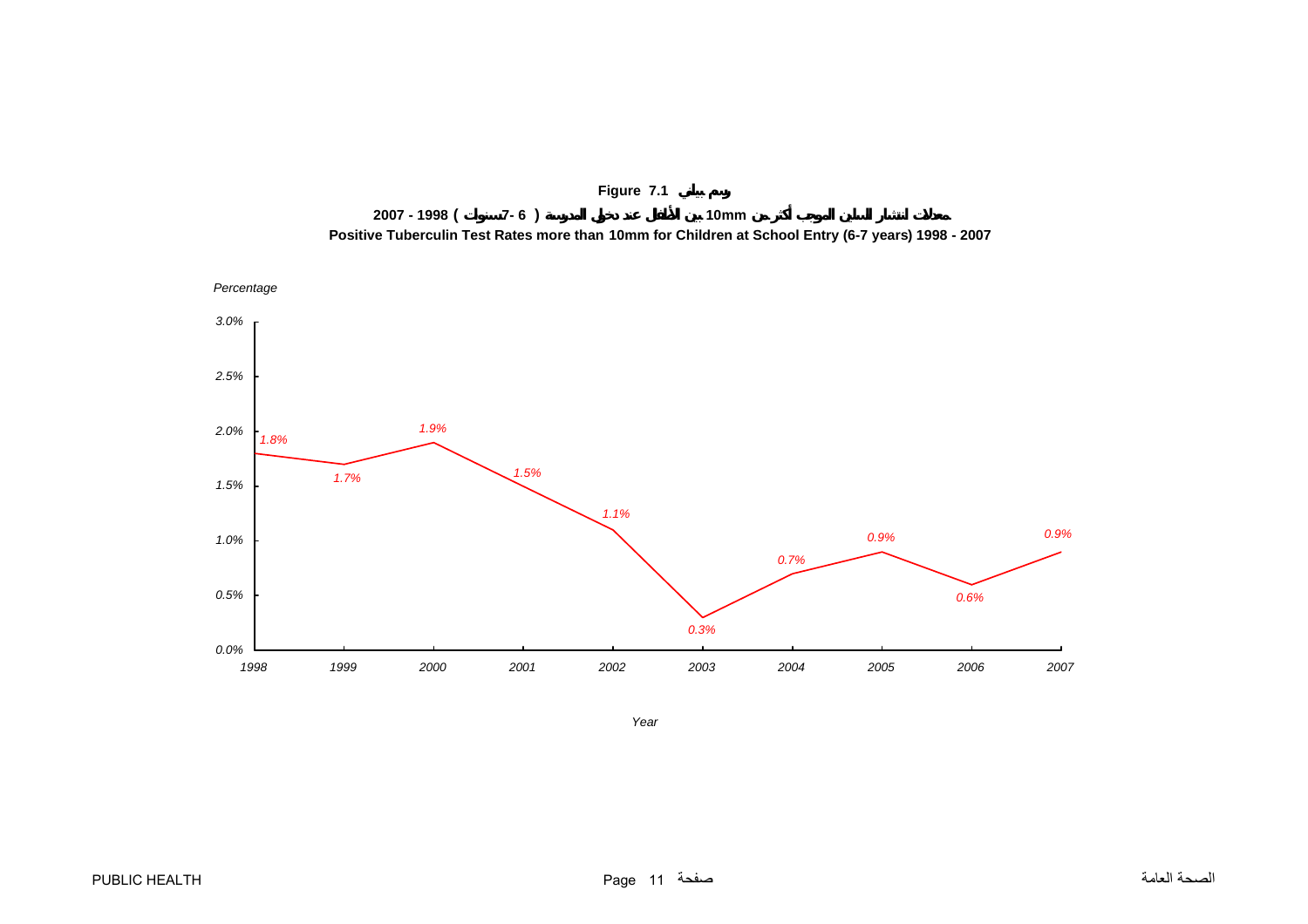**Figure 7.1 رسم بياني**

**معدلات انتشار السلين الموجب أكثر من 10mm بين الأطفال عند دخول المدرسة ( 6 -7سنوات ) 1998 - 2007**

**Positive Tuberculin Test Rates more than 10mm for Children at School Entry (6-7 years) 1998 - 2007**

| Year | Percentage |
|---|---|
| 1998 | 1.8% |
| 1999 | 1.7% |
| 2000 | 1.9% |
| 2001 | 1.5% |
| 2002 | 1.1% |
| 2003 | 0.3% |
| 2004 | 0.7% |
| 2005 | 0.9% |
| 2006 | 0.6% |
| 2007 | 0.9% |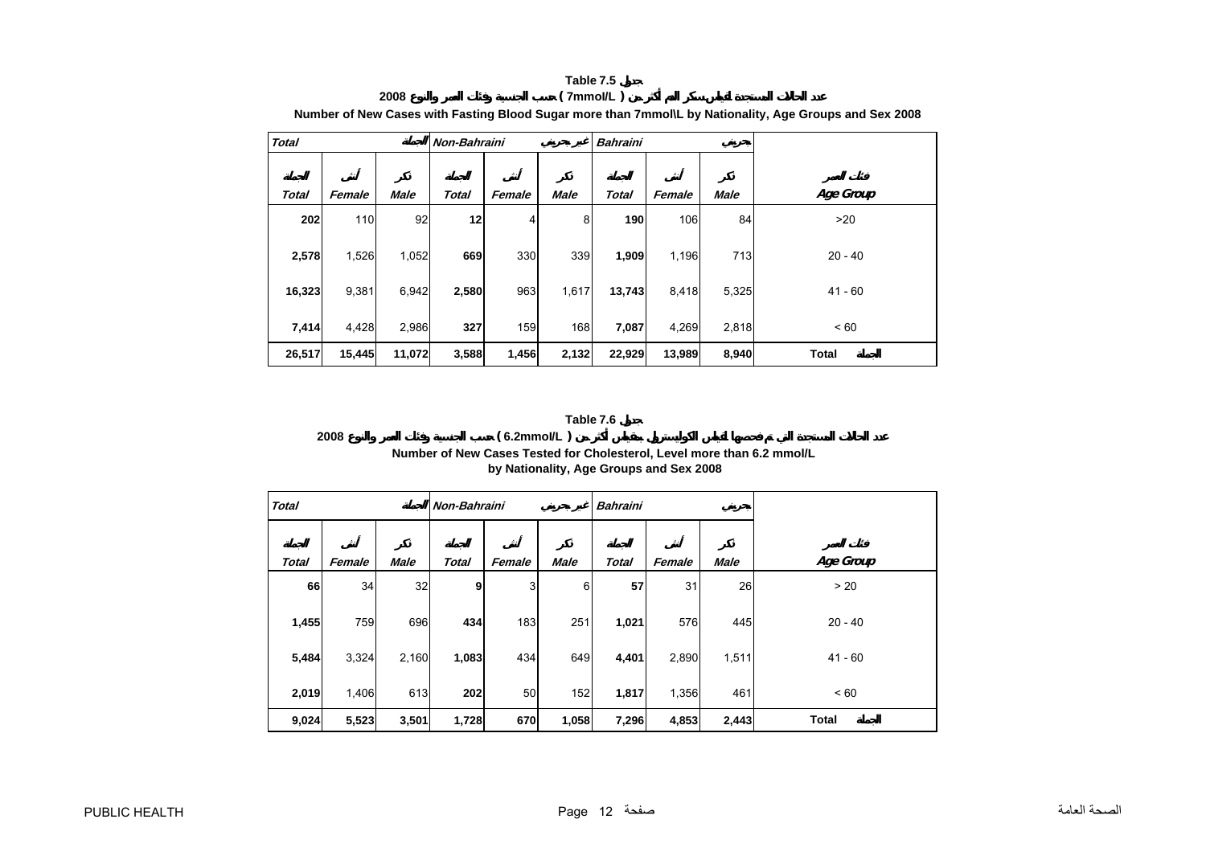**Table 7.5 جدول**

**عدد الحالات المستجدة لقياس سكر الدم أكثر من ( 7mmol/L ) حسب الجنسية وفئات العمر والنوع 2008**

**Number of New Cases with Fasting Blood Sugar more than 7mmol\L by Nationality, Age Groups and Sex 2008**

| *Total* الجملة | | | *Non-Bahraini* غير بحريني | | | *Bahraini* بحريني | | | |
|---|---|---|---|---|---|---|---|---|---|
| الجملة *Total* | أنثى *Female* | ذكر *Male* | الجملة *Total* | أنثى *Female* | ذكر *Male* | الجملة *Total* | أنثى *Female* | ذكر *Male* | فئات العمر *Age Group* |
| **202** | 110 | 92 | **12** | 4 | 8 | **190** | 106 | 84 | >20 |
| **2,578** | 1,526 | 1,052 | **669** | 330 | 339 | **1,909** | 1,196 | 713 | 20 - 40 |
| **16,323** | 9,381 | 6,942 | **2,580** | 963 | 1,617 | **13,743** | 8,418 | 5,325 | 41 - 60 |
| **7,414** | 4,428 | 2,986 | **327** | 159 | 168 | **7,087** | 4,269 | 2,818 | < 60 |
| **26,517** | **15,445** | **11,072** | **3,588** | **1,456** | **2,132** | **22,929** | **13,989** | **8,940** | **Total الجملة** |

**Table 7.6 جدول**

**عدد الحالات المستجدة التي تم فحصها لقياس الكوليسترول بمقياس أكثر من ( 6.2mmol/L ) حسب الجنسية وفئات العمر والنوع 2008**

**Number of New Cases Tested for Cholesterol, Level more than 6.2 mmol/L by Nationality, Age Groups and Sex 2008**

| *Total* الجملة | | | *Non-Bahraini* غير بحريني | | | *Bahraini* بحريني | | | |
|---|---|---|---|---|---|---|---|---|---|
| الجملة *Total* | أنثى *Female* | ذكر *Male* | الجملة *Total* | أنثى *Female* | ذكر *Male* | الجملة *Total* | أنثى *Female* | ذكر *Male* | فئات العمر *Age Group* |
| **66** | 34 | 32 | **9** | 3 | 6 | **57** | 31 | 26 | > 20 |
| **1,455** | 759 | 696 | **434** | 183 | 251 | **1,021** | 576 | 445 | 20 - 40 |
| **5,484** | 3,324 | 2,160 | **1,083** | 434 | 649 | **4,401** | 2,890 | 1,511 | 41 - 60 |
| **2,019** | 1,406 | 613 | **202** | 50 | 152 | **1,817** | 1,356 | 461 | < 60 |
| **9,024** | **5,523** | **3,501** | **1,728** | **670** | **1,058** | **7,296** | **4,853** | **2,443** | **Total الجملة** |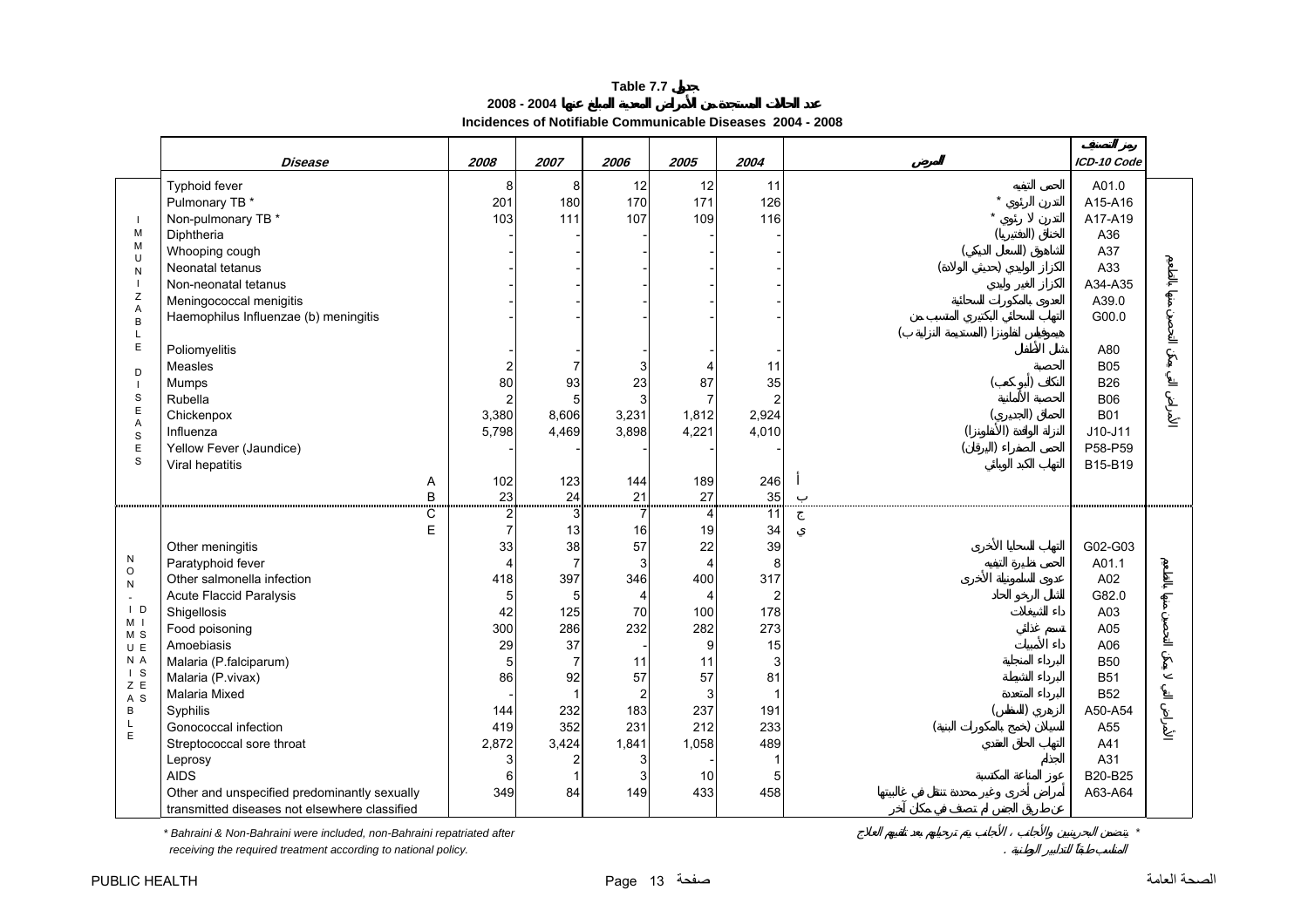# Table 7.7 جدول

## عدد الحالات المستجدة من الأمراض المعدية المبلغ عنها 2004 - 2008

## Incidences of Notifiable Communicable Diseases 2004 - 2008

| | Disease | 2008 | 2007 | 2006 | 2005 | 2004 | المرض | رمز التصنيف ICD-10 Code | |
|---|---|---|---|---|---|---|---|---|---|
| IMMUNIZABLE DISEASES | Typhoid fever | 8 | 8 | 12 | 12 | 11 | الحمى التيفية | A01.0 | الأمراض التي يمكن التحصين منها بالطعوم |
| | Pulmonary TB * | 201 | 180 | 170 | 171 | 126 | التدرن الرئوي * | A15-A16 | |
| | Non-pulmonary TB * | 103 | 111 | 107 | 109 | 116 | التدرن لا رئوي * | A17-A19 | |
| | Diphtheria | - | - | - | - | - | الخناق (الدفتيريا) | A36 | |
| | Whooping cough | - | - | - | - | - | الشاهوق (السعال الديكي) | A37 | |
| | Neonatal tetanus | - | - | - | - | - | الكزاز الوليدي (حديثي الولادة) | A33 | |
| | Non-neonatal tetanus | - | - | - | - | - | الكزاز الغير وليدي | A34-A35 | |
| | Meningococcal menigitis | - | - | - | - | - | العدوى بالمكورات السحائية | A39.0 | |
| | Haemophilus Influenzae (b) meningitis | - | - | - | - | - | التهاب السحائي البكتيري المتسبب من هيموفيلس انفلونزا (المستديمة النزلية ب) | G00.0 | |
| | Poliomyelitis | - | - | - | - | - | شلل الأطفال | A80 | |
| | Measles | 2 | 7 | 3 | 4 | 11 | الحصبة | B05 | |
| | Mumps | 80 | 93 | 23 | 87 | 35 | النكاف (أبو كعب) | B26 | |
| | Rubella | 2 | 5 | 3 | 7 | 2 | الحصبة الألمانية | B06 | |
| | Chickenpox | 3,380 | 8,606 | 3,231 | 1,812 | 2,924 | الحماق (الجديري) | B01 | |
| | Influenza | 5,798 | 4,469 | 3,898 | 4,221 | 4,010 | النزلة الوافدة (الأنفلونزا) | J10-J11 | |
| | Yellow Fever (Jaundice) | - | - | - | - | - | الحمى الصفراء (اليرقان) | P58-P59 | |
| | Viral hepatitis | | | | | | التهاب الكبد الوبائي | B15-B19 | |
| | A | 102 | 123 | 144 | 189 | 246 | أ | | |
| | B | 23 | 24 | 21 | 27 | 35 | ب | | |
| NON-IMMUNIZABLE DISEASES | C | 2 | 3 | 7 | 4 | 11 | ج | | الأمراض التي لا يمكن التحصين منها بالطعوم |
| | E | 7 | 13 | 16 | 19 | 34 | ي | | |
| | Other meningitis | 33 | 38 | 57 | 22 | 39 | التهاب السحايا الأخرى | G02-G03 | |
| | Paratyphoid fever | 4 | 7 | 3 | 4 | 8 | الحمى نظيرة التيفية | A01.1 | |
| | Other salmonella infection | 418 | 397 | 346 | 400 | 317 | عدوى السلمونيلة الأخرى | A02 | |
| | Acute Flaccid Paralysis | 5 | 5 | 4 | 4 | 2 | الشلل الرخو الحاد | G82.0 | |
| | Shigellosis | 42 | 125 | 70 | 100 | 178 | داء الشيغلات | A03 | |
| | Food poisoning | 300 | 286 | 232 | 282 | 273 | تسمم غذائي | A05 | |
| | Amoebiasis | 29 | 37 | - | 9 | 15 | داء الأميبات | A06 | |
| | Malaria (P.falciparum) | 5 | 7 | 11 | 11 | 3 | البرداء المنجلية | B50 | |
| | Malaria (P.vivax) | 86 | 92 | 57 | 57 | 81 | البرداء النشيطة | B51 | |
| | Malaria Mixed | - | 1 | 2 | 3 | 1 | البرداء المتعددة | B52 | |
| | Syphilis | 144 | 232 | 183 | 237 | 191 | الزهري (السفلس) | A50-A54 | |
| | Gonococcal infection | 419 | 352 | 231 | 212 | 233 | السيلان (خمج بالمكورات البنية) | A55 | |
| | Streptococcal sore throat | 2,872 | 3,424 | 1,841 | 1,058 | 489 | التهاب الحلق العقدي | A41 | |
| | Leprosy | 3 | 2 | 3 | - | 1 | الجذام | A31 | |
| | AIDS | 6 | 1 | 3 | 10 | 5 | عوز المناعة المكتسبة | B20-B25 | |
| | Other and unspecified predominantly sexually transmitted diseases not elsewhere classified | 349 | 84 | 149 | 433 | 458 | أمراض أخرى وغير محددة تنتقل في غالبيتها عن طريق الجنس لم تصنف في مكان آخر | A63-A64 | |

\* Bahraini & Non-Bahraini were included, non-Bahraini repatriated after receiving the required treatment according to national policy.

\* يتضمن البحرينيين والأجانب ، الأجانب يتم ترحيلهم بعد تلقيهم العلاج المناسب طبقاً للتدابير الوطنية .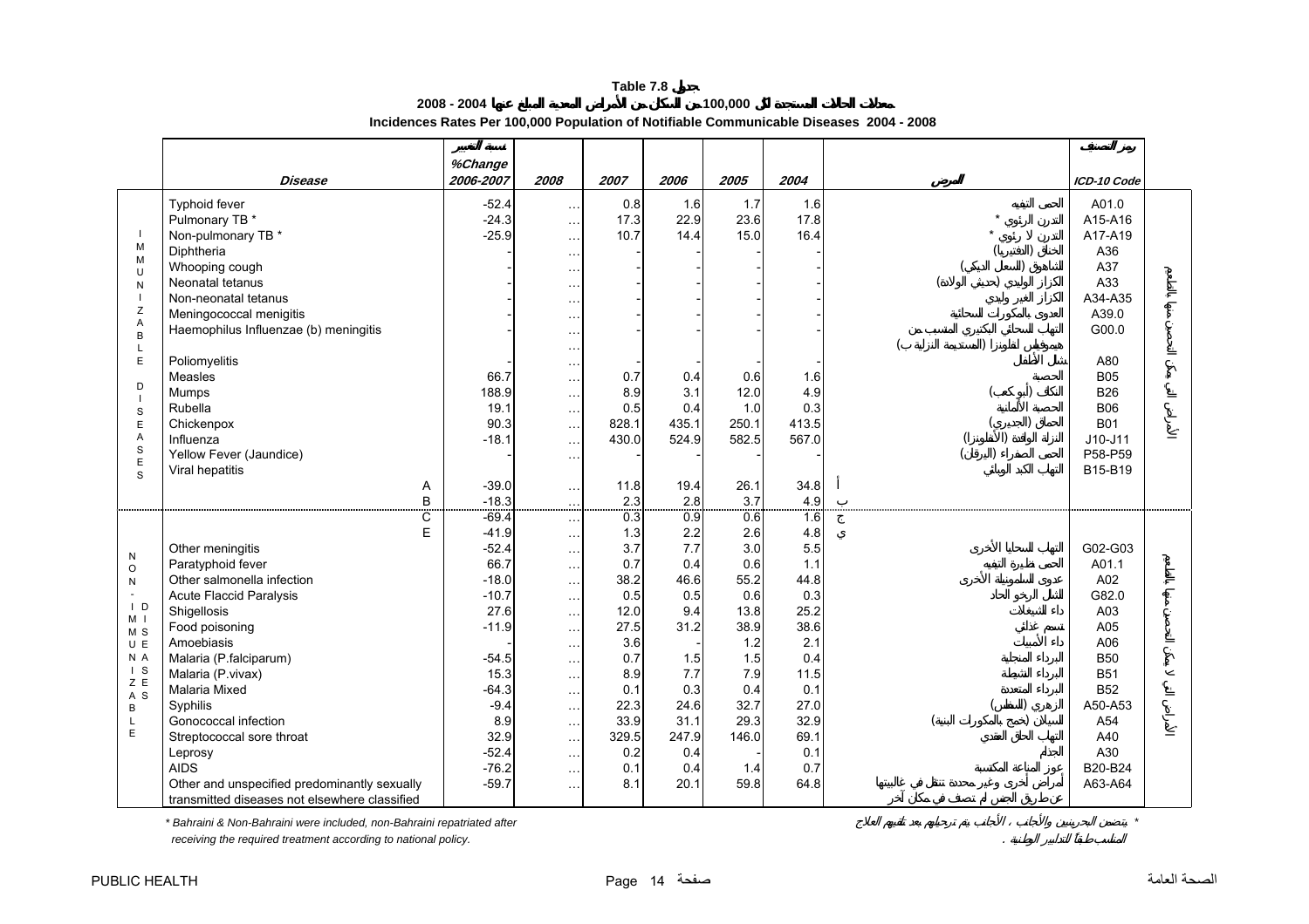# Table 7.8 جدول

## معدلات الحالات المستجدة لكل 100,000 من السكان من الأمراض المعدية المبلغ عنها 2004 - 2008

## Incidences Rates Per 100,000 Population of Notifiable Communicable Diseases 2004 - 2008

| | Disease | نسبة التغيير %Change 2006-2007 | 2008 | 2007 | 2006 | 2005 | 2004 | المرض | رمز التصنيف ICD-10 Code | |
|---|---|---|---|---|---|---|---|---|---|---|
| IMMUNIZABLE DISEASES | Typhoid fever | -52.4 | … | 0.8 | 1.6 | 1.7 | 1.6 | الحمى التيفية | A01.0 | الأمراض التي يمكن التحصين منها بالتطعيم |
| | Pulmonary TB * | -24.3 | … | 17.3 | 22.9 | 23.6 | 17.8 | التدرن الرئوي * | A15-A16 | |
| | Non-pulmonary TB * | -25.9 | … | 10.7 | 14.4 | 15.0 | 16.4 | التدرن لا رئوي * | A17-A19 | |
| | Diphtheria | - | … | - | - | - | - | الخناق (الدفتيريا) | A36 | |
| | Whooping cough | - | … | - | - | - | - | الشاهوق (السعال الديكي) | A37 | |
| | Neonatal tetanus | - | … | - | - | - | - | الكزاز الوليدي (حديثي الولادة) | A33 | |
| | Non-neonatal tetanus | - | … | - | - | - | - | الكزاز الغير وليدي | A34-A35 | |
| | Meningococcal menigitis | - | … | - | - | - | - | العدوى بالمكورات السحائية | A39.0 | |
| | Haemophilus Influenzae (b) meningitis | - | … | - | - | - | - | التهاب السحائي البكتيري المتسبب من هيموفيلس انفلونزا (المستدمية النزلية ب) | G00.0 | |
| | Poliomyelitis | - | … | - | - | - | - | شلل الأطفال | A80 | |
| | Measles | 66.7 | … | 0.7 | 0.4 | 0.6 | 1.6 | الحصبة | B05 | |
| | Mumps | 188.9 | … | 8.9 | 3.1 | 12.0 | 4.9 | النكاف (أبو كعب) | B26 | |
| | Rubella | 19.1 | … | 0.5 | 0.4 | 1.0 | 0.3 | الحصبة الألمانية | B06 | |
| | Chickenpox | 90.3 | … | 828.1 | 435.1 | 250.1 | 413.5 | الحماق (الجديري) | B01 | |
| | Influenza | -18.1 | … | 430.0 | 524.9 | 582.5 | 567.0 | النزلة الوافدة (الأنفلونزا) | J10-J11 | |
| | Yellow Fever (Jaundice) | - | … | - | - | - | - | الحمى الصفراء (البرقان) | P58-P59 | |
| | Viral hepatitis | | | | | | | التهاب الكبد الوبائي | B15-B19 | |
| | A | -39.0 | … | 11.8 | 19.4 | 26.1 | 34.8 | أ | | |
| | B | -18.3 | … | 2.3 | 2.8 | 3.7 | 4.9 | ب | | |
| NON-IMMUNIZABLE DISEASES | C | -69.4 | … | 0.3 | 0.9 | 0.6 | 1.6 | ج | | الأمراض التي لا يمكن التحصين منها بالتطعيم |
| | E | -41.9 | … | 1.3 | 2.2 | 2.6 | 4.8 | ي | | |
| | Other meningitis | -52.4 | … | 3.7 | 7.7 | 3.0 | 5.5 | التهاب السحايا الأخرى | G02-G03 | |
| | Paratyphoid fever | 66.7 | … | 0.7 | 0.4 | 0.6 | 1.1 | الحمى نظيرة التيفية | A01.1 | |
| | Other salmonella infection | -18.0 | … | 38.2 | 46.6 | 55.2 | 44.8 | عدوى السلمونيلة الأخرى | A02 | |
| | Acute Flaccid Paralysis | -10.7 | … | 0.5 | 0.5 | 0.6 | 0.3 | الشلل الرخو الحاد | G82.0 | |
| | Shigellosis | 27.6 | … | 12.0 | 9.4 | 13.8 | 25.2 | داء الشيغلات | A03 | |
| | Food poisoning | -11.9 | … | 27.5 | 31.2 | 38.9 | 38.6 | تسمم غذائي | A05 | |
| | Amoebiasis | - | … | 3.6 | - | 1.2 | 2.1 | داء الأميبات | A06 | |
| | Malaria (P.falciparum) | -54.5 | … | 0.7 | 1.5 | 1.5 | 0.4 | البرداء المنجلية | B50 | |
| | Malaria (P.vivax) | 15.3 | … | 8.9 | 7.7 | 7.9 | 11.5 | البرداء النشيطة | B51 | |
| | Malaria Mixed | -64.3 | … | 0.1 | 0.3 | 0.4 | 0.1 | البرداء المتعددة | B52 | |
| | Syphilis | -9.4 | … | 22.3 | 24.6 | 32.7 | 27.0 | الزهري (للمفس) | A50-A53 | |
| | Gonococcal infection | 8.9 | … | 33.9 | 31.1 | 29.3 | 32.9 | السيلان (خمج بالمكورات البنية) | A54 | |
| | Streptococcal sore throat | 32.9 | … | 329.5 | 247.9 | 146.0 | 69.1 | التهاب الحلق العقدي | A40 | |
| | Leprosy | -52.4 | … | 0.2 | 0.4 | - | 0.1 | الجذام | A30 | |
| | AIDS | -76.2 | … | 0.1 | 0.4 | 1.4 | 0.7 | عوز المناعة المكتسبة | B20-B24 | |
| | Other and unspecified predominantly sexually transmitted diseases not elsewhere classified | -59.7 | … | 8.1 | 20.1 | 59.8 | 64.8 | أمراض أخرى وغير محددة تنتقل في غالبيتها عن طريق الجنس لم تصنف في مكان آخر | A63-A64 | |

* Bahraini & Non-Bahraini were included, non-Bahraini repatriated after receiving the required treatment according to national policy.

* يتضمن البحرينيين والأجانب ، الأجانب يتم ترحيلهم بعد تلقيهم العلاج المناسب طبقاً للتدابير الوطنية .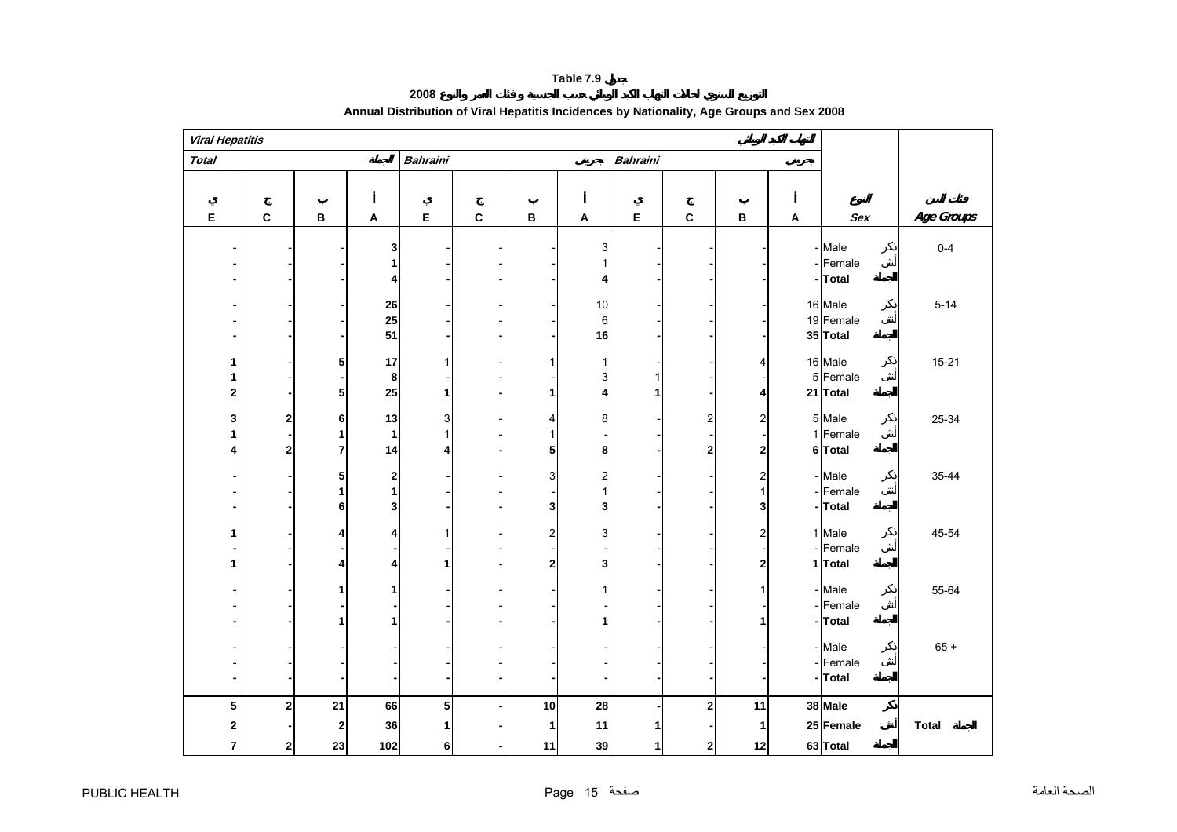**Table 7.9 جدول**

**التوزيع السنوي لحالات التهاب الكبد الوبائي حسب الجنسية وفئات العمر والنوع 2008**

**Annual Distribution of Viral Hepatitis Incidences by Nationality, Age Groups and Sex 2008**

| *Viral Hepatitis* | | | | | | | | | | | التهاب الكبد الوبائي | | |
|---|---|---|---|---|---|---|---|---|---|---|---|---|---|
| *Total* | | | الجملة | *Bahraini* | | | بحريني | *Bahraini* | | | بحريني | | |
| ي E | ج C | ب B | أ A | ي E | ج C | ب B | أ A | ي E | ج C | ب B | أ A | النوع *Sex* | فئات السن *Age Groups* |
| - | - | - | 3 | - | - | - | 3 | - | - | - | - | Male ذكر | 0-4 |
| - | - | - | 1 | - | - | - | 1 | - | - | - | - | Female أنثى | |
| **-** | **-** | **-** | **4** | **-** | **-** | **-** | **4** | **-** | **-** | **-** | **-** | **Total الجملة** | |
| - | - | - | 26 | - | - | - | 10 | - | - | - | 16 | Male ذكر | 5-14 |
| - | - | - | 25 | - | - | - | 6 | - | - | - | 19 | Female أنثى | |
| **-** | **-** | **-** | **51** | **-** | **-** | **-** | **16** | **-** | **-** | **-** | **35** | **Total الجملة** | |
| 1 | - | 5 | 17 | 1 | - | 1 | 1 | - | - | 4 | 16 | Male ذكر | 15-21 |
| 1 | - | - | 8 | - | - | - | 3 | 1 | - | - | 5 | Female أنثى | |
| **2** | **-** | **5** | **25** | **1** | **-** | **1** | **4** | **1** | **-** | **4** | **21** | **Total الجملة** | |
| 3 | 2 | 6 | 13 | 3 | - | 4 | 8 | - | 2 | 2 | 5 | Male ذكر | 25-34 |
| 1 | - | 1 | 1 | 1 | - | 1 | - | - | - | - | 1 | Female أنثى | |
| **4** | **2** | **7** | **14** | **4** | **-** | **5** | **8** | **-** | **2** | **2** | **6** | **Total الجملة** | |
| - | - | 5 | 2 | - | - | 3 | 2 | - | - | 2 | - | Male ذكر | 35-44 |
| - | - | 1 | 1 | - | - | - | 1 | - | - | 1 | - | Female أنثى | |
| **-** | **-** | **6** | **3** | **-** | **-** | **3** | **3** | **-** | **-** | **3** | **-** | **Total الجملة** | |
| 1 | - | 4 | 4 | 1 | - | 2 | 3 | - | - | 2 | 1 | Male ذكر | 45-54 |
| - | - | - | - | - | - | - | - | - | - | - | - | Female أنثى | |
| **1** | **-** | **4** | **4** | **1** | **-** | **2** | **3** | **-** | **-** | **2** | **1** | **Total الجملة** | |
| - | - | 1 | 1 | - | - | - | 1 | - | - | 1 | - | Male ذكر | 55-64 |
| - | - | - | - | - | - | - | - | - | - | - | - | Female أنثى | |
| **-** | **-** | **1** | **1** | **-** | **-** | **-** | **1** | **-** | **-** | **1** | **-** | **Total الجملة** | |
| - | - | - | - | - | - | - | - | - | - | - | - | Male ذكر | 65 + |
| - | - | - | - | - | - | - | - | - | - | - | - | Female أنثى | |
| **-** | **-** | **-** | **-** | **-** | **-** | **-** | **-** | **-** | **-** | **-** | **-** | **Total الجملة** | |
| **5** | **2** | **21** | **66** | **5** | **-** | **10** | **28** | **-** | **2** | **11** | **38** | **Male ذكر** | |
| **2** | **-** | **2** | **36** | **1** | **-** | **1** | **11** | **1** | **-** | **1** | **25** | **Female أنثى** | **Total الجملة** |
| **7** | **2** | **23** | **102** | **6** | **-** | **11** | **39** | **1** | **2** | **12** | **63** | **Total الجملة** | |

PUBLIC HEALTH الصحة العامة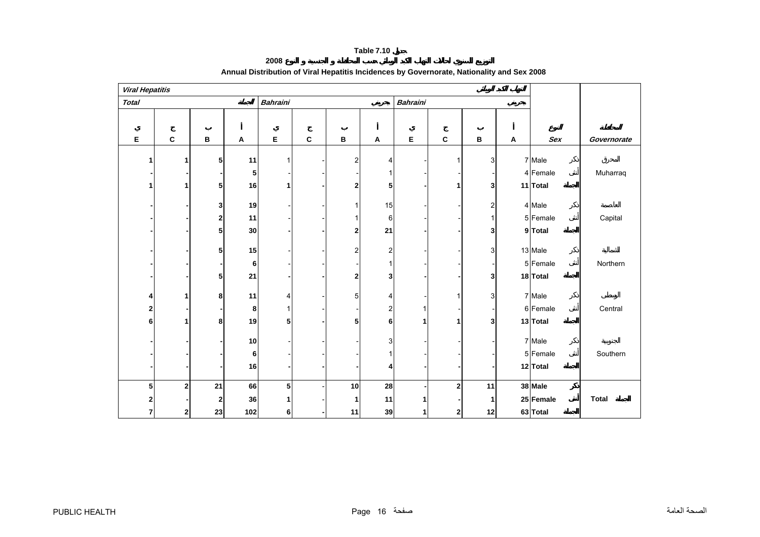**Table 7.10 جدول**

**التوزيع السنوي لحالات التهاب الكبد الوبائي حسب المحافظة و الجنسية و النوع 2008**

**Annual Distribution of Viral Hepatitis Incidences by Governorate, Nationality and Sex 2008**

| *Viral Hepatitis* | | | | | | | | | | | التهاب الكبد الوبائي | | |
|---|---|---|---|---|---|---|---|---|---|---|---|---|---|
| *Total* | | | الجملة | *Bahraini* | | | غير بحريني | *Bahraini* | | | بحريني | | |
| ي E | ج C | ب B | أ A | ي E | ج C | ب B | أ A | ي E | ج C | ب B | أ A | النوع *Sex* | المحافظة *Governorate* |
| 1 | 1 | 5 | 11 | 1 | - | 2 | 4 | - | 1 | 3 | 7 | Male ذكر | المحرق Muharraq |
| - | - | - | 5 | - | - | - | 1 | - | - | - | 4 | Female أنثى | |
| **1** | **1** | **5** | **16** | **1** | **-** | **2** | **5** | **-** | **1** | **3** | **11** | **Total الجملة** | |
| - | - | 3 | 19 | - | - | 1 | 15 | - | - | 2 | 4 | Male ذكر | العاصمة Capital |
| - | - | 2 | 11 | - | - | 1 | 6 | - | - | 1 | 5 | Female أنثى | |
| **-** | **-** | **5** | **30** | **-** | **-** | **2** | **21** | **-** | **-** | **3** | **9** | **Total الجملة** | |
| - | - | 5 | 15 | - | - | 2 | 2 | - | - | 3 | 13 | Male ذكر | الشمالية Northern |
| - | - | - | 6 | - | - | - | 1 | - | - | - | 5 | Female أنثى | |
| **-** | **-** | **5** | **21** | **-** | **-** | **2** | **3** | **-** | **-** | **3** | **18** | **Total الجملة** | |
| 4 | 1 | 8 | 11 | 4 | - | 5 | 4 | - | 1 | 3 | 7 | Male ذكر | الوسطى Central |
| 2 | - | - | 8 | 1 | - | - | 2 | 1 | - | - | 6 | Female أنثى | |
| **6** | **1** | **8** | **19** | **5** | **-** | **5** | **6** | **1** | **1** | **3** | **13** | **Total الجملة** | |
| - | - | - | 10 | - | - | - | 3 | - | - | - | 7 | Male ذكر | الجنوبية Southern |
| - | - | - | 6 | - | - | - | 1 | - | - | - | 5 | Female أنثى | |
| **-** | **-** | **-** | **16** | **-** | **-** | **-** | **4** | **-** | **-** | **-** | **12** | **Total الجملة** | |
| **5** | **2** | **21** | **66** | **5** | **-** | **10** | **28** | **-** | **2** | **11** | **38** | **Male ذكر** | **Total الجملة** |
| **2** | **-** | **2** | **36** | **1** | **-** | **1** | **11** | **1** | **-** | **1** | **25** | **Female أنثى** | |
| **7** | **2** | **23** | **102** | **6** | **-** | **11** | **39** | **1** | **2** | **12** | **63** | **Total الجملة** | |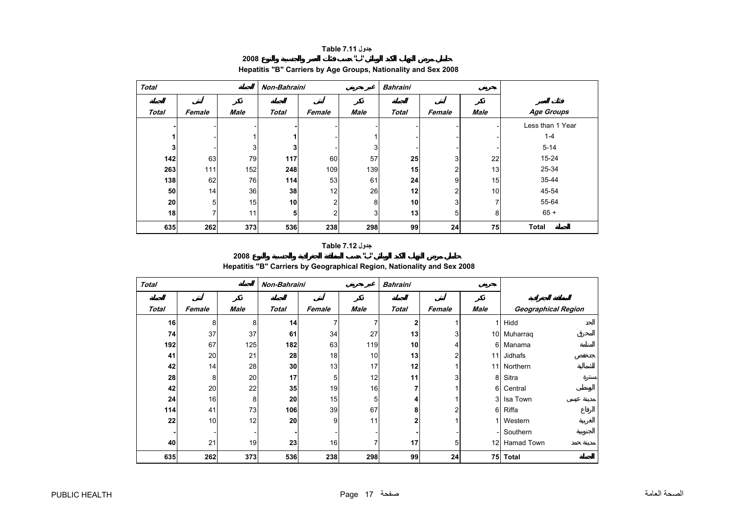## Table 7.11 جدول

**حاملي مرض التهاب الكبد الوبائي "ب" حسب فئات العمر والجنسية والنوع 2008**

**Hepatitis "B" Carriers by Age Groups, Nationality and Sex 2008**

| Total الجملة | | | Non-Bahraini غير بحريني | | | Bahraini بحريني | | | |
|---|---|---|---|---|---|---|---|---|---|
| الجملة Total | أنثى Female | ذكر Male | الجملة Total | أنثى Female | ذكر Male | الجملة Total | أنثى Female | ذكر Male | فئات العمر Age Groups |
| - | - | - | - | - | - | - | - | - | Less than 1 Year |
| 1 | - | 1 | 1 | - | 1 | - | - | - | 1-4 |
| 3 | - | 3 | 3 | - | 3 | - | - | - | 5-14 |
| 142 | 63 | 79 | 117 | 60 | 57 | 25 | 3 | 22 | 15-24 |
| 263 | 111 | 152 | 248 | 109 | 139 | 15 | 2 | 13 | 25-34 |
| 138 | 62 | 76 | 114 | 53 | 61 | 24 | 9 | 15 | 35-44 |
| 50 | 14 | 36 | 38 | 12 | 26 | 12 | 2 | 10 | 45-54 |
| 20 | 5 | 15 | 10 | 2 | 8 | 10 | 3 | 7 | 55-64 |
| 18 | 7 | 11 | 5 | 2 | 3 | 13 | 5 | 8 | 65 + |
| 635 | 262 | 373 | 536 | 238 | 298 | 99 | 24 | 75 | Total الجملة |

## Table 7.12 جدول

**حاملي مرض التهاب الكبد الوبائي "ب" حسب المنطقة الجغرافية والجنسية والنوع 2008**

**Hepatitis "B" Carriers by Geographical Region, Nationality and Sex 2008**

| Total الجملة | | | Non-Bahraini غير بحريني | | | Bahraini بحريني | | | |
|---|---|---|---|---|---|---|---|---|---|
| الجملة Total | أنثى Female | ذكر Male | الجملة Total | أنثى Female | ذكر Male | الجملة Total | أنثى Female | ذكر Male | المنطقة الجغرافية Geographical Region |
| 16 | 8 | 8 | 14 | 7 | 7 | 2 | 1 | 1 | Hidd الحد |
| 74 | 37 | 37 | 61 | 34 | 27 | 13 | 3 | 10 | Muharraq المحرق |
| 192 | 67 | 125 | 182 | 63 | 119 | 10 | 4 | 6 | Manama المنامة |
| 41 | 20 | 21 | 28 | 18 | 10 | 13 | 2 | 11 | Jidhafs جدحفص |
| 42 | 14 | 28 | 30 | 13 | 17 | 12 | 1 | 11 | Northern الشمالية |
| 28 | 8 | 20 | 17 | 5 | 12 | 11 | 3 | 8 | Sitra سترة |
| 42 | 20 | 22 | 35 | 19 | 16 | 7 | 1 | 6 | Central الوسطى |
| 24 | 16 | 8 | 20 | 15 | 5 | 4 | 1 | 3 | Isa Town مدينة عيسى |
| 114 | 41 | 73 | 106 | 39 | 67 | 8 | 2 | 6 | Riffa الرفاع |
| 22 | 10 | 12 | 20 | 9 | 11 | 2 | 1 | 1 | Western الغربية |
| - | - | - | - | - | - | - | - | - | Southern الجنوبية |
| 40 | 21 | 19 | 23 | 16 | 7 | 17 | 5 | 12 | Hamad Town مدينة حمد |
| 635 | 262 | 373 | 536 | 238 | 298 | 99 | 24 | 75 | Total الجملة |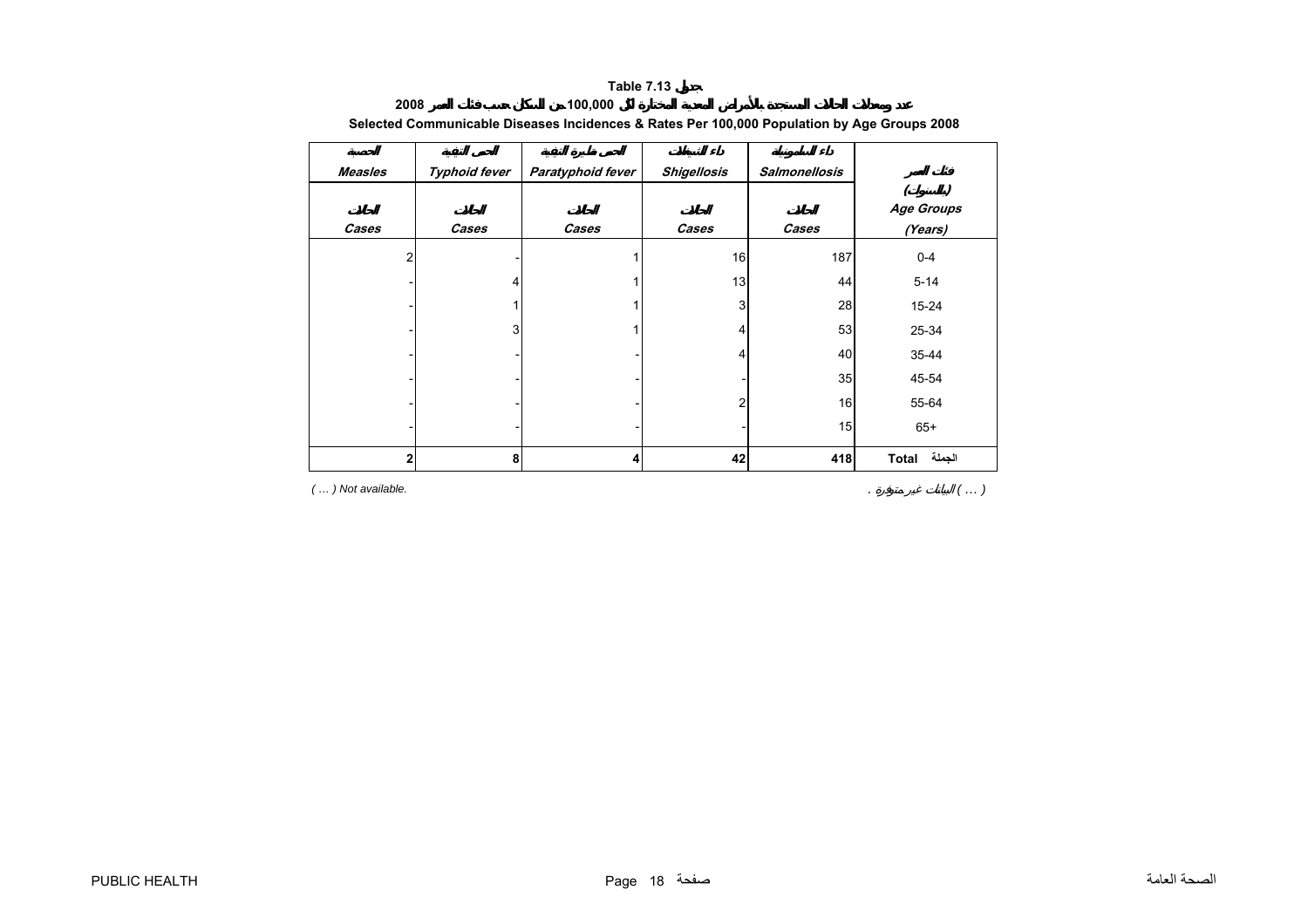# Table 7.13 جدول

## عدد ومعدلات الحالات المستجدة بالأمراض المعدية المختارة لكل 100,000 من السكان حسب فئات العمر 2008

## Selected Communicable Diseases Incidences & Rates Per 100,000 Population by Age Groups 2008

| الحصبة | الحمى التيفية | الحمى شبه التيفية | داء الشيغيلات | داء السالمونيلة | |
|---|---|---|---|---|---|
| *Measles* | *Typhoid fever* | *Paratyphoid fever* | *Shigellosis* | *Salmonellosis* | فئات العمر (بالسنوات) |
| الحالات | الحالات | الحالات | الحالات | الحالات | *Age Groups* |
| *Cases* | *Cases* | *Cases* | *Cases* | *Cases* | *(Years)* |
| 2 | - | 1 | 16 | 187 | 0-4 |
| - | 4 | 1 | 13 | 44 | 5-14 |
| - | 1 | 1 | 3 | 28 | 15-24 |
| - | 3 | 1 | 4 | 53 | 25-34 |
| - | - | - | 4 | 40 | 35-44 |
| - | - | - | - | 35 | 45-54 |
| - | - | - | 2 | 16 | 55-64 |
| - | - | - | - | 15 | 65+ |
| **2** | **8** | **4** | **42** | **418** | **Total** الجملة |

*( … ) Not available.* ( … ) البيانات غير متوفرة .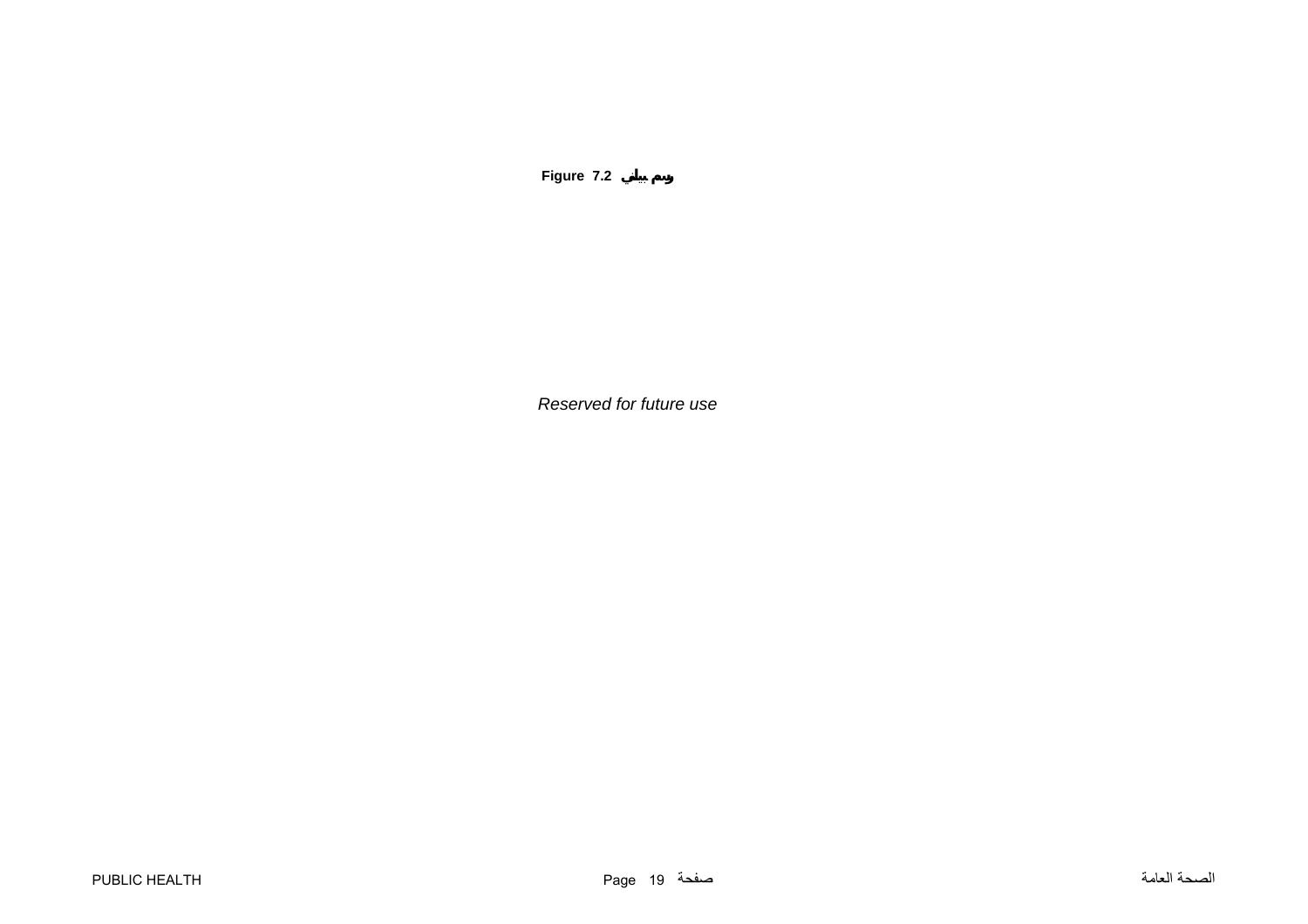**Figure 7.2 رسم بياني**

*Reserved for future use*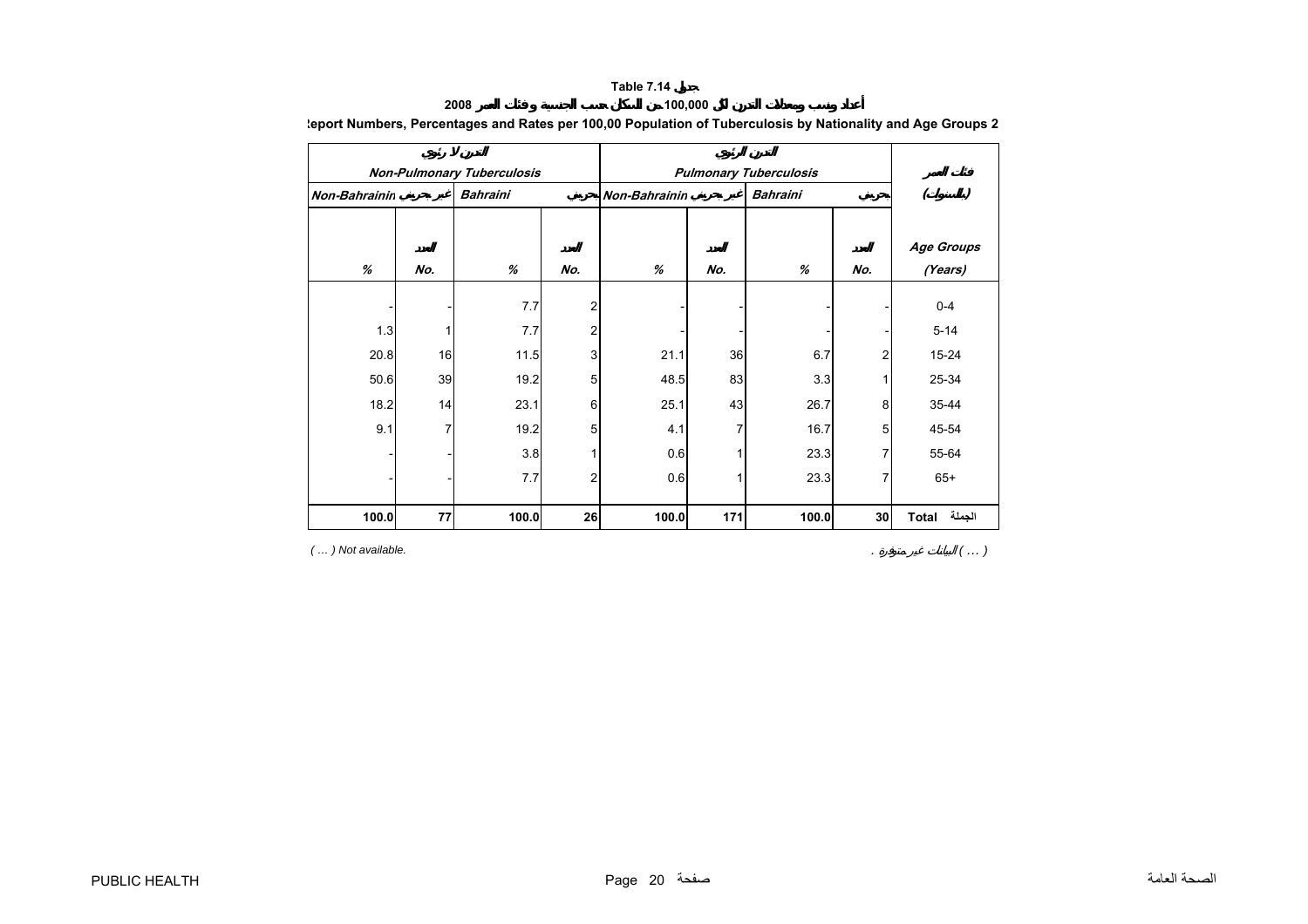**Table 7.14 جدول**

**2008 أعداد ونسب ومعدلات التدرن لكل 100,000 من السكان حسب الجنسية وفئات العمر**

**Report Numbers, Percentages and Rates per 100,00 Population of Tuberculosis by Nationality and Age Groups 2008**

| التدرن لا رئوي Non-Pulmonary Tuberculosis | | | | التدرن الرئوي Pulmonary Tuberculosis | | | | فئات العمر (بالسنوات) |
|---|---|---|---|---|---|---|---|---|
| غير بحريني Non-Bahraini | | بحريني Bahraini | | غير بحريني Non-Bahraini | | بحريني Bahraini | | |
| % | العدد No. | % | العدد No. | % | العدد No. | % | العدد No. | Age Groups (Years) |
| - | - | 7.7 | 2 | - | - | - | - | 0-4 |
| 1.3 | 1 | 7.7 | 2 | - | - | - | - | 5-14 |
| 20.8 | 16 | 11.5 | 3 | 21.1 | 36 | 6.7 | 2 | 15-24 |
| 50.6 | 39 | 19.2 | 5 | 48.5 | 83 | 3.3 | 1 | 25-34 |
| 18.2 | 14 | 23.1 | 6 | 25.1 | 43 | 26.7 | 8 | 35-44 |
| 9.1 | 7 | 19.2 | 5 | 4.1 | 7 | 16.7 | 5 | 45-54 |
| - | - | 3.8 | 1 | 0.6 | 1 | 23.3 | 7 | 55-64 |
| - | - | 7.7 | 2 | 0.6 | 1 | 23.3 | 7 | 65+ |
| **100.0** | **77** | **100.0** | **26** | **100.0** | **171** | **100.0** | **30** | **Total الجملة** |

( … ) Not available. &nbsp;&nbsp;&nbsp;&nbsp; ( … ) البيانات غير متوفرة .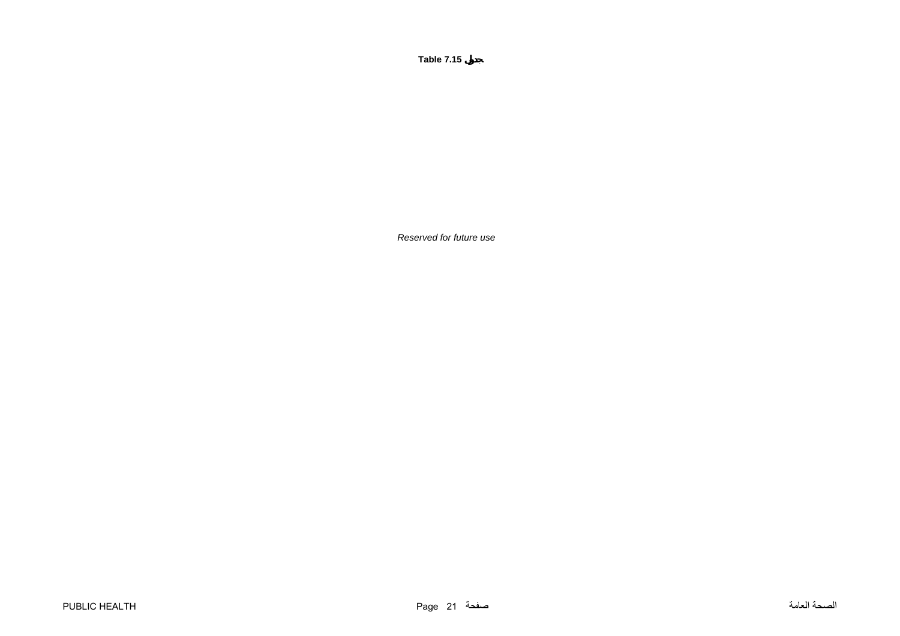**Table 7.15 جدول**

*Reserved for future use*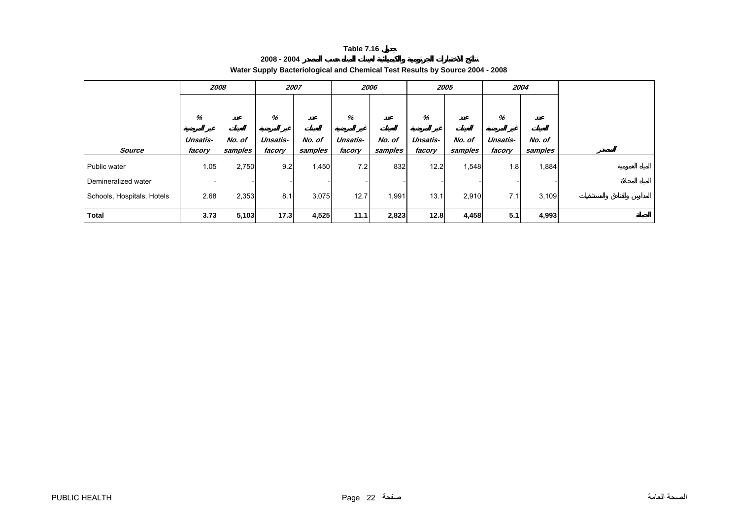**Table 7.16 جدول**

**2008 - 2004 نتائج الاختبارات الجرثومية والكيميائية لعينات المياه حسب المصدر**

**Water Supply Bacteriological and Chemical Test Results by Source 2004 - 2008**

| Source | 2008 | | 2007 | | 2006 | | 2005 | | 2004 | | المصدر |
|---|---|---|---|---|---|---|---|---|---|---|---|
| | % غير المرضية Unsatis-facory | عدد العينات No. of samples | % غير المرضية Unsatis-facory | عدد العينات No. of samples | % غير المرضية Unsatis-facory | عدد العينات No. of samples | % غير المرضية Unsatis-facory | عدد العينات No. of samples | % غير المرضية Unsatis-facory | عدد العينات No. of samples | |
| Public water | 1.05 | 2,750 | 9.2 | 1,450 | 7.2 | 832 | 12.2 | 1,548 | 1.8 | 1,884 | المياه العمومية |
| Demineralized water | - | - | - | - | - | - | - | - | - | - | المياه المحلاة |
| Schools, Hospitals, Hotels | 2.68 | 2,353 | 8.1 | 3,075 | 12.7 | 1,991 | 13.1 | 2,910 | 7.1 | 3,109 | المدارس والفنادق والمستشفيات |
| **Total** | **3.73** | **5,103** | **17.3** | **4,525** | **11.1** | **2,823** | **12.8** | **4,458** | **5.1** | **4,993** | **الجملة** |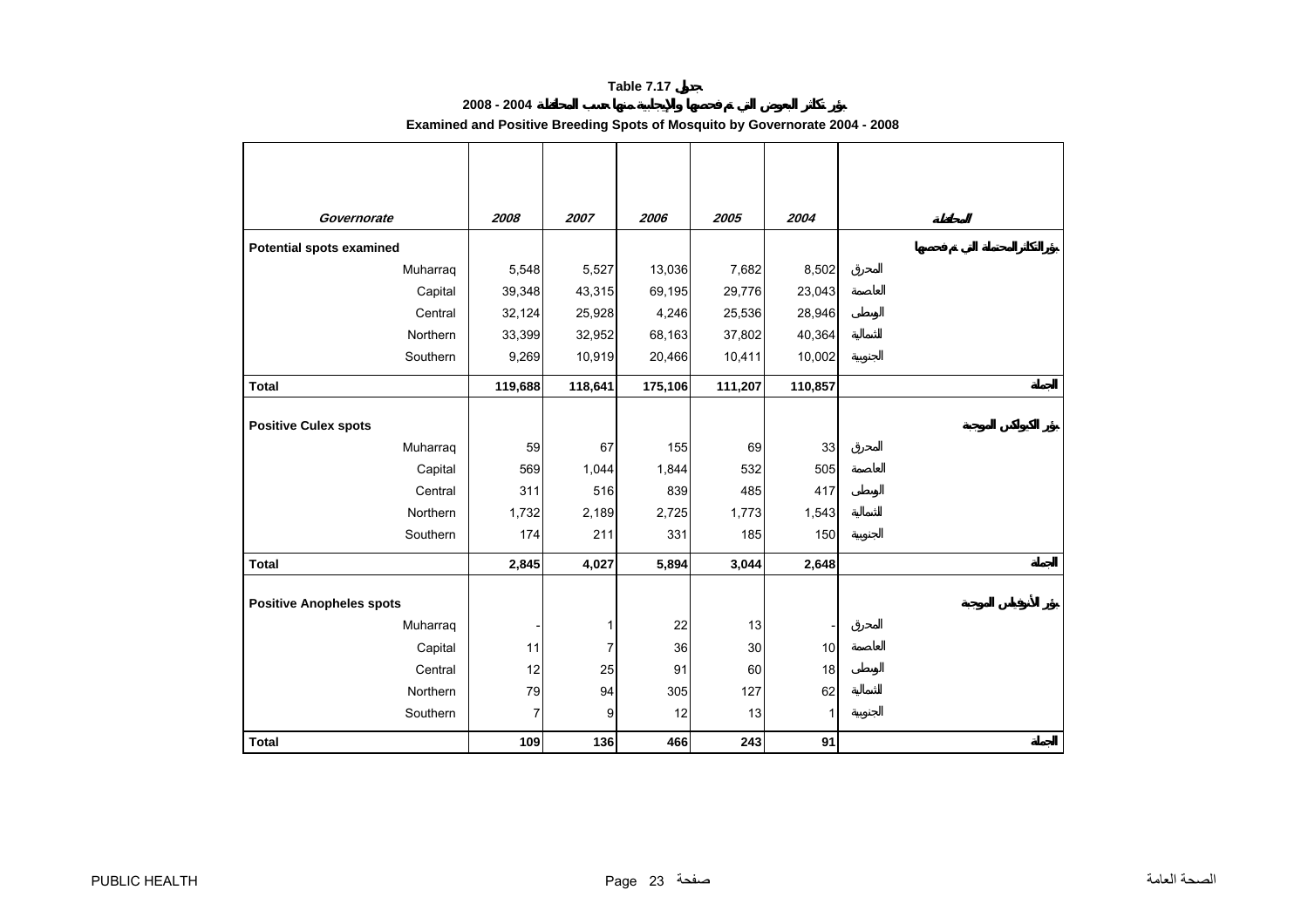# Table 7.17 جدول

## بؤر تكاثر البعوض التي تم فحصها والإيجابية منها حسب المحافظة 2004 - 2008

## Examined and Positive Breeding Spots of Mosquito by Governorate 2004 - 2008

| *Governorate* | *2008* | *2007* | *2006* | *2005* | *2004* | المحافظة |
|---|---|---|---|---|---|---|
| **Potential spots examined** | | | | | | **بؤر التكاثر المحتملة التي تم فحصها** |
| Muharraq | 5,548 | 5,527 | 13,036 | 7,682 | 8,502 | المحرق |
| Capital | 39,348 | 43,315 | 69,195 | 29,776 | 23,043 | العاصمة |
| Central | 32,124 | 25,928 | 4,246 | 25,536 | 28,946 | الوسطى |
| Northern | 33,399 | 32,952 | 68,163 | 37,802 | 40,364 | الشمالية |
| Southern | 9,269 | 10,919 | 20,466 | 10,411 | 10,002 | الجنوبية |
| **Total** | **119,688** | **118,641** | **175,106** | **111,207** | **110,857** | **الجملة** |
| **Positive Culex spots** | | | | | | **بؤر الكيولكس الموجبة** |
| Muharraq | 59 | 67 | 155 | 69 | 33 | المحرق |
| Capital | 569 | 1,044 | 1,844 | 532 | 505 | العاصمة |
| Central | 311 | 516 | 839 | 485 | 417 | الوسطى |
| Northern | 1,732 | 2,189 | 2,725 | 1,773 | 1,543 | الشمالية |
| Southern | 174 | 211 | 331 | 185 | 150 | الجنوبية |
| **Total** | **2,845** | **4,027** | **5,894** | **3,044** | **2,648** | **الجملة** |
| **Positive Anopheles spots** | | | | | | **بؤر الأنوفيلس الموجبة** |
| Muharraq | - | 1 | 22 | 13 | - | المحرق |
| Capital | 11 | 7 | 36 | 30 | 10 | العاصمة |
| Central | 12 | 25 | 91 | 60 | 18 | الوسطى |
| Northern | 79 | 94 | 305 | 127 | 62 | الشمالية |
| Southern | 7 | 9 | 12 | 13 | 1 | الجنوبية |
| **Total** | **109** | **136** | **466** | **243** | **91** | **الجملة** |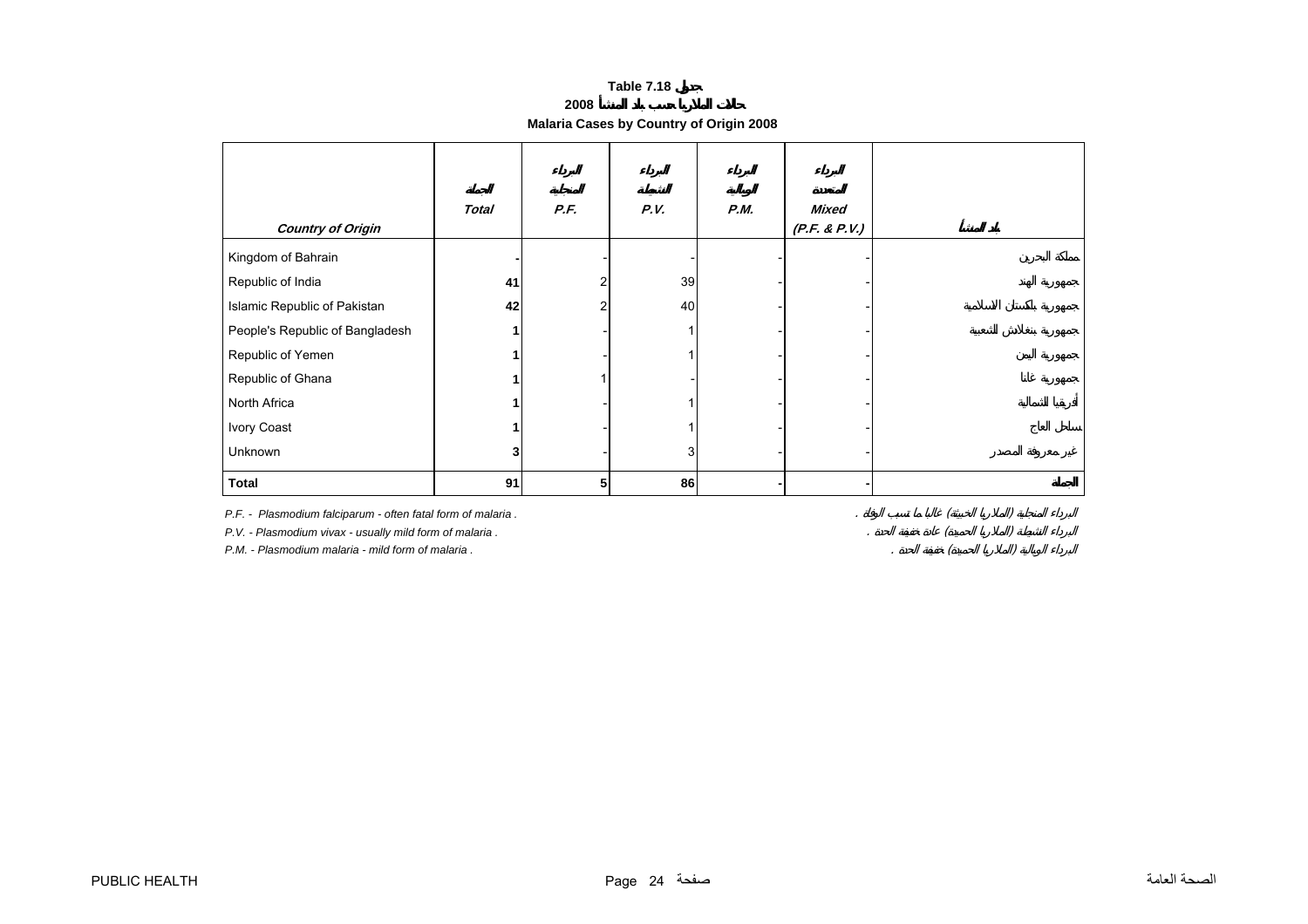**Table 7.18 جدول**

**حالات الملاريا حسب بلد المنشأ 2008**

**Malaria Cases by Country of Origin 2008**

| *Country of Origin* | الجملة *Total* | البرداء المنجلية *P.F.* | البرداء النشيطة *P.V.* | البرداء الوبالية *P.M.* | البرداء المتعددة *Mixed (P.F. & P.V.)* | بلد المنشأ |
|---|---|---|---|---|---|---|
| Kingdom of Bahrain | **-** | - | - | - | - | مملكة البحرين |
| Republic of India | **41** | 2 | 39 | - | - | جمهورية الهند |
| Islamic Republic of Pakistan | **42** | 2 | 40 | - | - | جمهورية باكستان الاسلامية |
| People's Republic of Bangladesh | **1** | - | 1 | - | - | جمهورية بنغلاديش الشعبية |
| Republic of Yemen | **1** | - | 1 | - | - | جمهورية اليمن |
| Republic of Ghana | **1** | 1 | - | - | - | جمهورية غانا |
| North Africa | **1** | - | 1 | - | - | أفريقيا الشمالية |
| Ivory Coast | **1** | - | 1 | - | - | ساحل العاج |
| Unknown | **3** | - | 3 | - | - | غير معروفة المصدر |
| **Total** | **91** | **5** | **86** | **-** | **-** | **الجملة** |

*P.F. - Plasmodium falciparum - often fatal form of malaria .* — *البرداء المنجلية (الملاريا الخبيثة) غالباً ما تسبب الوفاة .*

*P.V. - Plasmodium vivax - usually mild form of malaria .* — *البرداء النشيطة (الملاريا الحميدة) عادة خفيفة الحدة .*

*P.M. - Plasmodium malaria - mild form of malaria .* — *البرداء الوبالية (الملاريا الحميدة) خفيفة الحدة .*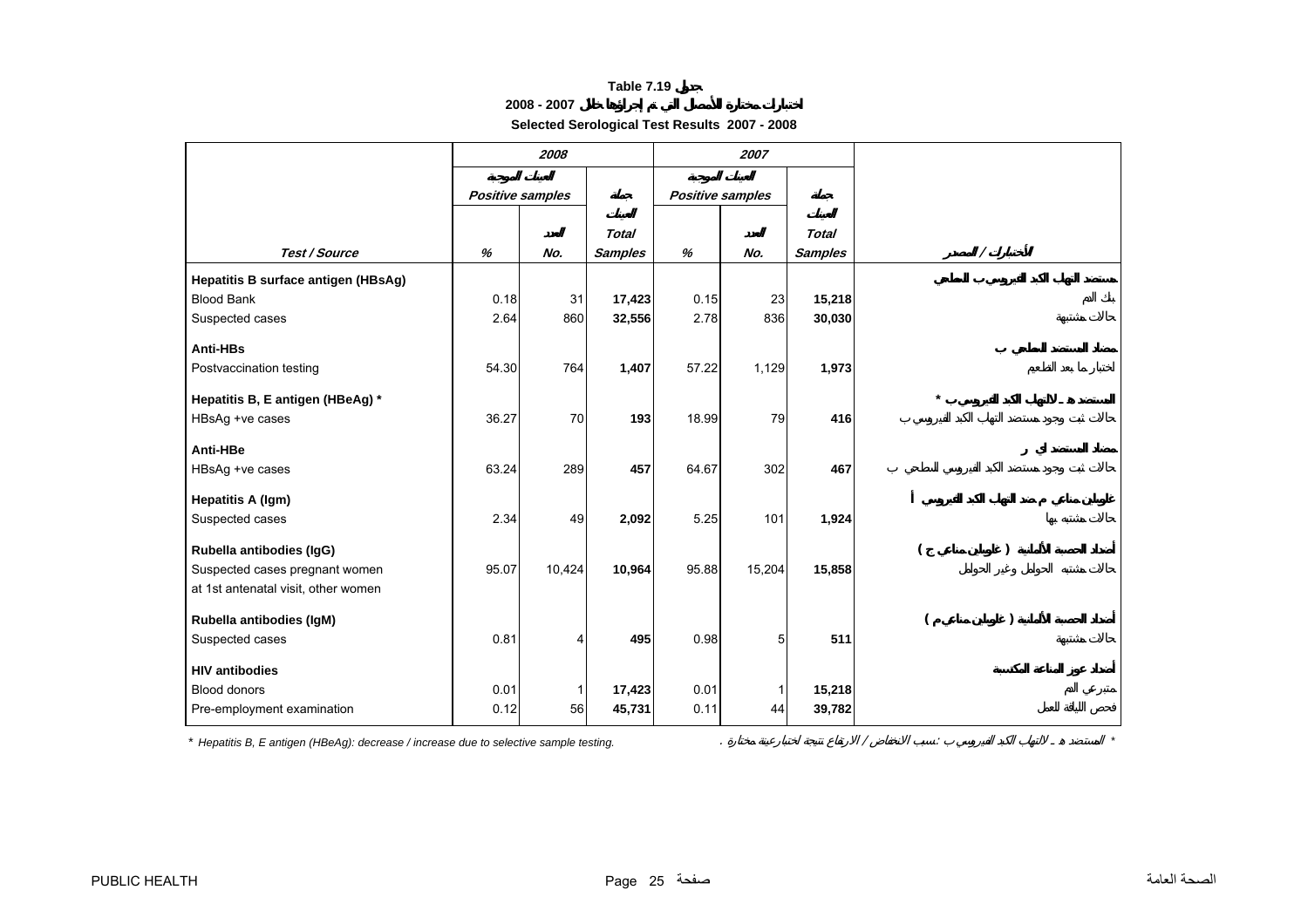# Table 7.19 جدول

## اختبارات مختارة للأمصال التي تم إجراؤها خلال 2007 - 2008

## Selected Serological Test Results 2007 - 2008

| Test / Source | 2008 | | | 2007 | | | الاختبارات / المصدر |
|---|---|---|---|---|---|---|---|
| | العينات الموجبة Positive samples | | جملة العينات Total Samples | العينات الموجبة Positive samples | | جملة العينات Total Samples | |
| | % | العدد No. | | % | العدد No. | | |
| **Hepatitis B surface antigen (HBsAg)** | | | | | | | **مستضد التهاب الكبد الفيروسي ب السطحي** |
| Blood Bank | 0.18 | 31 | **17,423** | 0.15 | 23 | **15,218** | بنك الدم |
| Suspected cases | 2.64 | 860 | **32,556** | 2.78 | 836 | **30,030** | حالات مشتبهة |
| **Anti-HBs** | | | | | | | **مضاد المستضد السطحي ب** |
| Postvaccination testing | 54.30 | 764 | **1,407** | 57.22 | 1,129 | **1,973** | اختبار ما بعد التطعيم |
| **Hepatitis B, E antigen (HBeAg) *** | | | | | | | **المستضد - هـ - لالتهاب الكبد الفيروسي ب *** |
| HBsAg +ve cases | 36.27 | 70 | **193** | 18.99 | 79 | **416** | حالات ثبت وجود مستضد التهاب الكبد الفيروسي ب |
| **Anti-HBe** | | | | | | | **مضاد المستضد اي** |
| HBsAg +ve cases | 63.24 | 289 | **457** | 64.67 | 302 | **467** | حالات ثبت وجود مستضد الكبد الفيروسي السطحي ب |
| **Hepatitis A (Igm)** | | | | | | | **غلوبيلين مناعي م ضد التهاب الكبد الفيروسي أ** |
| Suspected cases | 2.34 | 49 | **2,092** | 5.25 | 101 | **1,924** | حالات مشتبه بها |
| **Rubella antibodies (IgG)** | | | | | | | **أضداد الحصبة الألمانية ( غلوبيلين مناعي ج )** |
| Suspected cases pregnant women at 1st antenatal visit, other women | 95.07 | 10,424 | **10,964** | 95.88 | 15,204 | **15,858** | حالات مشتبه الحوامل وغير الحوامل |
| **Rubella antibodies (IgM)** | | | | | | | **أضداد الحصبة الألمانية ( غلوبيلين مناعي م )** |
| Suspected cases | 0.81 | 4 | **495** | 0.98 | 5 | **511** | حالات مشتبهة |
| **HIV antibodies** | | | | | | | **أضداد عوز المناعة المكتسبة** |
| Blood donors | 0.01 | 1 | **17,423** | 0.01 | 1 | **15,218** | متبرعي الدم |
| Pre-employment examination | 0.12 | 56 | **45,731** | 0.11 | 44 | **39,782** | فحص اللياقة للعمل |

* *Hepatitis B, E antigen (HBeAg): decrease / increase due to selective sample testing.*

* المستضد - هـ - لالتهاب الكبد الفيروسي ب: بسبب الانخفاض / الارتفاع نتيجة لاختبار عينة مختارة .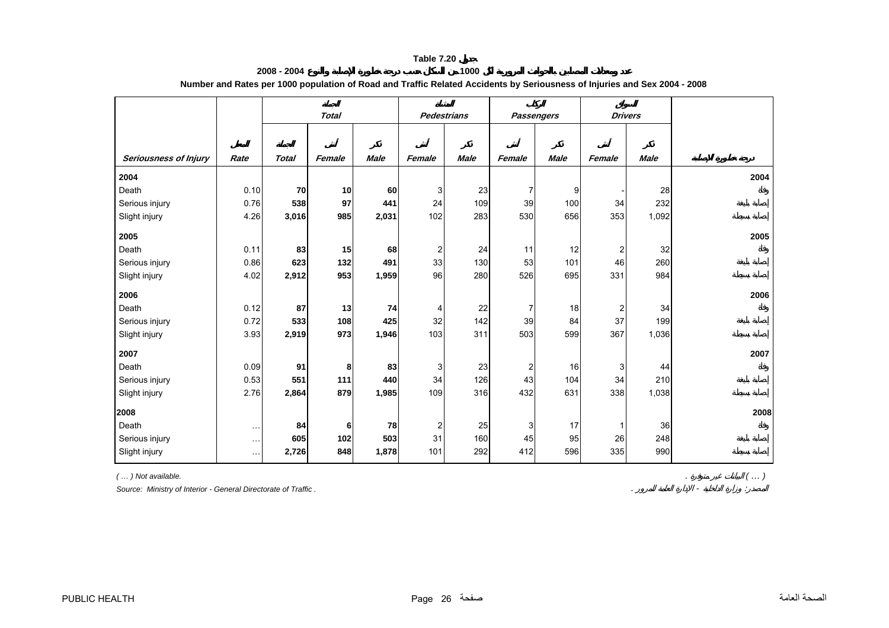**Table 7.20 جدول**

**عدد ومعدلات المصابين بالحوادث المرورية لكل 1000 من السكان حسب درجة خطورة الإصابة والنوع 2004 - 2008**

**Number and Rates per 1000 population of Road and Traffic Related Accidents by Seriousness of Injuries and Sex 2004 - 2008**

| | المعدل | الجملة | | | المشاة | | الركاب | | السواق | | |
|---|---|---|---|---|---|---|---|---|---|---|---|
| | | *Total* | | | *Pedestrians* | | *Passengers* | | *Drivers* | | |
| *Seriousness of Injury* | *Rate* | الجملة *Total* | أنثى *Female* | ذكر *Male* | أنثى *Female* | ذكر *Male* | أنثى *Female* | ذكر *Male* | أنثى *Female* | ذكر *Male* | درجة خطورة الإصابة |
| **2004** | | | | | | | | | | | **2004** |
| Death | 0.10 | **70** | **10** | **60** | 3 | 23 | 7 | 9 | - | 28 | وفاة |
| Serious injury | 0.76 | **538** | **97** | **441** | 24 | 109 | 39 | 100 | 34 | 232 | إصابة بليغة |
| Slight injury | 4.26 | **3,016** | **985** | **2,031** | 102 | 283 | 530 | 656 | 353 | 1,092 | إصابة بسيطة |
| **2005** | | | | | | | | | | | **2005** |
| Death | 0.11 | **83** | **15** | **68** | 2 | 24 | 11 | 12 | 2 | 32 | وفاة |
| Serious injury | 0.86 | **623** | **132** | **491** | 33 | 130 | 53 | 101 | 46 | 260 | إصابة بليغة |
| Slight injury | 4.02 | **2,912** | **953** | **1,959** | 96 | 280 | 526 | 695 | 331 | 984 | إصابة بسيطة |
| **2006** | | | | | | | | | | | **2006** |
| Death | 0.12 | **87** | **13** | **74** | 4 | 22 | 7 | 18 | 2 | 34 | وفاة |
| Serious injury | 0.72 | **533** | **108** | **425** | 32 | 142 | 39 | 84 | 37 | 199 | إصابة بليغة |
| Slight injury | 3.93 | **2,919** | **973** | **1,946** | 103 | 311 | 503 | 599 | 367 | 1,036 | إصابة بسيطة |
| **2007** | | | | | | | | | | | **2007** |
| Death | 0.09 | **91** | **8** | **83** | 3 | 23 | 2 | 16 | 3 | 44 | وفاة |
| Serious injury | 0.53 | **551** | **111** | **440** | 34 | 126 | 43 | 104 | 34 | 210 | إصابة بليغة |
| Slight injury | 2.76 | **2,864** | **879** | **1,985** | 109 | 316 | 432 | 631 | 338 | 1,038 | إصابة بسيطة |
| **2008** | | | | | | | | | | | **2008** |
| Death | … | **84** | **6** | **78** | 2 | 25 | 3 | 17 | 1 | 36 | وفاة |
| Serious injury | … | **605** | **102** | **503** | 31 | 160 | 45 | 95 | 26 | 248 | إصابة بليغة |
| Slight injury | … | **2,726** | **848** | **1,878** | 101 | 292 | 412 | 596 | 335 | 990 | إصابة بسيطة |

*( … ) Not available.* — ( … ) البيانات غير متوفرة .

*Source: Ministry of Interior - General Directorate of Traffic .* — المصدر: وزارة الداخلية - الإدارة العامة للمرور .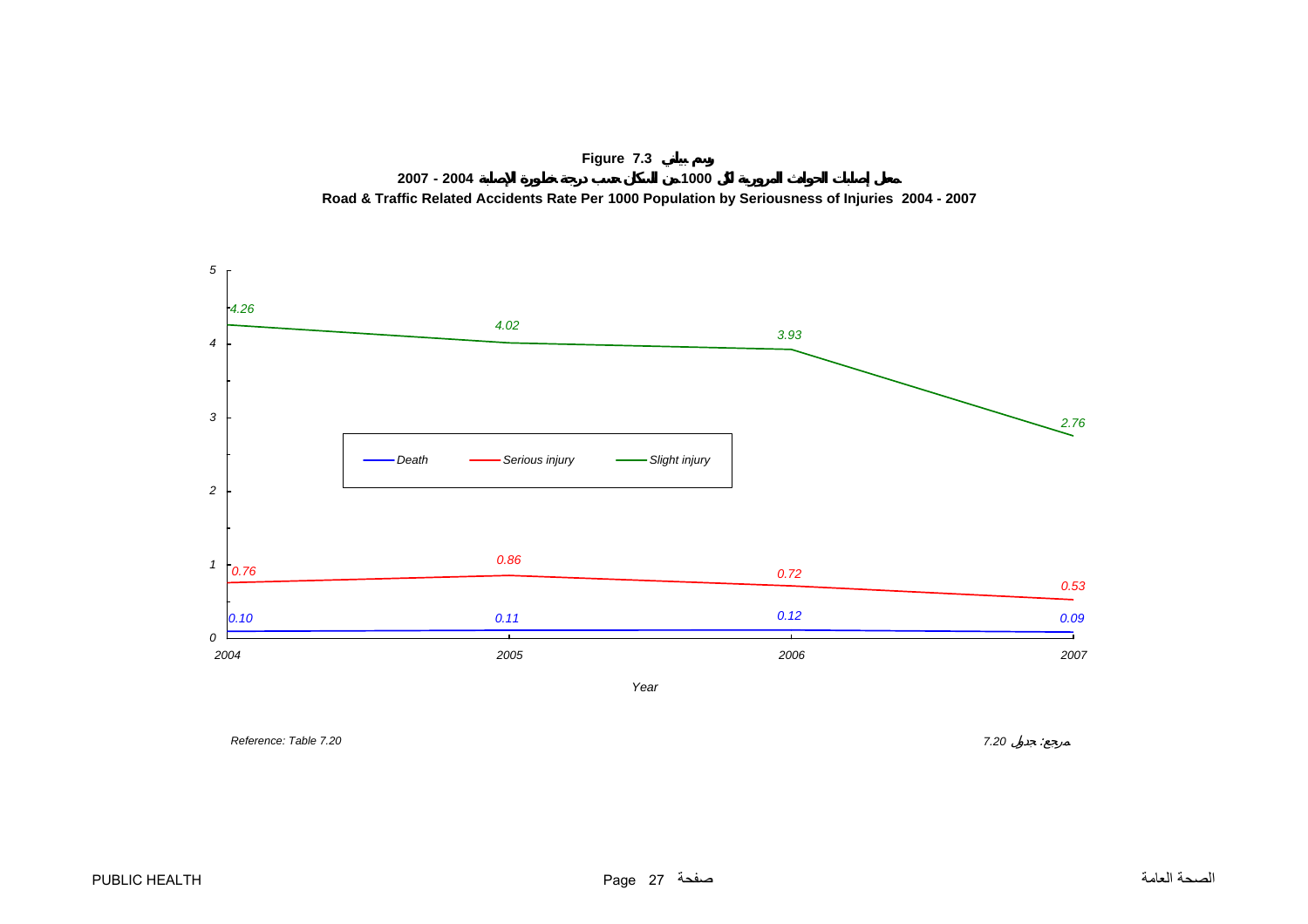**Figure 7.3 رسم بياني**

**معدل إصابات الحوادث المرورية لكل 1000 من السكان حسب درجة خطورة الإصابة 2004 - 2007**

**Road & Traffic Related Accidents Rate Per 1000 Population by Seriousness of Injuries 2004 - 2007**

| Year | Death | Serious injury | Slight injury |
|---|---|---|---|
| 2004 | 0.10 | 0.76 | 4.26 |
| 2005 | 0.11 | 0.86 | 4.02 |
| 2006 | 0.12 | 0.72 | 3.93 |
| 2007 | 0.09 | 0.53 | 2.76 |

*Reference: Table 7.20*

مرجع: جدول 7.20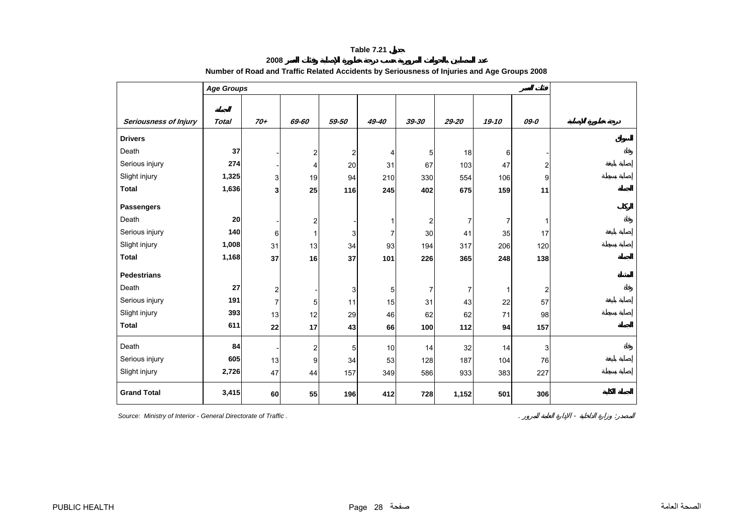**Table 7.21 جدول**

**عدد المصابين بالحوادث المرورية حسب درجة خطورة الإصابة وفئات العمر 2008**

**Number of Road and Traffic Related Accidents by Seriousness of Injuries and Age Groups 2008**

| Seriousness of Injury | Total | 70+ | 69-60 | 59-50 | 49-40 | 39-30 | 29-20 | 19-10 | 09-0 | درجة خطورة الإصابة |
|---|---|---|---|---|---|---|---|---|---|---|
| | الجملة | Age Groups | | | | | | | فئات العمر | |
| **Drivers** | | | | | | | | | | **السواق** |
| Death | **37** | - | 2 | 2 | 4 | 5 | 18 | 6 | - | وفاة |
| Serious injury | **274** | - | 4 | 20 | 31 | 67 | 103 | 47 | 2 | إصابة بليغة |
| Slight injury | **1,325** | 3 | 19 | 94 | 210 | 330 | 554 | 106 | 9 | إصابة بسيطة |
| **Total** | **1,636** | **3** | **25** | **116** | **245** | **402** | **675** | **159** | **11** | **الجملة** |
| **Passengers** | | | | | | | | | | **الركاب** |
| Death | **20** | - | 2 | - | 1 | 2 | 7 | 7 | 1 | وفاة |
| Serious injury | **140** | 6 | 1 | 3 | 7 | 30 | 41 | 35 | 17 | إصابة بليغة |
| Slight injury | **1,008** | 31 | 13 | 34 | 93 | 194 | 317 | 206 | 120 | إصابة بسيطة |
| **Total** | **1,168** | **37** | **16** | **37** | **101** | **226** | **365** | **248** | **138** | **الجملة** |
| **Pedestrians** | | | | | | | | | | **المشاة** |
| Death | **27** | 2 | - | 3 | 5 | 7 | 7 | 1 | 2 | وفاة |
| Serious injury | **191** | 7 | 5 | 11 | 15 | 31 | 43 | 22 | 57 | إصابة بليغة |
| Slight injury | **393** | 13 | 12 | 29 | 46 | 62 | 62 | 71 | 98 | إصابة بسيطة |
| **Total** | **611** | **22** | **17** | **43** | **66** | **100** | **112** | **94** | **157** | **الجملة** |
| Death | **84** | - | 2 | 5 | 10 | 14 | 32 | 14 | 3 | وفاة |
| Serious injury | **605** | 13 | 9 | 34 | 53 | 128 | 187 | 104 | 76 | إصابة بليغة |
| Slight injury | **2,726** | 47 | 44 | 157 | 349 | 586 | 933 | 383 | 227 | إصابة بسيطة |
| **Grand Total** | **3,415** | **60** | **55** | **196** | **412** | **728** | **1,152** | **501** | **306** | **الجملة الكلية** |

*Source: Ministry of Interior - General Directorate of Traffic .*

*المصدر: وزارة الداخلية - الإدارة العامة للمرور .*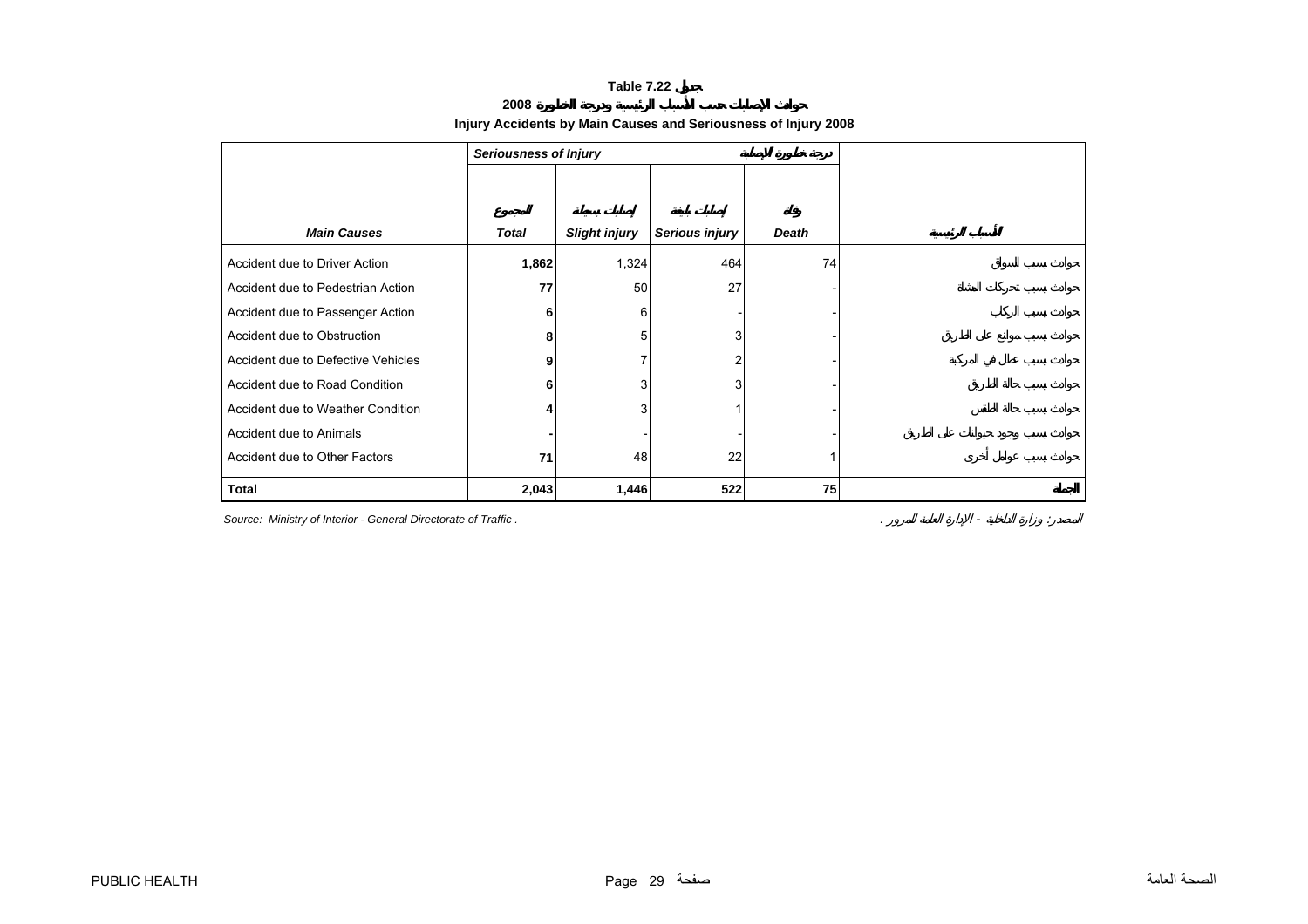**Table 7.22 جدول**

**2008 حوادث الإصابات حسب الأسباب الرئيسية ودرجة الخطورة**

**Injury Accidents by Main Causes and Seriousness of Injury 2008**

| | *Seriousness of Injury* | درجة خطورة الإصابة | | | |
|---|---|---|---|---|---|
| ***Main Causes*** | المجموع ***Total*** | إصابات بسيطة ***Slight injury*** | إصابات بالغة ***Serious injury*** | وفاة ***Death*** | **الأسباب الرئيسية** |
| Accident due to Driver Action | **1,862** | 1,324 | 464 | 74 | حوادث بسبب السائق |
| Accident due to Pedestrian Action | **77** | 50 | 27 | - | حوادث بسبب تحركات المشاة |
| Accident due to Passenger Action | **6** | 6 | - | - | حوادث بسبب الركاب |
| Accident due to Obstruction | **8** | 5 | 3 | - | حوادث بسبب موانع على الطريق |
| Accident due to Defective Vehicles | **9** | 7 | 2 | - | حوادث بسبب عطل في المركبة |
| Accident due to Road Condition | **6** | 3 | 3 | - | حوادث بسبب حالة الطريق |
| Accident due to Weather Condition | **4** | 3 | 1 | - | حوادث بسبب حالة الطقس |
| Accident due to Animals | **-** | - | - | - | حوادث بسبب وجود حيوانات على الطريق |
| Accident due to Other Factors | **71** | 48 | 22 | 1 | حوادث بسبب عوامل أخرى |
| **Total** | **2,043** | **1,446** | **522** | **75** | **الجملة** |

*Source: Ministry of Interior - General Directorate of Traffic .* &nbsp;&nbsp;&nbsp; *المصدر: وزارة الداخلية - الإدارة العامة للمرور .*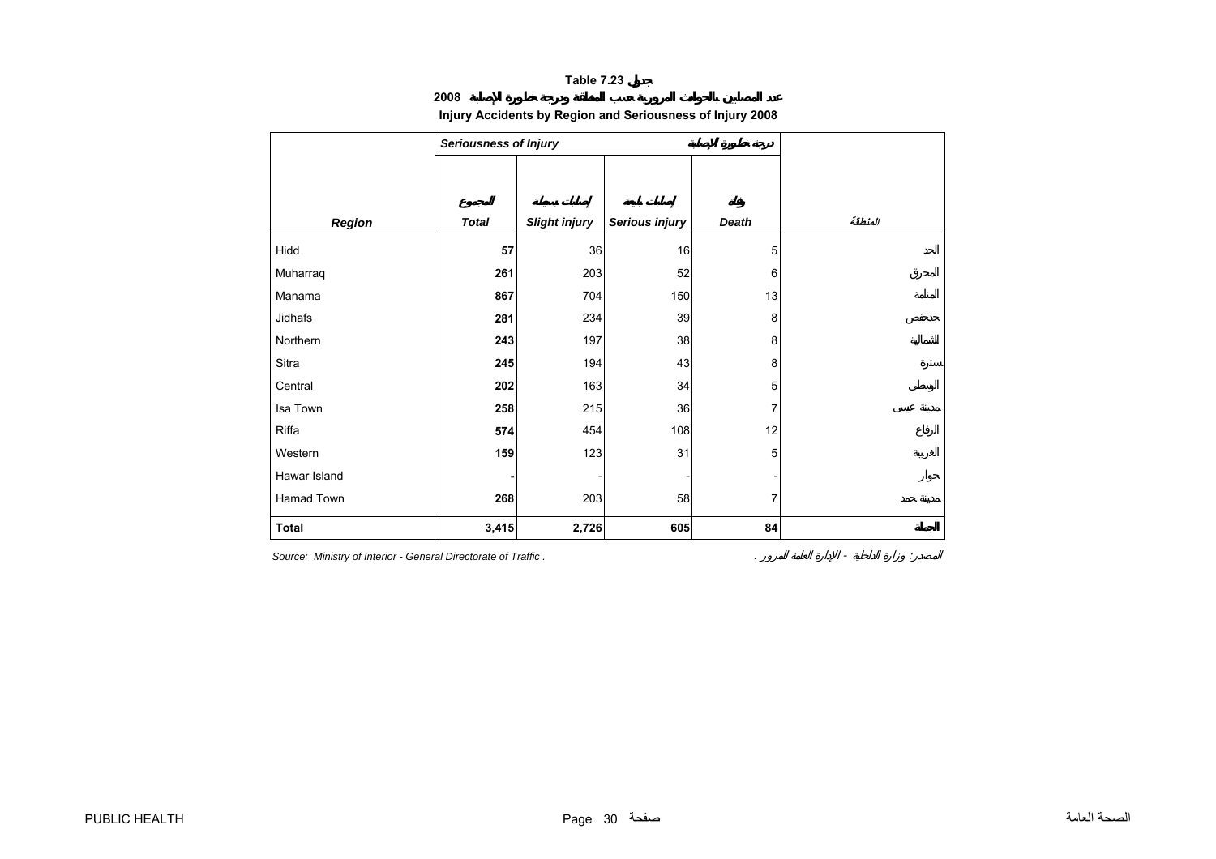# Table 7.23 جدول

## 2008 عدد المصابين بالحوادث المرورية حسب المنطقة ودرجة خطورة الإصابة

## Injury Accidents by Region and Seriousness of Injury 2008

| Region | Seriousness of Injury درجة خطورة الإصابة | | | | المنطقة |
|---|---|---|---|---|---|
| | المجموع Total | إصابات بسيطة Slight injury | إصابات بليغة Serious injury | وفاة Death | |
| Hidd | **57** | 36 | 16 | 5 | الحد |
| Muharraq | **261** | 203 | 52 | 6 | المحرق |
| Manama | **867** | 704 | 150 | 13 | المنامة |
| Jidhafs | **281** | 234 | 39 | 8 | جدحفص |
| Northern | **243** | 197 | 38 | 8 | الشمالية |
| Sitra | **245** | 194 | 43 | 8 | سترة |
| Central | **202** | 163 | 34 | 5 | الوسطى |
| Isa Town | **258** | 215 | 36 | 7 | مدينة عيسى |
| Riffa | **574** | 454 | 108 | 12 | الرفاع |
| Western | **159** | 123 | 31 | 5 | الغربية |
| Hawar Island | **-** | - | - | - | حوار |
| Hamad Town | **268** | 203 | 58 | 7 | مدينة حمد |
| **Total** | **3,415** | **2,726** | **605** | **84** | **الجملة** |

*Source: Ministry of Interior - General Directorate of Traffic .*

*المصدر: وزارة الداخلية - الإدارة العامة للمرور .*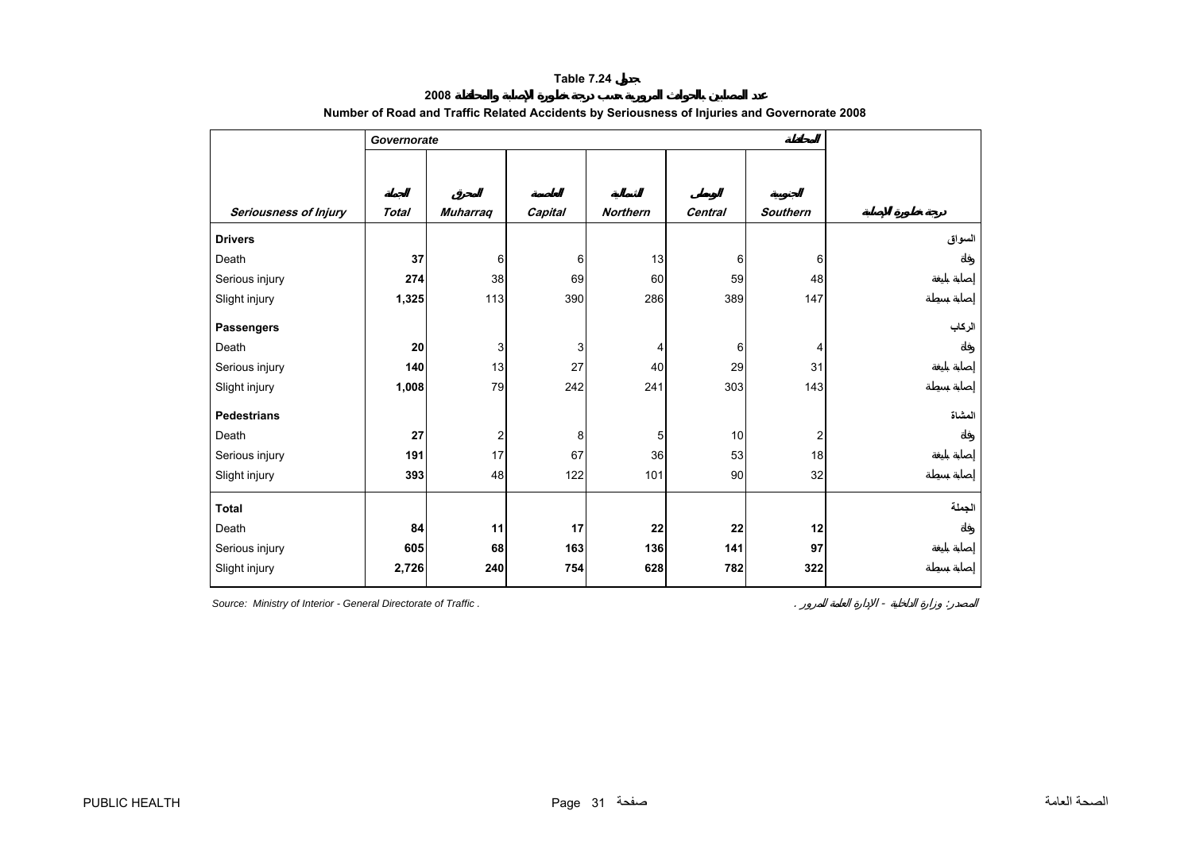**Table 7.24 جدول**

**عدد المصابين بالحوادث المرورية حسب درجة خطورة الإصابة والمحافظة 2008**

**Number of Road and Traffic Related Accidents by Seriousness of Injuries and Governorate 2008**

| | Governorate | | | | | المحافظة | |
|---|---|---|---|---|---|---|---|
| | الجملة | المحرق | العاصمة | الشمالية | الوسطى | الجنوبية | |
| *Seriousness of Injury* | *Total* | *Muharraq* | *Capital* | *Northern* | *Central* | *Southern* | درجة خطورة الإصابة |
| **Drivers** | | | | | | | السواق |
| Death | **37** | 6 | 6 | 13 | 6 | 6 | وفاة |
| Serious injury | **274** | 38 | 69 | 60 | 59 | 48 | إصابة بليغة |
| Slight injury | **1,325** | 113 | 390 | 286 | 389 | 147 | إصابة بسيطة |
| **Passengers** | | | | | | | الركاب |
| Death | **20** | 3 | 3 | 4 | 6 | 4 | وفاة |
| Serious injury | **140** | 13 | 27 | 40 | 29 | 31 | إصابة بليغة |
| Slight injury | **1,008** | 79 | 242 | 241 | 303 | 143 | إصابة بسيطة |
| **Pedestrians** | | | | | | | المشاة |
| Death | **27** | 2 | 8 | 5 | 10 | 2 | وفاة |
| Serious injury | **191** | 17 | 67 | 36 | 53 | 18 | إصابة بليغة |
| Slight injury | **393** | 48 | 122 | 101 | 90 | 32 | إصابة بسيطة |
| **Total** | | | | | | | الجملة |
| Death | **84** | **11** | **17** | **22** | **22** | **12** | وفاة |
| Serious injury | **605** | **68** | **163** | **136** | **141** | **97** | إصابة بليغة |
| Slight injury | **2,726** | **240** | **754** | **628** | **782** | **322** | إصابة بسيطة |

*Source: Ministry of Interior - General Directorate of Traffic .* المصدر: وزارة الداخلية - الإدارة العامة للمرور .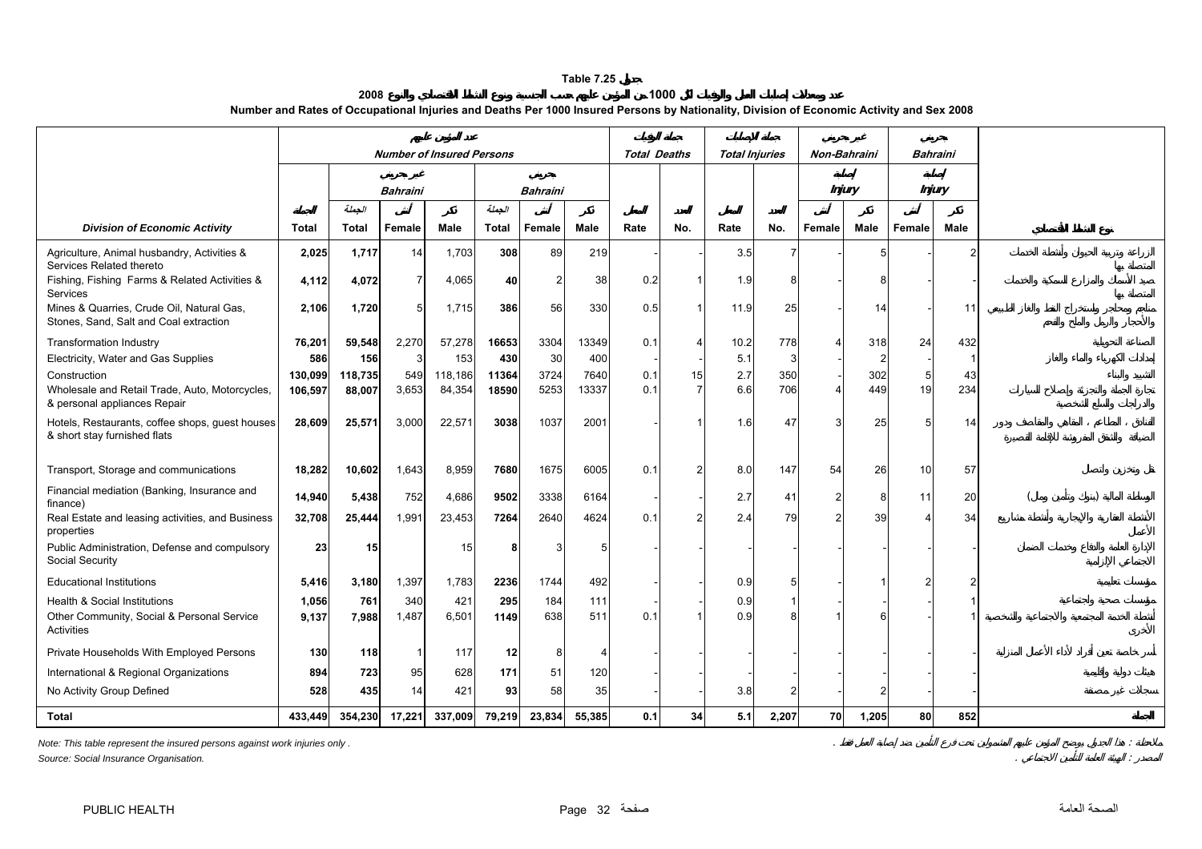**Table 7.25 جدول**

**عدد ومعدلات إصابات العمل والوفيات لكل 1000 من المؤمن عليهم حسب الجنسية ونوع النشاط الاقتصادي والنوع 2008**

**Number and Rates of Occupational Injuries and Deaths Per 1000 Insured Persons by Nationality, Division of Economic Activity and Sex 2008**

| | عدد المؤمن عليهم *Number of Insured Persons* | | | | | | | جملة الوفيات *Total Deaths* | | جملة الإصابات *Total Injuries* | | غير بحريني *Non-Bahraini* | | بحريني *Bahraini* | | |
|---|---|---|---|---|---|---|---|---|---|---|---|---|---|---|---|---|
| | | غير بحريني *Bahraini* | | | بحريني *Bahraini* | | | | | | | إصابة *Injury* | | إصابة *Injury* | | |
| **Division of Economic Activity** | الجملة **Total** | الجملة **Total** | أنثى **Female** | ذكر **Male** | الجملة **Total** | أنثى **Female** | ذكر **Male** | المعدل **Rate** | العدد **No.** | المعدل **Rate** | العدد **No.** | أنثى **Female** | ذكر **Male** | أنثى **Female** | ذكر **Male** | نوع النشاط الاقتصادي |
| Agriculture, Animal husbandry, Activities & Services Related thereto | **2,025** | **1,717** | 14 | 1,703 | **308** | 89 | 219 | - | - | 3.5 | 7 | - | 5 | - | 2 | الزراعة وتربية الحيوان وأنشطة الخدمات المتصلة بها |
| Fishing, Fishing Farms & Related Activities & Services | **4,112** | **4,072** | 7 | 4,065 | **40** | 2 | 38 | 0.2 | 1 | 1.9 | 8 | - | 8 | - | - | صيد الأسماك والمزارع السمكية والخدمات المتصلة بها |
| Mines & Quarries, Crude Oil, Natural Gas, Stones, Sand, Salt and Coal extraction | **2,106** | **1,720** | 5 | 1,715 | **386** | 56 | 330 | 0.5 | 1 | 11.9 | 25 | - | 14 | - | 11 | مناجم ومحاجر واستخراج النفط والغاز الطبيعي والأحجار والرمل والملح والفحم |
| Transformation Industry | **76,201** | **59,548** | 2,270 | 57,278 | **16653** | 3304 | 13349 | 0.1 | 4 | 10.2 | 778 | 4 | 318 | 24 | 432 | الصناعة التحويلية |
| Electricity, Water and Gas Supplies | **586** | **156** | 3 | 153 | **430** | 30 | 400 | - | - | 5.1 | 3 | - | 2 | - | 1 | إمدادات الكهرباء والماء والغاز |
| Construction | **130,099** | **118,735** | 549 | 118,186 | **11364** | 3724 | 7640 | 0.1 | 15 | 2.7 | 350 | - | 302 | 5 | 43 | التشييد والبناء |
| Wholesale and Retail Trade, Auto, Motorcycles, & personal appliances Repair | **106,597** | **88,007** | 3,653 | 84,354 | **18590** | 5253 | 13337 | 0.1 | 7 | 6.6 | 706 | 4 | 449 | 19 | 234 | تجارة الجملة والتجزئة وإصلاح السيارات والدراجات والسلع الشخصية |
| Hotels, Restaurants, coffee shops, guest houses & short stay furnished flats | **28,609** | **25,571** | 3,000 | 22,571 | **3038** | 1037 | 2001 | - | 1 | 1.6 | 47 | 3 | 25 | 5 | 14 | الفنادق ، المطاعم ، المقاهي ، دور الضيافة والشقق المفروشة للإقامة القصيرة |
| Transport, Storage and communications | **18,282** | **10,602** | 1,643 | 8,959 | **7680** | 1675 | 6005 | 0.1 | 2 | 8.0 | 147 | 54 | 26 | 10 | 57 | نقل وتخزين واتصال |
| Financial mediation (Banking, Insurance and finance) | **14,940** | **5,438** | 752 | 4,686 | **9502** | 3338 | 6164 | - | - | 2.7 | 41 | 2 | 8 | 11 | 20 | الوساطة المالية (بنوك وتأمين ومال) |
| Real Estate and leasing activities, and Business properties | **32,708** | **25,444** | 1,991 | 23,453 | **7264** | 2640 | 4624 | 0.1 | 2 | 2.4 | 79 | 2 | 39 | 4 | 34 | الأنشطة العقارية والإيجارية وأنشطة مشاريع الأعمال |
| Public Administration, Defense and compulsory Social Security | **23** | **15** | | 15 | **8** | 3 | 5 | - | - | - | - | - | - | - | - | الإدارة العامة والدفاع وخدمات الضمان الاجتماعي الإلزامية |
| Educational Institutions | **5,416** | **3,180** | 1,397 | 1,783 | **2236** | 1744 | 492 | - | - | 0.9 | 5 | - | 1 | 2 | 2 | مؤسسات تعليمية |
| Health & Social Institutions | **1,056** | **761** | 340 | 421 | **295** | 184 | 111 | - | - | 0.9 | 1 | - | - | - | 1 | مؤسسات صحية واجتماعية |
| Other Community, Social & Personal Service Activities | **9,137** | **7,988** | 1,487 | 6,501 | **1149** | 638 | 511 | 0.1 | 1 | 0.9 | 8 | 1 | 6 | - | 1 | أنشطة الخدمة المجتمعية والاجتماعية والشخصية الأخرى |
| Private Households With Employed Persons | **130** | **118** | 1 | 117 | **12** | 8 | 4 | - | - | - | - | - | - | - | - | أسر خاصة تعين أفراد لأداء الأعمال المنزلية |
| International & Regional Organizations | **894** | **723** | 95 | 628 | **171** | 51 | 120 | - | - | - | - | - | - | - | - | هيئات دولية وإقليمية |
| No Activity Group Defined | **528** | **435** | 14 | 421 | **93** | 58 | 35 | - | - | 3.8 | 2 | - | 2 | - | - | سجلات غير مصنفة |
| **Total** | **433,449** | **354,230** | **17,221** | **337,009** | **79,219** | **23,834** | **55,385** | **0.1** | **34** | **5.1** | **2,207** | **70** | **1,205** | **80** | **852** | **الجملة** |

*Note: This table represent the insured persons against work injuries only .*

ملاحظة : هذا الجدول يوضح المؤمن عليهم المشمولين تحت فرع التأمين ضد إصابة العمل فقط .

*Source: Social Insurance Organisation.*

المصدر : الهيئة العامة للتأمين الاجتماعي .